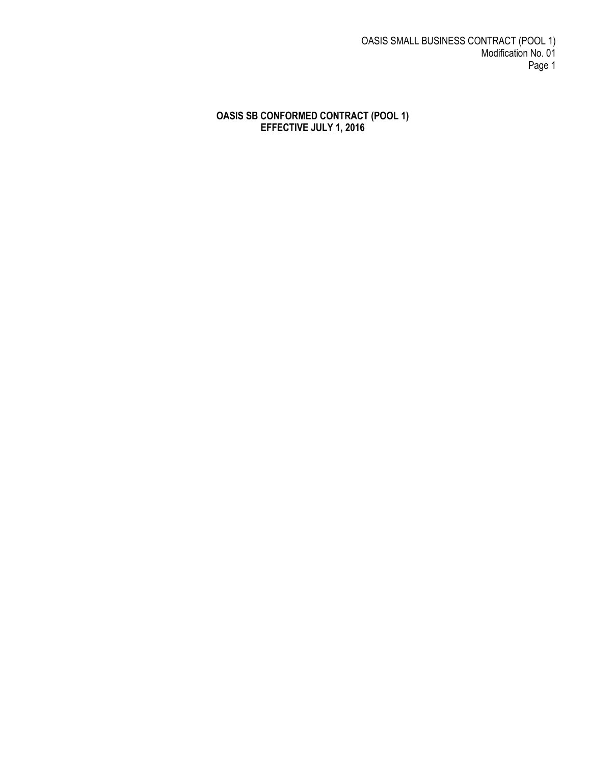# OASIS SB CONFORMED CONTRACT (POOL 1)
# EFFECTIVE JULY 1, 2016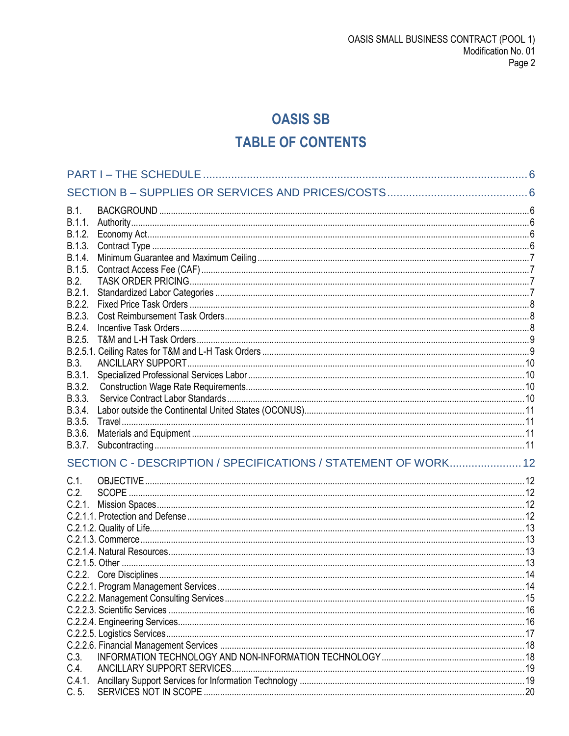# OASIS SB

# TABLE OF CONTENTS

PART I – THE SCHEDULE ............ 6

SECTION B – SUPPLIES OR SERVICES AND PRICES/COSTS ............ 6

B.1. BACKGROUND ............ 6
B.1.1. Authority ............ 6
B.1.2. Economy Act ............ 6
B.1.3. Contract Type ............ 6
B.1.4. Minimum Guarantee and Maximum Ceiling ............ 7
B.1.5. Contract Access Fee (CAF) ............ 7
B.2. TASK ORDER PRICING ............ 7
B.2.1. Standardized Labor Categories ............ 7
B.2.2. Fixed Price Task Orders ............ 8
B.2.3. Cost Reimbursement Task Orders ............ 8
B.2.4. Incentive Task Orders ............ 8
B.2.5. T&M and L-H Task Orders ............ 9
B.2.5.1. Ceiling Rates for T&M and L-H Task Orders ............ 9
B.3. ANCILLARY SUPPORT ............ 10
B.3.1. Specialized Professional Services Labor ............ 10
B.3.2. Construction Wage Rate Requirements ............ 10
B.3.3. Service Contract Labor Standards ............ 10
B.3.4. Labor outside the Continental United States (OCONUS) ............ 11
B.3.5. Travel ............ 11
B.3.6. Materials and Equipment ............ 11
B.3.7. Subcontracting ............ 11

SECTION C - DESCRIPTION / SPECIFICATIONS / STATEMENT OF WORK ............ 12

C.1. OBJECTIVE ............ 12
C.2. SCOPE ............ 12
C.2.1. Mission Spaces ............ 12
C.2.1.1. Protection and Defense ............ 12
C.2.1.2. Quality of Life ............ 13
C.2.1.3. Commerce ............ 13
C.2.1.4. Natural Resources ............ 13
C.2.1.5. Other ............ 13
C.2.2. Core Disciplines ............ 14
C.2.2.1. Program Management Services ............ 14
C.2.2.2. Management Consulting Services ............ 15
C.2.2.3. Scientific Services ............ 16
C.2.2.4. Engineering Services ............ 16
C.2.2.5. Logistics Services ............ 17
C.2.2.6. Financial Management Services ............ 18
C.3. INFORMATION TECHNOLOGY AND NON-INFORMATION TECHNOLOGY ............ 18
C.4. ANCILLARY SUPPORT SERVICES ............ 19
C.4.1. Ancillary Support Services for Information Technology ............ 19
C. 5. SERVICES NOT IN SCOPE ............ 20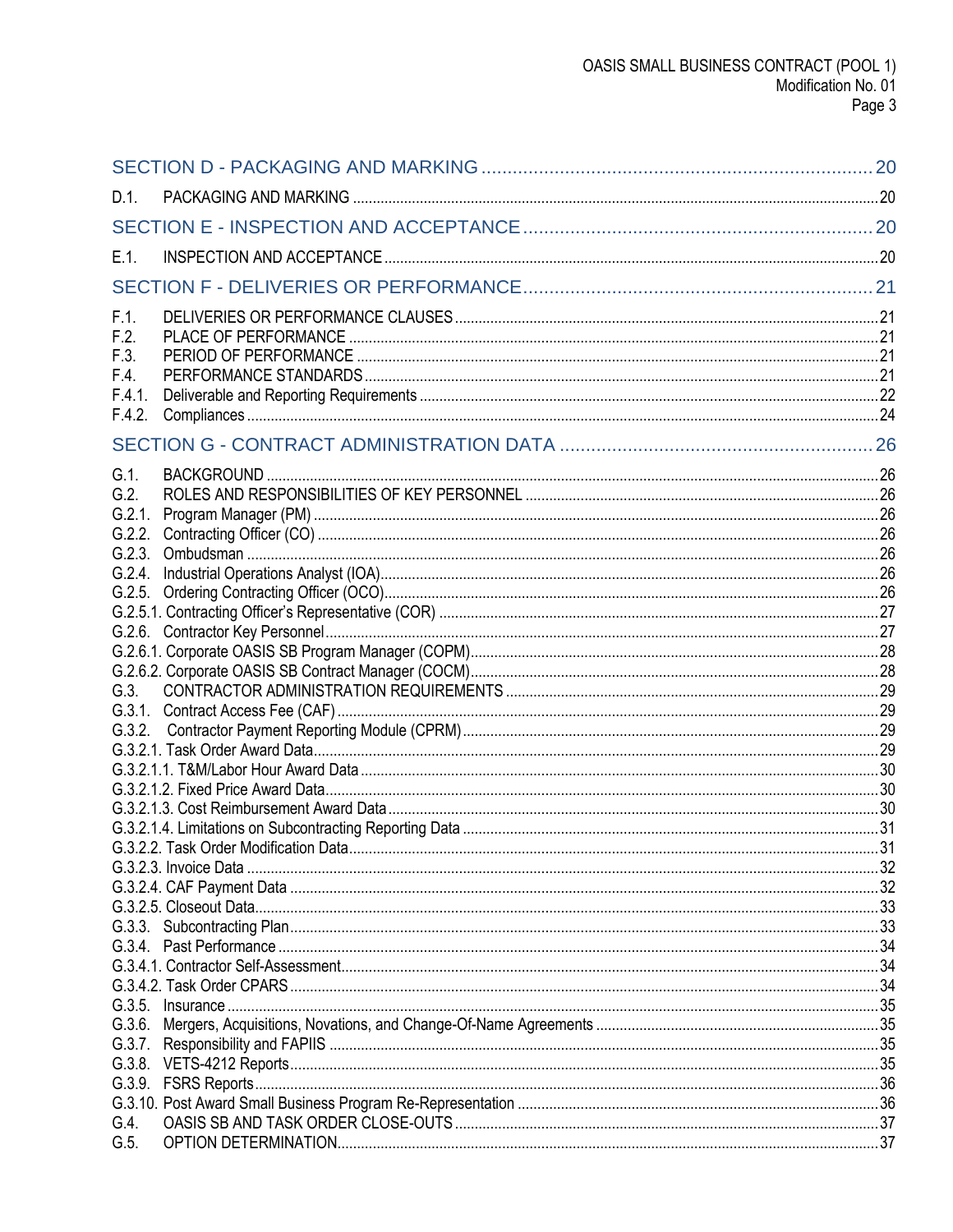SECTION D - PACKAGING AND MARKING ........ 20

D.1. PACKAGING AND MARKING ........ 20

SECTION E - INSPECTION AND ACCEPTANCE ........ 20

E.1. INSPECTION AND ACCEPTANCE ........ 20

SECTION F - DELIVERIES OR PERFORMANCE ........ 21

F.1. DELIVERIES OR PERFORMANCE CLAUSES ........ 21
F.2. PLACE OF PERFORMANCE ........ 21
F.3. PERIOD OF PERFORMANCE ........ 21
F.4. PERFORMANCE STANDARDS ........ 21
F.4.1. Deliverable and Reporting Requirements ........ 22
F.4.2. Compliances ........ 24

SECTION G - CONTRACT ADMINISTRATION DATA ........ 26

G.1. BACKGROUND ........ 26
G.2. ROLES AND RESPONSIBILITIES OF KEY PERSONNEL ........ 26
G.2.1. Program Manager (PM) ........ 26
G.2.2. Contracting Officer (CO) ........ 26
G.2.3. Ombudsman ........ 26
G.2.4. Industrial Operations Analyst (IOA) ........ 26
G.2.5. Ordering Contracting Officer (OCO) ........ 26
G.2.5.1. Contracting Officer's Representative (COR) ........ 27
G.2.6. Contractor Key Personnel ........ 27
G.2.6.1. Corporate OASIS SB Program Manager (COPM) ........ 28
G.2.6.2. Corporate OASIS SB Contract Manager (COCM) ........ 28
G.3. CONTRACTOR ADMINISTRATION REQUIREMENTS ........ 29
G.3.1. Contract Access Fee (CAF) ........ 29
G.3.2. Contractor Payment Reporting Module (CPRM) ........ 29
G.3.2.1. Task Order Award Data ........ 29
G.3.2.1.1. T&M/Labor Hour Award Data ........ 30
G.3.2.1.2. Fixed Price Award Data ........ 30
G.3.2.1.3. Cost Reimbursement Award Data ........ 30
G.3.2.1.4. Limitations on Subcontracting Reporting Data ........ 31
G.3.2.2. Task Order Modification Data ........ 31
G.3.2.3. Invoice Data ........ 32
G.3.2.4. CAF Payment Data ........ 32
G.3.2.5. Closeout Data ........ 33
G.3.3. Subcontracting Plan ........ 33
G.3.4. Past Performance ........ 34
G.3.4.1. Contractor Self-Assessment ........ 34
G.3.4.2. Task Order CPARS ........ 34
G.3.5. Insurance ........ 35
G.3.6. Mergers, Acquisitions, Novations, and Change-Of-Name Agreements ........ 35
G.3.7. Responsibility and FAPIIS ........ 35
G.3.8. VETS-4212 Reports ........ 35
G.3.9. FSRS Reports ........ 36
G.3.10. Post Award Small Business Program Re-Representation ........ 36
G.4. OASIS SB AND TASK ORDER CLOSE-OUTS ........ 37
G.5. OPTION DETERMINATION ........ 37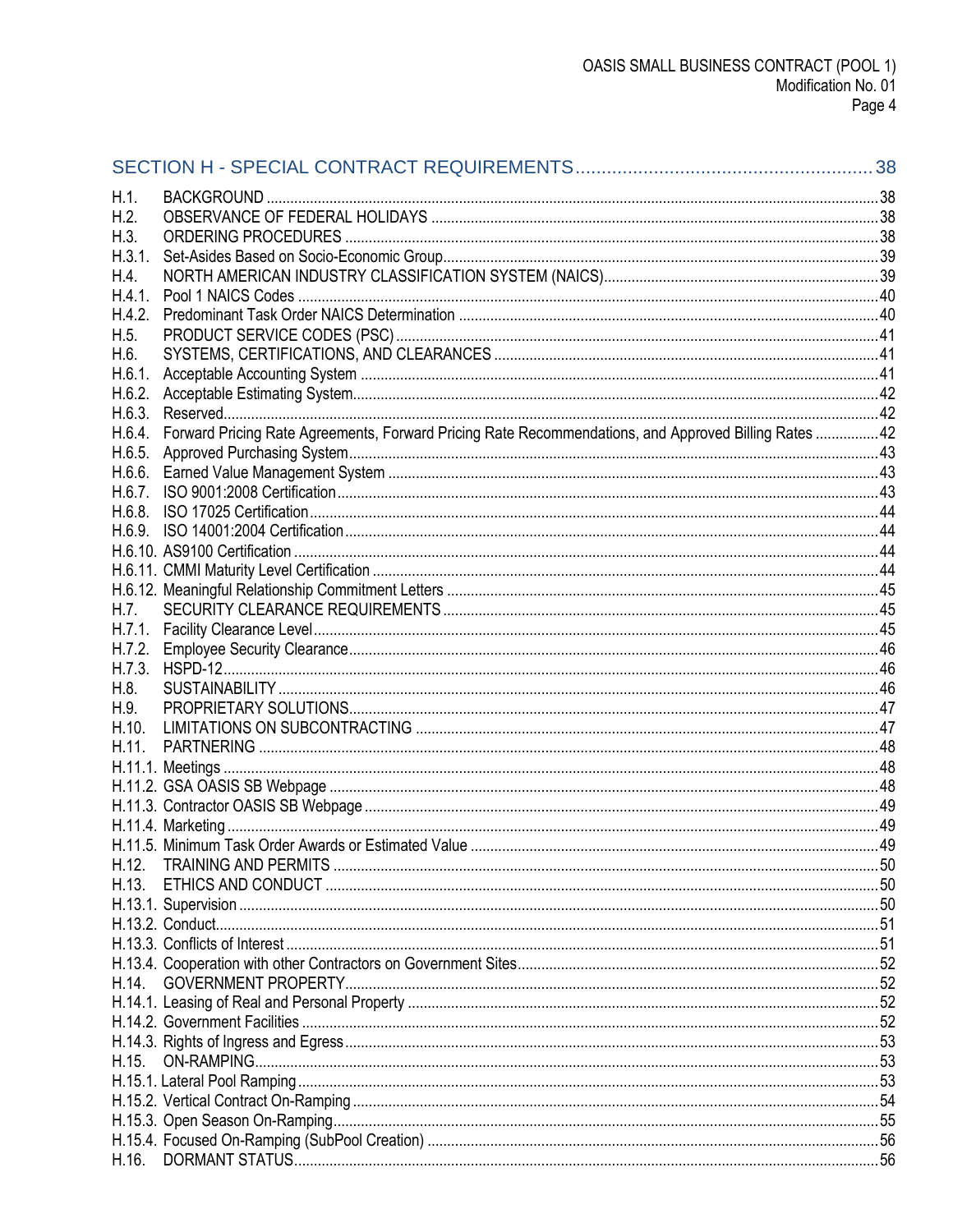SECTION H - SPECIAL CONTRACT REQUIREMENTS ........................................................ 38

H.1. BACKGROUND ........................................................................................................................ 38
H.2. OBSERVANCE OF FEDERAL HOLIDAYS ................................................................................ 38
H.3. ORDERING PROCEDURES ...................................................................................................... 38
H.3.1. Set-Asides Based on Socio-Economic Group ........................................................................ 39
H.4. NORTH AMERICAN INDUSTRY CLASSIFICATION SYSTEM (NAICS) ...................................... 39
H.4.1. Pool 1 NAICS Codes ............................................................................................................ 40
H.4.2. Predominant Task Order NAICS Determination .................................................................... 40
H.5. PRODUCT SERVICE CODES (PSC) ....................................................................................... 41
H.6. SYSTEMS, CERTIFICATIONS, AND CLEARANCES ................................................................ 41
H.6.1. Acceptable Accounting System ............................................................................................ 41
H.6.2. Acceptable Estimating System .............................................................................................. 42
H.6.3. Reserved ............................................................................................................................... 42
H.6.4. Forward Pricing Rate Agreements, Forward Pricing Rate Recommendations, and Approved Billing Rates ................ 42
H.6.5. Approved Purchasing System ............................................................................................... 43
H.6.6. Earned Value Management System ...................................................................................... 43
H.6.7. ISO 9001:2008 Certification .................................................................................................. 43
H.6.8. ISO 17025 Certification ......................................................................................................... 44
H.6.9. ISO 14001:2004 Certification ................................................................................................ 44
H.6.10. AS9100 Certification ........................................................................................................... 44
H.6.11. CMMI Maturity Level Certification ....................................................................................... 44
H.6.12. Meaningful Relationship Commitment Letters .................................................................... 45
H.7. SECURITY CLEARANCE REQUIREMENTS ............................................................................ 45
H.7.1. Facility Clearance Level ......................................................................................................... 45
H.7.2. Employee Security Clearance ................................................................................................ 46
H.7.3. HSPD-12 ............................................................................................................................... 46
H.8. SUSTAINABILITY ..................................................................................................................... 46
H.9. PROPRIETARY SOLUTIONS .................................................................................................... 47
H.10. LIMITATIONS ON SUBCONTRACTING .................................................................................. 47
H.11. PARTNERING ......................................................................................................................... 48
H.11.1. Meetings .............................................................................................................................. 48
H.11.2. GSA OASIS SB Webpage ................................................................................................... 48
H.11.3. Contractor OASIS SB Webpage .......................................................................................... 49
H.11.4. Marketing ............................................................................................................................. 49
H.11.5. Minimum Task Order Awards or Estimated Value ................................................................ 49
H.12. TRAINING AND PERMITS ....................................................................................................... 50
H.13. ETHICS AND CONDUCT ......................................................................................................... 50
H.13.1. Supervision .......................................................................................................................... 50
H.13.2. Conduct ................................................................................................................................ 51
H.13.3. Conflicts of Interest .............................................................................................................. 51
H.13.4. Cooperation with other Contractors on Government Sites ................................................... 52
H.14. GOVERNMENT PROPERTY .................................................................................................... 52
H.14.1. Leasing of Real and Personal Property ................................................................................ 52
H.14.2. Government Facilities .......................................................................................................... 52
H.14.3. Rights of Ingress and Egress ............................................................................................... 53
H.15. ON-RAMPING .......................................................................................................................... 53
H.15.1. Lateral Pool Ramping ........................................................................................................... 53
H.15.2. Vertical Contract On-Ramping .............................................................................................. 54
H.15.3. Open Season On-Ramping .................................................................................................. 55
H.15.4. Focused On-Ramping (SubPool Creation) ........................................................................... 56
H.16. DORMANT STATUS ................................................................................................................. 56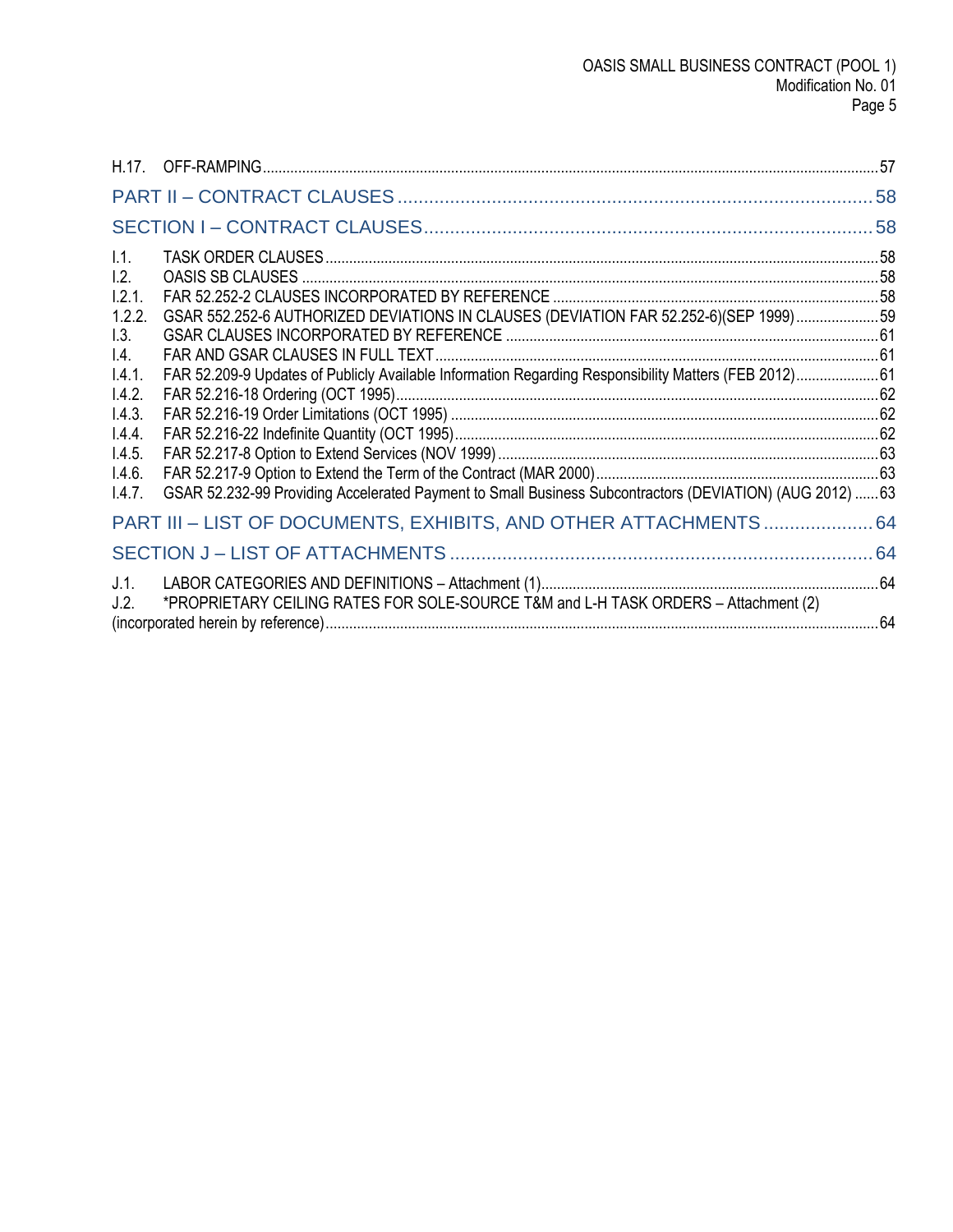H.17. OFF-RAMPING ........ 57

PART II – CONTRACT CLAUSES ........ 58

SECTION I – CONTRACT CLAUSES ........ 58

I.1. TASK ORDER CLAUSES ........ 58
I.2. OASIS SB CLAUSES ........ 58
I.2.1. FAR 52.252-2 CLAUSES INCORPORATED BY REFERENCE ........ 58
1.2.2. GSAR 552.252-6 AUTHORIZED DEVIATIONS IN CLAUSES (DEVIATION FAR 52.252-6)(SEP 1999) ........ 59
I.3. GSAR CLAUSES INCORPORATED BY REFERENCE ........ 61
I.4. FAR AND GSAR CLAUSES IN FULL TEXT ........ 61
I.4.1. FAR 52.209-9 Updates of Publicly Available Information Regarding Responsibility Matters (FEB 2012) ........ 61
I.4.2. FAR 52.216-18 Ordering (OCT 1995) ........ 62
I.4.3. FAR 52.216-19 Order Limitations (OCT 1995) ........ 62
I.4.4. FAR 52.216-22 Indefinite Quantity (OCT 1995) ........ 62
I.4.5. FAR 52.217-8 Option to Extend Services (NOV 1999) ........ 63
I.4.6. FAR 52.217-9 Option to Extend the Term of the Contract (MAR 2000) ........ 63
I.4.7. GSAR 52.232-99 Providing Accelerated Payment to Small Business Subcontractors (DEVIATION) (AUG 2012) ........ 63

PART III – LIST OF DOCUMENTS, EXHIBITS, AND OTHER ATTACHMENTS ........ 64

SECTION J – LIST OF ATTACHMENTS ........ 64

J.1. LABOR CATEGORIES AND DEFINITIONS – Attachment (1) ........ 64
J.2. *PROPRIETARY CEILING RATES FOR SOLE-SOURCE T&M and L-H TASK ORDERS – Attachment (2) (incorporated herein by reference) ........ 64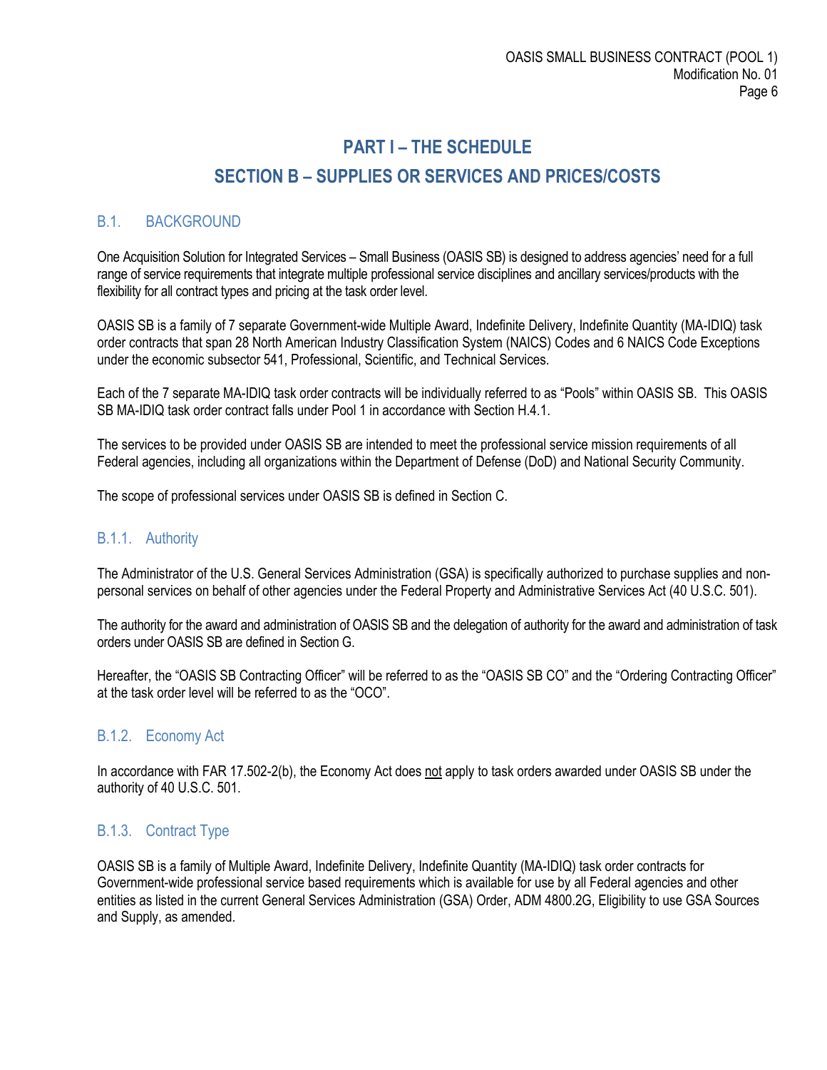# PART I – THE SCHEDULE

# SECTION B – SUPPLIES OR SERVICES AND PRICES/COSTS

## B.1. BACKGROUND

One Acquisition Solution for Integrated Services – Small Business (OASIS SB) is designed to address agencies' need for a full range of service requirements that integrate multiple professional service disciplines and ancillary services/products with the flexibility for all contract types and pricing at the task order level.

OASIS SB is a family of 7 separate Government-wide Multiple Award, Indefinite Delivery, Indefinite Quantity (MA-IDIQ) task order contracts that span 28 North American Industry Classification System (NAICS) Codes and 6 NAICS Code Exceptions under the economic subsector 541, Professional, Scientific, and Technical Services.

Each of the 7 separate MA-IDIQ task order contracts will be individually referred to as "Pools" within OASIS SB. This OASIS SB MA-IDIQ task order contract falls under Pool 1 in accordance with Section H.4.1.

The services to be provided under OASIS SB are intended to meet the professional service mission requirements of all Federal agencies, including all organizations within the Department of Defense (DoD) and National Security Community.

The scope of professional services under OASIS SB is defined in Section C.

### B.1.1. Authority

The Administrator of the U.S. General Services Administration (GSA) is specifically authorized to purchase supplies and non-personal services on behalf of other agencies under the Federal Property and Administrative Services Act (40 U.S.C. 501).

The authority for the award and administration of OASIS SB and the delegation of authority for the award and administration of task orders under OASIS SB are defined in Section G.

Hereafter, the "OASIS SB Contracting Officer" will be referred to as the "OASIS SB CO" and the "Ordering Contracting Officer" at the task order level will be referred to as the "OCO".

### B.1.2. Economy Act

In accordance with FAR 17.502-2(b), the Economy Act does <u>not</u> apply to task orders awarded under OASIS SB under the authority of 40 U.S.C. 501.

### B.1.3. Contract Type

OASIS SB is a family of Multiple Award, Indefinite Delivery, Indefinite Quantity (MA-IDIQ) task order contracts for Government-wide professional service based requirements which is available for use by all Federal agencies and other entities as listed in the current General Services Administration (GSA) Order, ADM 4800.2G, Eligibility to use GSA Sources and Supply, as amended.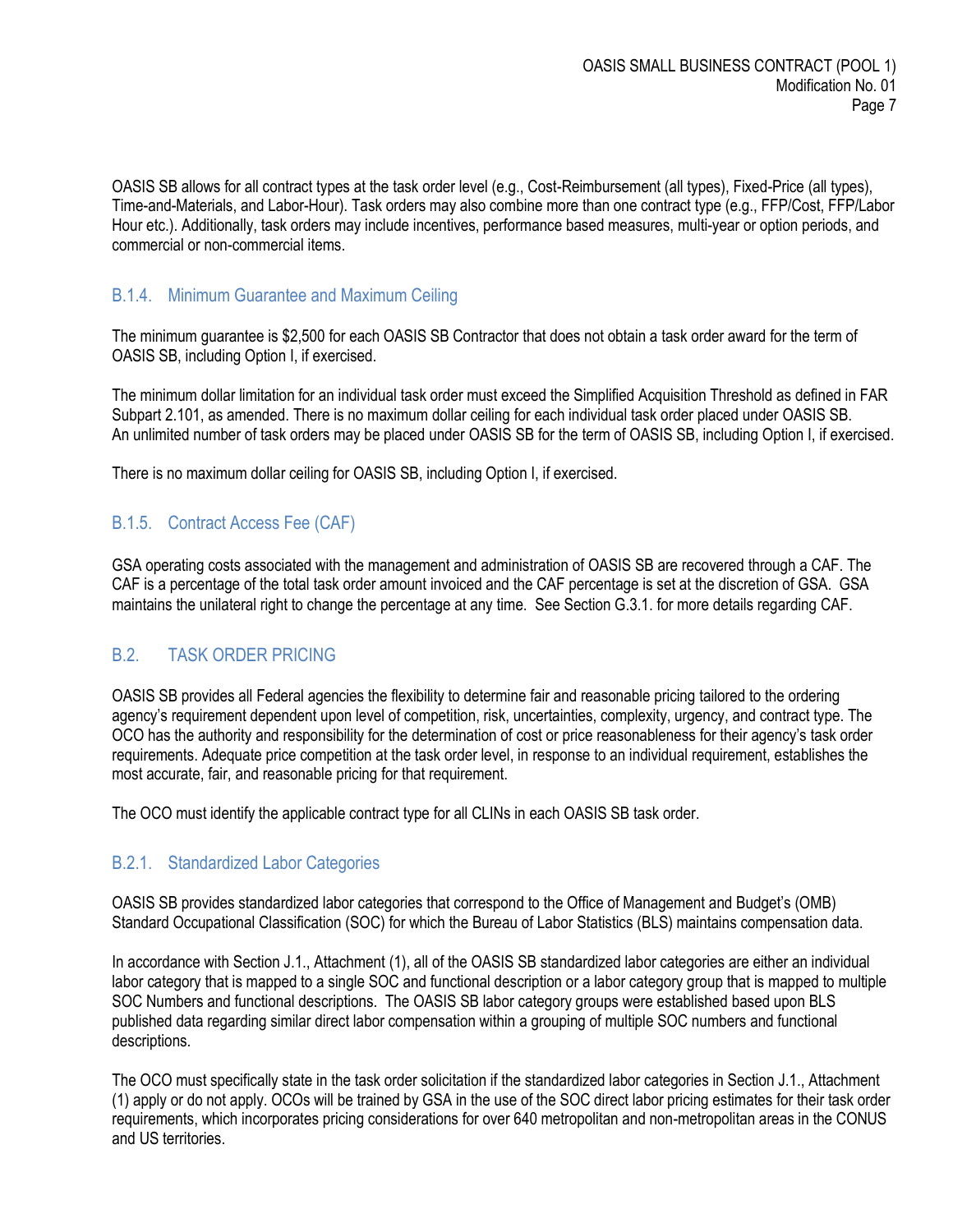OASIS SB allows for all contract types at the task order level (e.g., Cost-Reimbursement (all types), Fixed-Price (all types), Time-and-Materials, and Labor-Hour). Task orders may also combine more than one contract type (e.g., FFP/Cost, FFP/Labor Hour etc.). Additionally, task orders may include incentives, performance based measures, multi-year or option periods, and commercial or non-commercial items.

### B.1.4. Minimum Guarantee and Maximum Ceiling

The minimum guarantee is $2,500 for each OASIS SB Contractor that does not obtain a task order award for the term of OASIS SB, including Option I, if exercised.

The minimum dollar limitation for an individual task order must exceed the Simplified Acquisition Threshold as defined in FAR Subpart 2.101, as amended. There is no maximum dollar ceiling for each individual task order placed under OASIS SB. An unlimited number of task orders may be placed under OASIS SB for the term of OASIS SB, including Option I, if exercised.

There is no maximum dollar ceiling for OASIS SB, including Option I, if exercised.

### B.1.5. Contract Access Fee (CAF)

GSA operating costs associated with the management and administration of OASIS SB are recovered through a CAF. The CAF is a percentage of the total task order amount invoiced and the CAF percentage is set at the discretion of GSA. GSA maintains the unilateral right to change the percentage at any time. See Section G.3.1. for more details regarding CAF.

## B.2. TASK ORDER PRICING

OASIS SB provides all Federal agencies the flexibility to determine fair and reasonable pricing tailored to the ordering agency's requirement dependent upon level of competition, risk, uncertainties, complexity, urgency, and contract type. The OCO has the authority and responsibility for the determination of cost or price reasonableness for their agency's task order requirements. Adequate price competition at the task order level, in response to an individual requirement, establishes the most accurate, fair, and reasonable pricing for that requirement.

The OCO must identify the applicable contract type for all CLINs in each OASIS SB task order.

### B.2.1. Standardized Labor Categories

OASIS SB provides standardized labor categories that correspond to the Office of Management and Budget's (OMB) Standard Occupational Classification (SOC) for which the Bureau of Labor Statistics (BLS) maintains compensation data.

In accordance with Section J.1., Attachment (1), all of the OASIS SB standardized labor categories are either an individual labor category that is mapped to a single SOC and functional description or a labor category group that is mapped to multiple SOC Numbers and functional descriptions. The OASIS SB labor category groups were established based upon BLS published data regarding similar direct labor compensation within a grouping of multiple SOC numbers and functional descriptions.

The OCO must specifically state in the task order solicitation if the standardized labor categories in Section J.1., Attachment (1) apply or do not apply. OCOs will be trained by GSA in the use of the SOC direct labor pricing estimates for their task order requirements, which incorporates pricing considerations for over 640 metropolitan and non-metropolitan areas in the CONUS and US territories.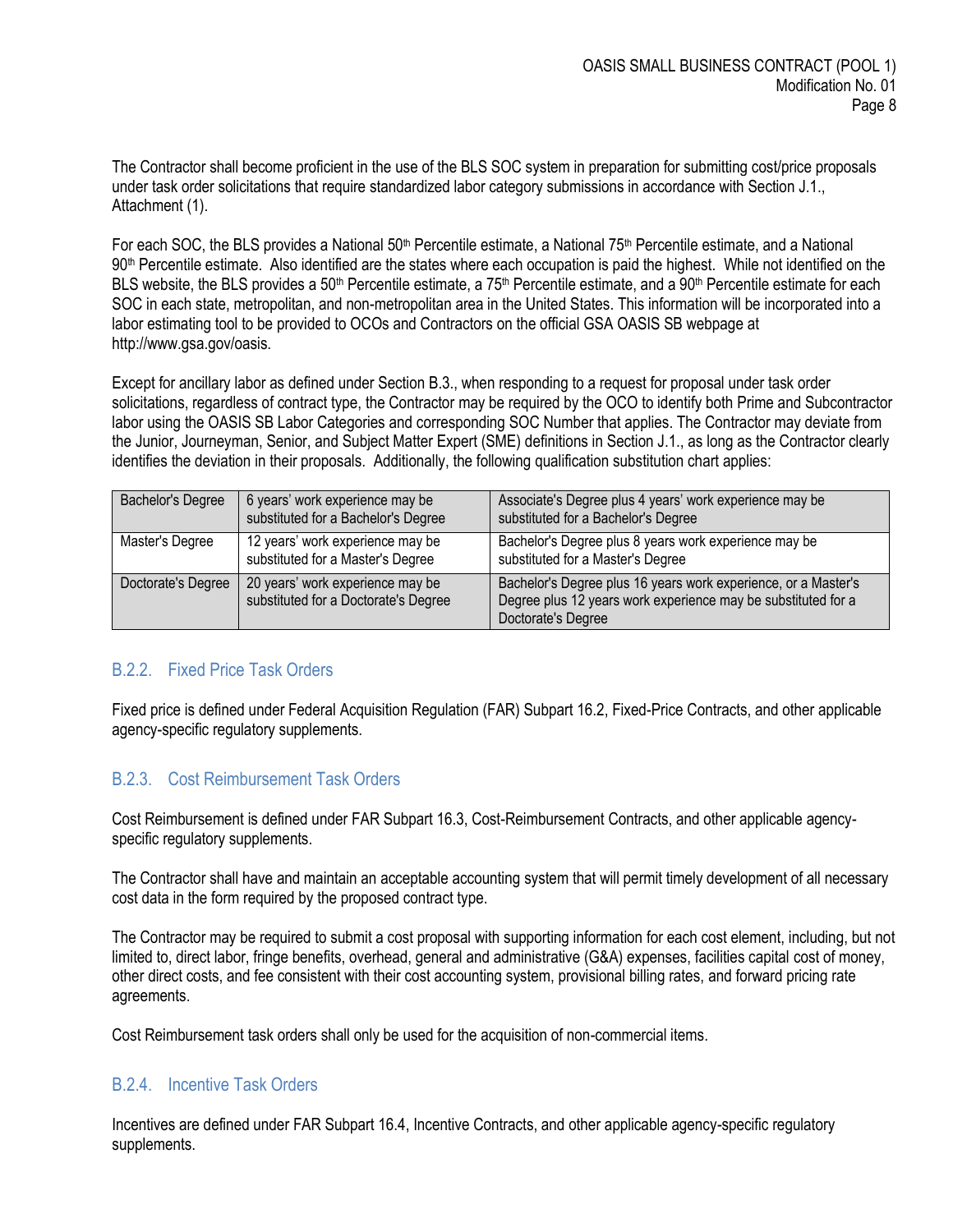The Contractor shall become proficient in the use of the BLS SOC system in preparation for submitting cost/price proposals under task order solicitations that require standardized labor category submissions in accordance with Section J.1., Attachment (1).

For each SOC, the BLS provides a National 50th Percentile estimate, a National 75th Percentile estimate, and a National 90th Percentile estimate. Also identified are the states where each occupation is paid the highest. While not identified on the BLS website, the BLS provides a 50th Percentile estimate, a 75th Percentile estimate, and a 90th Percentile estimate for each SOC in each state, metropolitan, and non-metropolitan area in the United States. This information will be incorporated into a labor estimating tool to be provided to OCOs and Contractors on the official GSA OASIS SB webpage at http://www.gsa.gov/oasis.

Except for ancillary labor as defined under Section B.3., when responding to a request for proposal under task order solicitations, regardless of contract type, the Contractor may be required by the OCO to identify both Prime and Subcontractor labor using the OASIS SB Labor Categories and corresponding SOC Number that applies. The Contractor may deviate from the Junior, Journeyman, Senior, and Subject Matter Expert (SME) definitions in Section J.1., as long as the Contractor clearly identifies the deviation in their proposals. Additionally, the following qualification substitution chart applies:

| Bachelor's Degree | 6 years' work experience may be substituted for a Bachelor's Degree | Associate's Degree plus 4 years' work experience may be substituted for a Bachelor's Degree |
|---|---|---|
| Master's Degree | 12 years' work experience may be substituted for a Master's Degree | Bachelor's Degree plus 8 years work experience may be substituted for a Master's Degree |
| Doctorate's Degree | 20 years' work experience may be substituted for a Doctorate's Degree | Bachelor's Degree plus 16 years work experience, or a Master's Degree plus 12 years work experience may be substituted for a Doctorate's Degree |

### B.2.2. Fixed Price Task Orders

Fixed price is defined under Federal Acquisition Regulation (FAR) Subpart 16.2, Fixed-Price Contracts, and other applicable agency-specific regulatory supplements.

### B.2.3. Cost Reimbursement Task Orders

Cost Reimbursement is defined under FAR Subpart 16.3, Cost-Reimbursement Contracts, and other applicable agency-specific regulatory supplements.

The Contractor shall have and maintain an acceptable accounting system that will permit timely development of all necessary cost data in the form required by the proposed contract type.

The Contractor may be required to submit a cost proposal with supporting information for each cost element, including, but not limited to, direct labor, fringe benefits, overhead, general and administrative (G&A) expenses, facilities capital cost of money, other direct costs, and fee consistent with their cost accounting system, provisional billing rates, and forward pricing rate agreements.

Cost Reimbursement task orders shall only be used for the acquisition of non-commercial items.

### B.2.4. Incentive Task Orders

Incentives are defined under FAR Subpart 16.4, Incentive Contracts, and other applicable agency-specific regulatory supplements.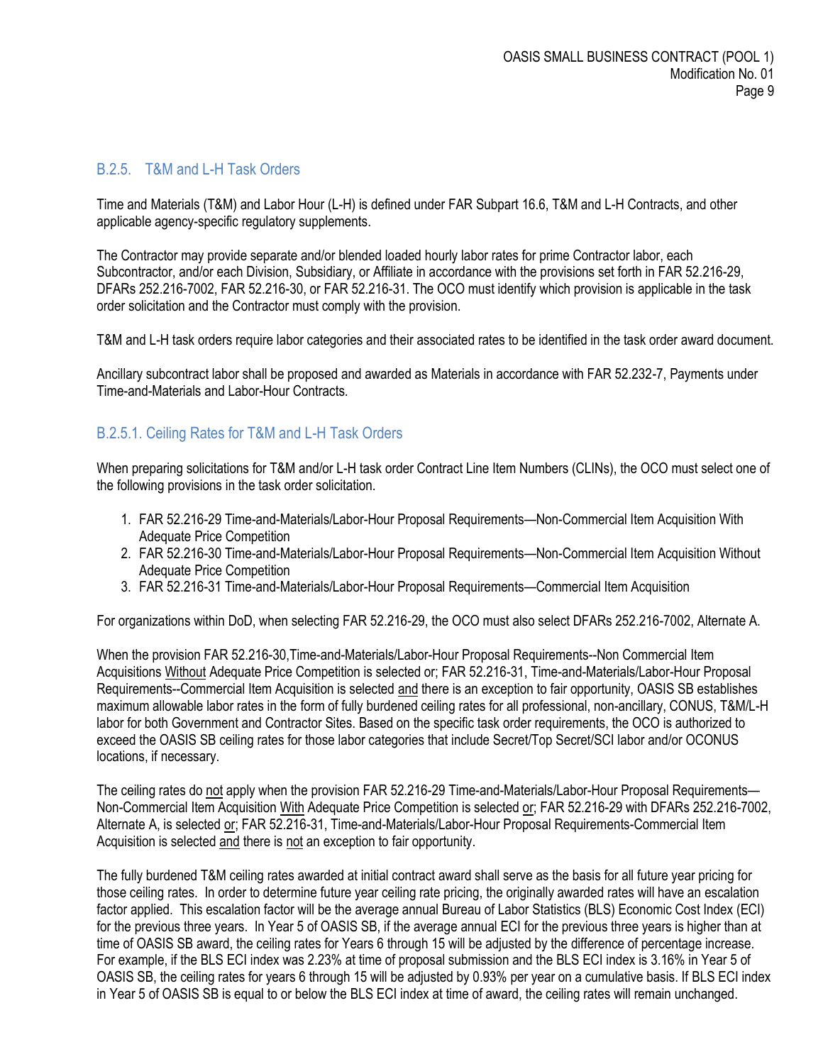### B.2.5. T&M and L-H Task Orders

Time and Materials (T&M) and Labor Hour (L-H) is defined under FAR Subpart 16.6, T&M and L-H Contracts, and other applicable agency-specific regulatory supplements.

The Contractor may provide separate and/or blended loaded hourly labor rates for prime Contractor labor, each Subcontractor, and/or each Division, Subsidiary, or Affiliate in accordance with the provisions set forth in FAR 52.216-29, DFARs 252.216-7002, FAR 52.216-30, or FAR 52.216-31. The OCO must identify which provision is applicable in the task order solicitation and the Contractor must comply with the provision.

T&M and L-H task orders require labor categories and their associated rates to be identified in the task order award document.

Ancillary subcontract labor shall be proposed and awarded as Materials in accordance with FAR 52.232-7, Payments under Time-and-Materials and Labor-Hour Contracts.

#### B.2.5.1. Ceiling Rates for T&M and L-H Task Orders

When preparing solicitations for T&M and/or L-H task order Contract Line Item Numbers (CLINs), the OCO must select one of the following provisions in the task order solicitation.

1. FAR 52.216-29 Time-and-Materials/Labor-Hour Proposal Requirements—Non-Commercial Item Acquisition With Adequate Price Competition
2. FAR 52.216-30 Time-and-Materials/Labor-Hour Proposal Requirements—Non-Commercial Item Acquisition Without Adequate Price Competition
3. FAR 52.216-31 Time-and-Materials/Labor-Hour Proposal Requirements—Commercial Item Acquisition

For organizations within DoD, when selecting FAR 52.216-29, the OCO must also select DFARs 252.216-7002, Alternate A.

When the provision FAR 52.216-30,Time-and-Materials/Labor-Hour Proposal Requirements--Non Commercial Item Acquisitions Without Adequate Price Competition is selected or; FAR 52.216-31, Time-and-Materials/Labor-Hour Proposal Requirements--Commercial Item Acquisition is selected and there is an exception to fair opportunity, OASIS SB establishes maximum allowable labor rates in the form of fully burdened ceiling rates for all professional, non-ancillary, CONUS, T&M/L-H labor for both Government and Contractor Sites. Based on the specific task order requirements, the OCO is authorized to exceed the OASIS SB ceiling rates for those labor categories that include Secret/Top Secret/SCI labor and/or OCONUS locations, if necessary.

The ceiling rates do not apply when the provision FAR 52.216-29 Time-and-Materials/Labor-Hour Proposal Requirements—Non-Commercial Item Acquisition With Adequate Price Competition is selected or; FAR 52.216-29 with DFARs 252.216-7002, Alternate A, is selected or; FAR 52.216-31, Time-and-Materials/Labor-Hour Proposal Requirements-Commercial Item Acquisition is selected and there is not an exception to fair opportunity.

The fully burdened T&M ceiling rates awarded at initial contract award shall serve as the basis for all future year pricing for those ceiling rates. In order to determine future year ceiling rate pricing, the originally awarded rates will have an escalation factor applied. This escalation factor will be the average annual Bureau of Labor Statistics (BLS) Economic Cost Index (ECI) for the previous three years. In Year 5 of OASIS SB, if the average annual ECI for the previous three years is higher than at time of OASIS SB award, the ceiling rates for Years 6 through 15 will be adjusted by the difference of percentage increase. For example, if the BLS ECI index was 2.23% at time of proposal submission and the BLS ECI index is 3.16% in Year 5 of OASIS SB, the ceiling rates for years 6 through 15 will be adjusted by 0.93% per year on a cumulative basis. If BLS ECI index in Year 5 of OASIS SB is equal to or below the BLS ECI index at time of award, the ceiling rates will remain unchanged.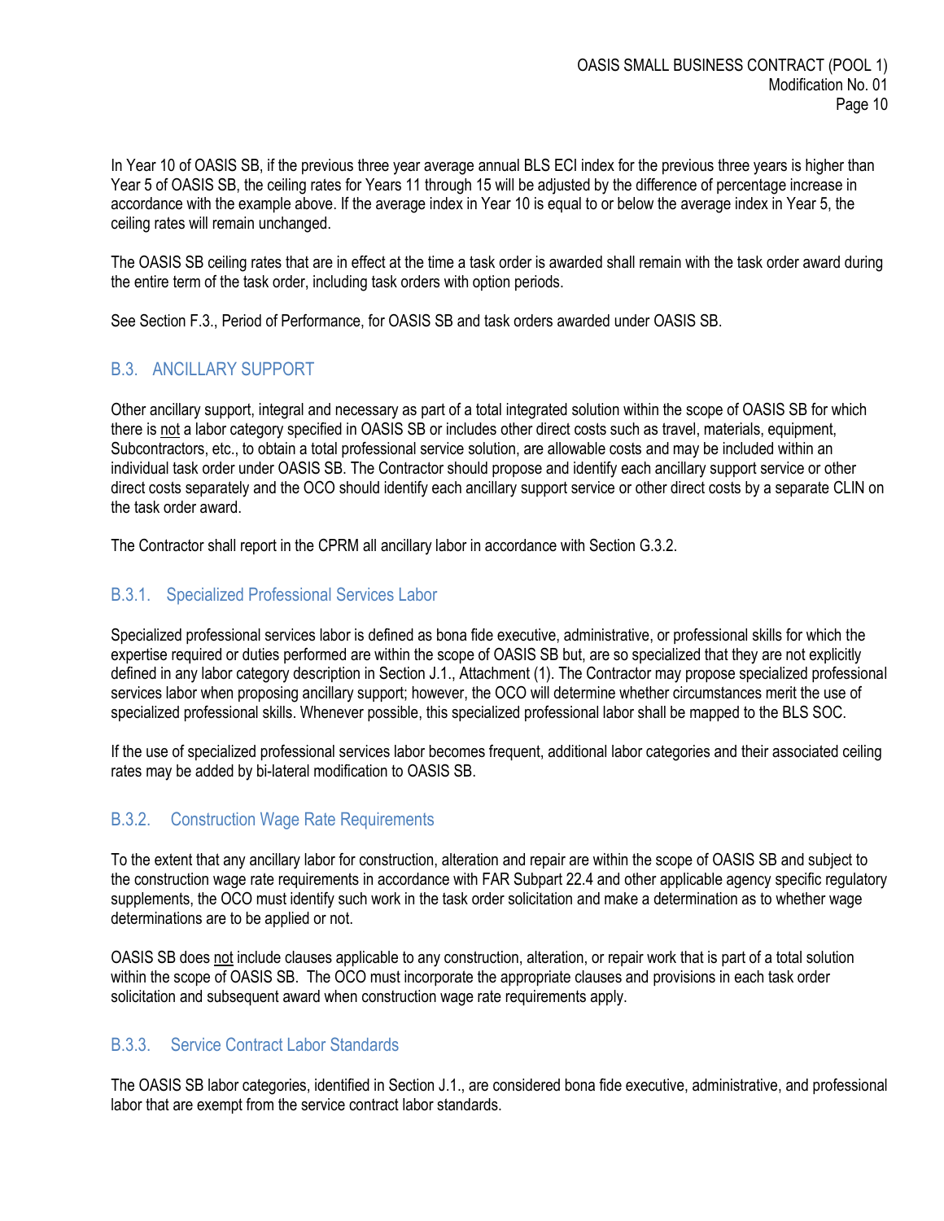In Year 10 of OASIS SB, if the previous three year average annual BLS ECI index for the previous three years is higher than Year 5 of OASIS SB, the ceiling rates for Years 11 through 15 will be adjusted by the difference of percentage increase in accordance with the example above. If the average index in Year 10 is equal to or below the average index in Year 5, the ceiling rates will remain unchanged.

The OASIS SB ceiling rates that are in effect at the time a task order is awarded shall remain with the task order award during the entire term of the task order, including task orders with option periods.

See Section F.3., Period of Performance, for OASIS SB and task orders awarded under OASIS SB.

## B.3. ANCILLARY SUPPORT

Other ancillary support, integral and necessary as part of a total integrated solution within the scope of OASIS SB for which there is not a labor category specified in OASIS SB or includes other direct costs such as travel, materials, equipment, Subcontractors, etc., to obtain a total professional service solution, are allowable costs and may be included within an individual task order under OASIS SB. The Contractor should propose and identify each ancillary support service or other direct costs separately and the OCO should identify each ancillary support service or other direct costs by a separate CLIN on the task order award.

The Contractor shall report in the CPRM all ancillary labor in accordance with Section G.3.2.

### B.3.1. Specialized Professional Services Labor

Specialized professional services labor is defined as bona fide executive, administrative, or professional skills for which the expertise required or duties performed are within the scope of OASIS SB but, are so specialized that they are not explicitly defined in any labor category description in Section J.1., Attachment (1). The Contractor may propose specialized professional services labor when proposing ancillary support; however, the OCO will determine whether circumstances merit the use of specialized professional skills. Whenever possible, this specialized professional labor shall be mapped to the BLS SOC.

If the use of specialized professional services labor becomes frequent, additional labor categories and their associated ceiling rates may be added by bi-lateral modification to OASIS SB.

### B.3.2. Construction Wage Rate Requirements

To the extent that any ancillary labor for construction, alteration and repair are within the scope of OASIS SB and subject to the construction wage rate requirements in accordance with FAR Subpart 22.4 and other applicable agency specific regulatory supplements, the OCO must identify such work in the task order solicitation and make a determination as to whether wage determinations are to be applied or not.

OASIS SB does not include clauses applicable to any construction, alteration, or repair work that is part of a total solution within the scope of OASIS SB. The OCO must incorporate the appropriate clauses and provisions in each task order solicitation and subsequent award when construction wage rate requirements apply.

### B.3.3. Service Contract Labor Standards

The OASIS SB labor categories, identified in Section J.1., are considered bona fide executive, administrative, and professional labor that are exempt from the service contract labor standards.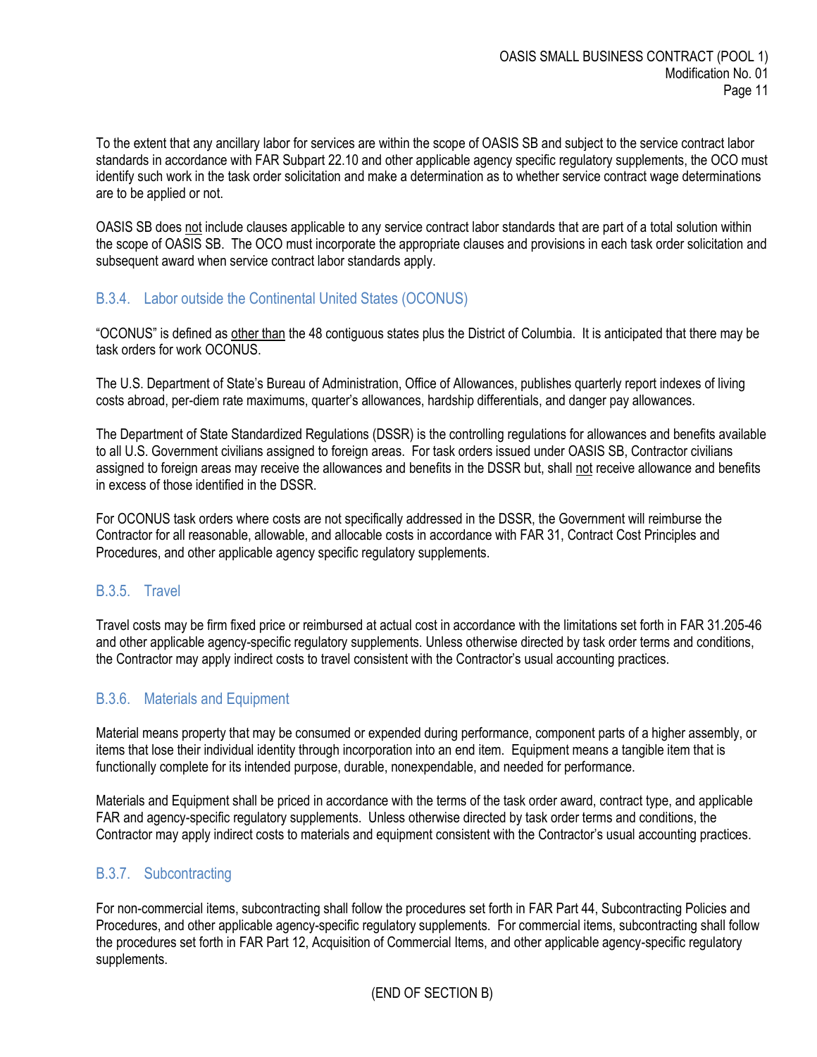To the extent that any ancillary labor for services are within the scope of OASIS SB and subject to the service contract labor standards in accordance with FAR Subpart 22.10 and other applicable agency specific regulatory supplements, the OCO must identify such work in the task order solicitation and make a determination as to whether service contract wage determinations are to be applied or not.

OASIS SB does <u>not</u> include clauses applicable to any service contract labor standards that are part of a total solution within the scope of OASIS SB. The OCO must incorporate the appropriate clauses and provisions in each task order solicitation and subsequent award when service contract labor standards apply.

### B.3.4. Labor outside the Continental United States (OCONUS)

"OCONUS" is defined as <u>other than</u> the 48 contiguous states plus the District of Columbia. It is anticipated that there may be task orders for work OCONUS.

The U.S. Department of State's Bureau of Administration, Office of Allowances, publishes quarterly report indexes of living costs abroad, per-diem rate maximums, quarter's allowances, hardship differentials, and danger pay allowances.

The Department of State Standardized Regulations (DSSR) is the controlling regulations for allowances and benefits available to all U.S. Government civilians assigned to foreign areas. For task orders issued under OASIS SB, Contractor civilians assigned to foreign areas may receive the allowances and benefits in the DSSR but, shall <u>not</u> receive allowance and benefits in excess of those identified in the DSSR.

For OCONUS task orders where costs are not specifically addressed in the DSSR, the Government will reimburse the Contractor for all reasonable, allowable, and allocable costs in accordance with FAR 31, Contract Cost Principles and Procedures, and other applicable agency specific regulatory supplements.

### B.3.5. Travel

Travel costs may be firm fixed price or reimbursed at actual cost in accordance with the limitations set forth in FAR 31.205-46 and other applicable agency-specific regulatory supplements. Unless otherwise directed by task order terms and conditions, the Contractor may apply indirect costs to travel consistent with the Contractor's usual accounting practices.

### B.3.6. Materials and Equipment

Material means property that may be consumed or expended during performance, component parts of a higher assembly, or items that lose their individual identity through incorporation into an end item. Equipment means a tangible item that is functionally complete for its intended purpose, durable, nonexpendable, and needed for performance.

Materials and Equipment shall be priced in accordance with the terms of the task order award, contract type, and applicable FAR and agency-specific regulatory supplements. Unless otherwise directed by task order terms and conditions, the Contractor may apply indirect costs to materials and equipment consistent with the Contractor's usual accounting practices.

### B.3.7. Subcontracting

For non-commercial items, subcontracting shall follow the procedures set forth in FAR Part 44, Subcontracting Policies and Procedures, and other applicable agency-specific regulatory supplements. For commercial items, subcontracting shall follow the procedures set forth in FAR Part 12, Acquisition of Commercial Items, and other applicable agency-specific regulatory supplements.

(END OF SECTION B)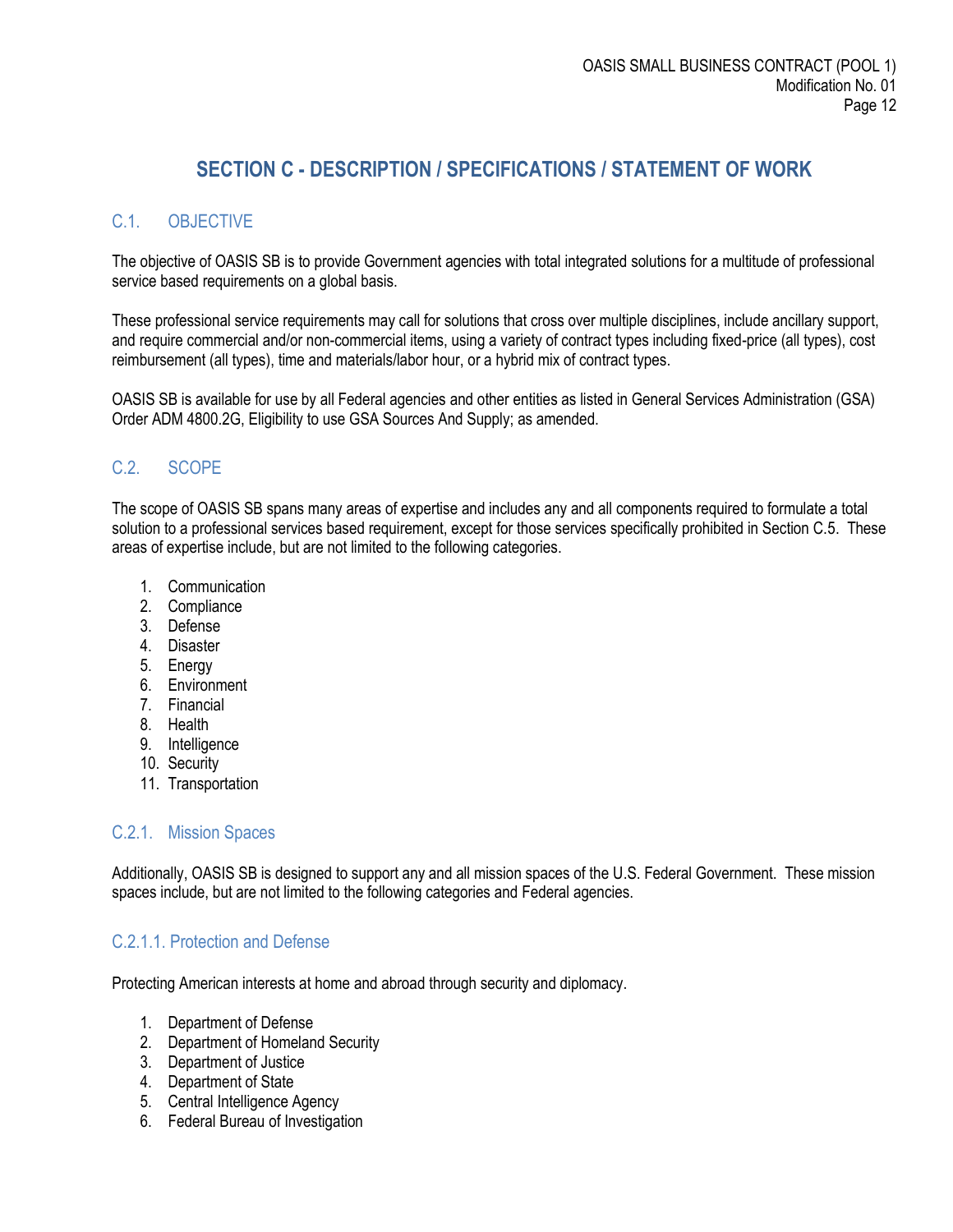# SECTION C - DESCRIPTION / SPECIFICATIONS / STATEMENT OF WORK

## C.1. OBJECTIVE

The objective of OASIS SB is to provide Government agencies with total integrated solutions for a multitude of professional service based requirements on a global basis.

These professional service requirements may call for solutions that cross over multiple disciplines, include ancillary support, and require commercial and/or non-commercial items, using a variety of contract types including fixed-price (all types), cost reimbursement (all types), time and materials/labor hour, or a hybrid mix of contract types.

OASIS SB is available for use by all Federal agencies and other entities as listed in General Services Administration (GSA) Order ADM 4800.2G, Eligibility to use GSA Sources And Supply; as amended.

## C.2. SCOPE

The scope of OASIS SB spans many areas of expertise and includes any and all components required to formulate a total solution to a professional services based requirement, except for those services specifically prohibited in Section C.5. These areas of expertise include, but are not limited to the following categories.

1. Communication
2. Compliance
3. Defense
4. Disaster
5. Energy
6. Environment
7. Financial
8. Health
9. Intelligence
10. Security
11. Transportation

### C.2.1. Mission Spaces

Additionally, OASIS SB is designed to support any and all mission spaces of the U.S. Federal Government. These mission spaces include, but are not limited to the following categories and Federal agencies.

#### C.2.1.1. Protection and Defense

Protecting American interests at home and abroad through security and diplomacy.

1. Department of Defense
2. Department of Homeland Security
3. Department of Justice
4. Department of State
5. Central Intelligence Agency
6. Federal Bureau of Investigation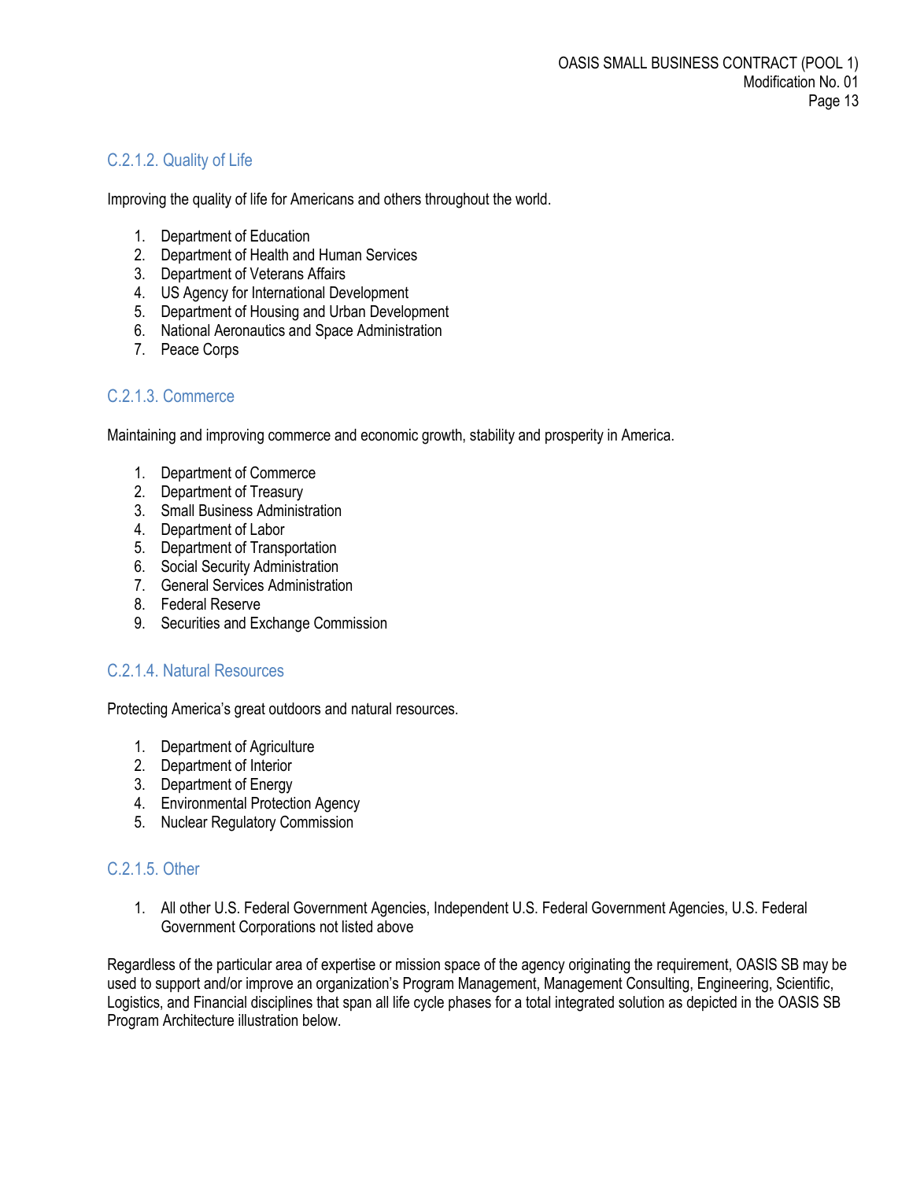### C.2.1.2. Quality of Life

Improving the quality of life for Americans and others throughout the world.

1. Department of Education
2. Department of Health and Human Services
3. Department of Veterans Affairs
4. US Agency for International Development
5. Department of Housing and Urban Development
6. National Aeronautics and Space Administration
7. Peace Corps

### C.2.1.3. Commerce

Maintaining and improving commerce and economic growth, stability and prosperity in America.

1. Department of Commerce
2. Department of Treasury
3. Small Business Administration
4. Department of Labor
5. Department of Transportation
6. Social Security Administration
7. General Services Administration
8. Federal Reserve
9. Securities and Exchange Commission

### C.2.1.4. Natural Resources

Protecting America's great outdoors and natural resources.

1. Department of Agriculture
2. Department of Interior
3. Department of Energy
4. Environmental Protection Agency
5. Nuclear Regulatory Commission

### C.2.1.5. Other

1. All other U.S. Federal Government Agencies, Independent U.S. Federal Government Agencies, U.S. Federal Government Corporations not listed above

Regardless of the particular area of expertise or mission space of the agency originating the requirement, OASIS SB may be used to support and/or improve an organization's Program Management, Management Consulting, Engineering, Scientific, Logistics, and Financial disciplines that span all life cycle phases for a total integrated solution as depicted in the OASIS SB Program Architecture illustration below.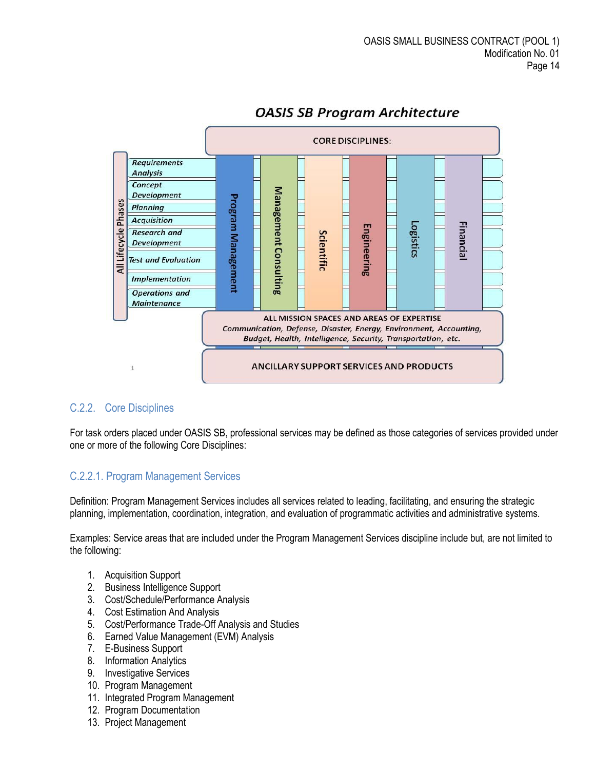OASIS SB Program Architecture

CORE DISCIPLINES:

All Lifecycle Phases: Requirements Analysis; Concept Development; Planning; Acquisition; Research and Development; Test and Evaluation; Implementation; Operations and Maintenance

Program Management | Management Consulting | Scientific | Engineering | Logistics | Financial

ALL MISSION SPACES AND AREAS OF EXPERTISE
*Communication, Defense, Disaster, Energy, Environment, Accounting, Budget, Health, Intelligence, Security, Transportation, etc.*

ANCILLARY SUPPORT SERVICES AND PRODUCTS

## C.2.2. Core Disciplines

For task orders placed under OASIS SB, professional services may be defined as those categories of services provided under one or more of the following Core Disciplines:

### C.2.2.1. Program Management Services

Definition: Program Management Services includes all services related to leading, facilitating, and ensuring the strategic planning, implementation, coordination, integration, and evaluation of programmatic activities and administrative systems.

Examples: Service areas that are included under the Program Management Services discipline include but, are not limited to the following:

1. Acquisition Support
2. Business Intelligence Support
3. Cost/Schedule/Performance Analysis
4. Cost Estimation And Analysis
5. Cost/Performance Trade-Off Analysis and Studies
6. Earned Value Management (EVM) Analysis
7. E-Business Support
8. Information Analytics
9. Investigative Services
10. Program Management
11. Integrated Program Management
12. Program Documentation
13. Project Management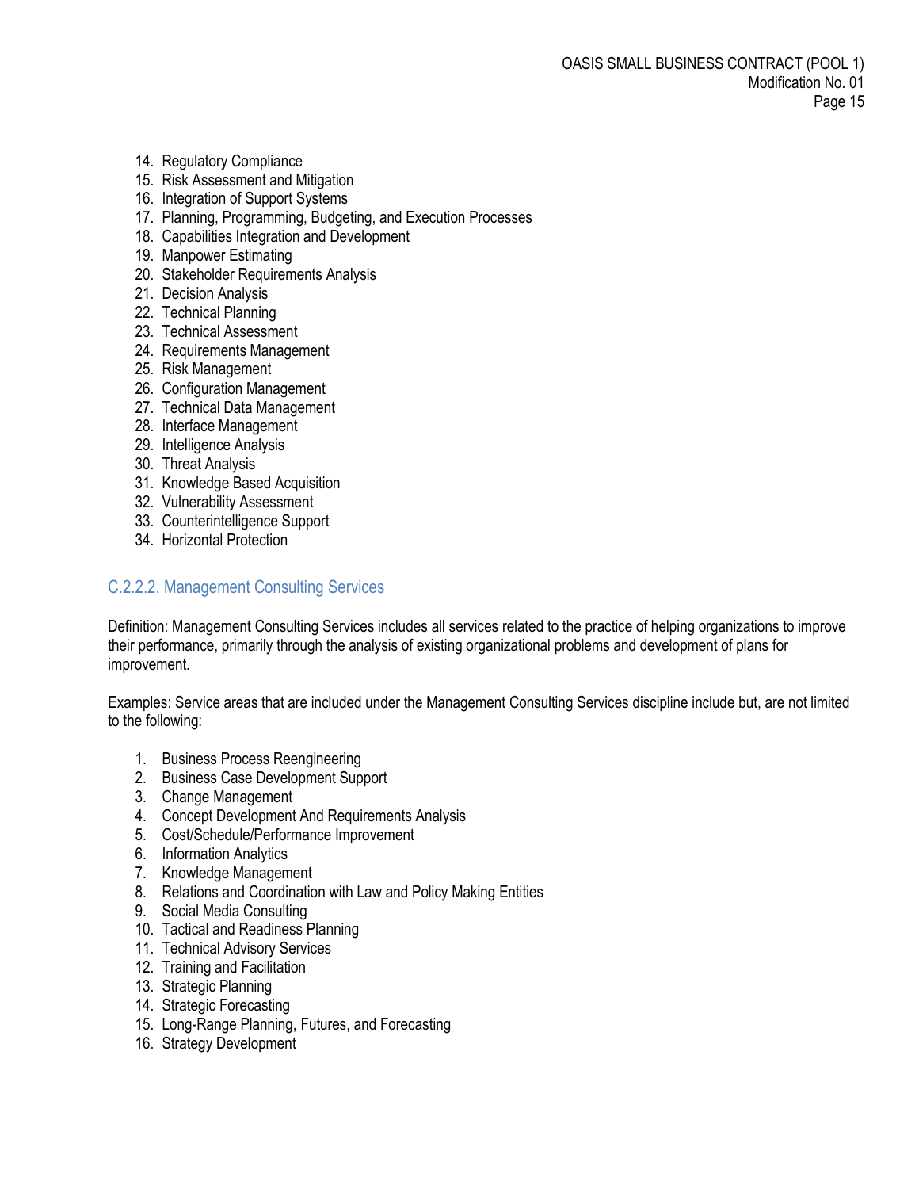14. Regulatory Compliance
15. Risk Assessment and Mitigation
16. Integration of Support Systems
17. Planning, Programming, Budgeting, and Execution Processes
18. Capabilities Integration and Development
19. Manpower Estimating
20. Stakeholder Requirements Analysis
21. Decision Analysis
22. Technical Planning
23. Technical Assessment
24. Requirements Management
25. Risk Management
26. Configuration Management
27. Technical Data Management
28. Interface Management
29. Intelligence Analysis
30. Threat Analysis
31. Knowledge Based Acquisition
32. Vulnerability Assessment
33. Counterintelligence Support
34. Horizontal Protection

### C.2.2.2. Management Consulting Services

Definition: Management Consulting Services includes all services related to the practice of helping organizations to improve their performance, primarily through the analysis of existing organizational problems and development of plans for improvement.

Examples: Service areas that are included under the Management Consulting Services discipline include but, are not limited to the following:

1. Business Process Reengineering
2. Business Case Development Support
3. Change Management
4. Concept Development And Requirements Analysis
5. Cost/Schedule/Performance Improvement
6. Information Analytics
7. Knowledge Management
8. Relations and Coordination with Law and Policy Making Entities
9. Social Media Consulting
10. Tactical and Readiness Planning
11. Technical Advisory Services
12. Training and Facilitation
13. Strategic Planning
14. Strategic Forecasting
15. Long-Range Planning, Futures, and Forecasting
16. Strategy Development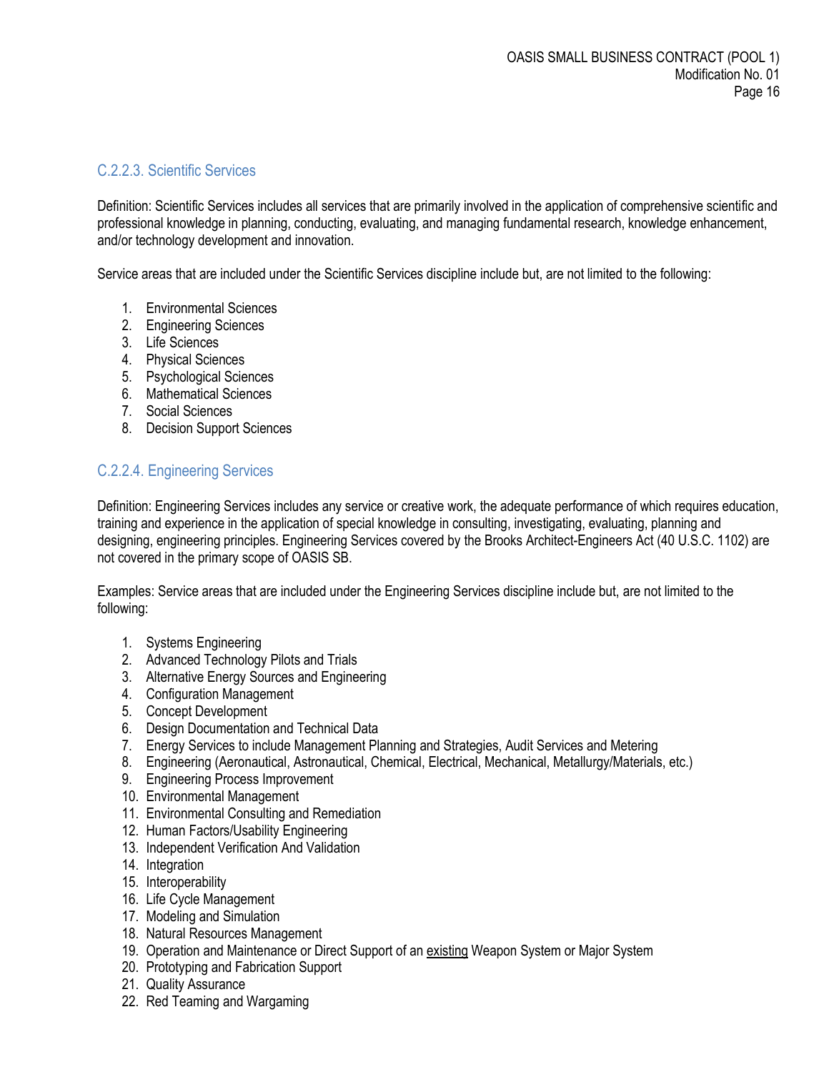### C.2.2.3. Scientific Services

Definition: Scientific Services includes all services that are primarily involved in the application of comprehensive scientific and professional knowledge in planning, conducting, evaluating, and managing fundamental research, knowledge enhancement, and/or technology development and innovation.

Service areas that are included under the Scientific Services discipline include but, are not limited to the following:

1. Environmental Sciences
2. Engineering Sciences
3. Life Sciences
4. Physical Sciences
5. Psychological Sciences
6. Mathematical Sciences
7. Social Sciences
8. Decision Support Sciences

### C.2.2.4. Engineering Services

Definition: Engineering Services includes any service or creative work, the adequate performance of which requires education, training and experience in the application of special knowledge in consulting, investigating, evaluating, planning and designing, engineering principles. Engineering Services covered by the Brooks Architect-Engineers Act (40 U.S.C. 1102) are not covered in the primary scope of OASIS SB.

Examples: Service areas that are included under the Engineering Services discipline include but, are not limited to the following:

1. Systems Engineering
2. Advanced Technology Pilots and Trials
3. Alternative Energy Sources and Engineering
4. Configuration Management
5. Concept Development
6. Design Documentation and Technical Data
7. Energy Services to include Management Planning and Strategies, Audit Services and Metering
8. Engineering (Aeronautical, Astronautical, Chemical, Electrical, Mechanical, Metallurgy/Materials, etc.)
9. Engineering Process Improvement
10. Environmental Management
11. Environmental Consulting and Remediation
12. Human Factors/Usability Engineering
13. Independent Verification And Validation
14. Integration
15. Interoperability
16. Life Cycle Management
17. Modeling and Simulation
18. Natural Resources Management
19. Operation and Maintenance or Direct Support of an <u>existing</u> Weapon System or Major System
20. Prototyping and Fabrication Support
21. Quality Assurance
22. Red Teaming and Wargaming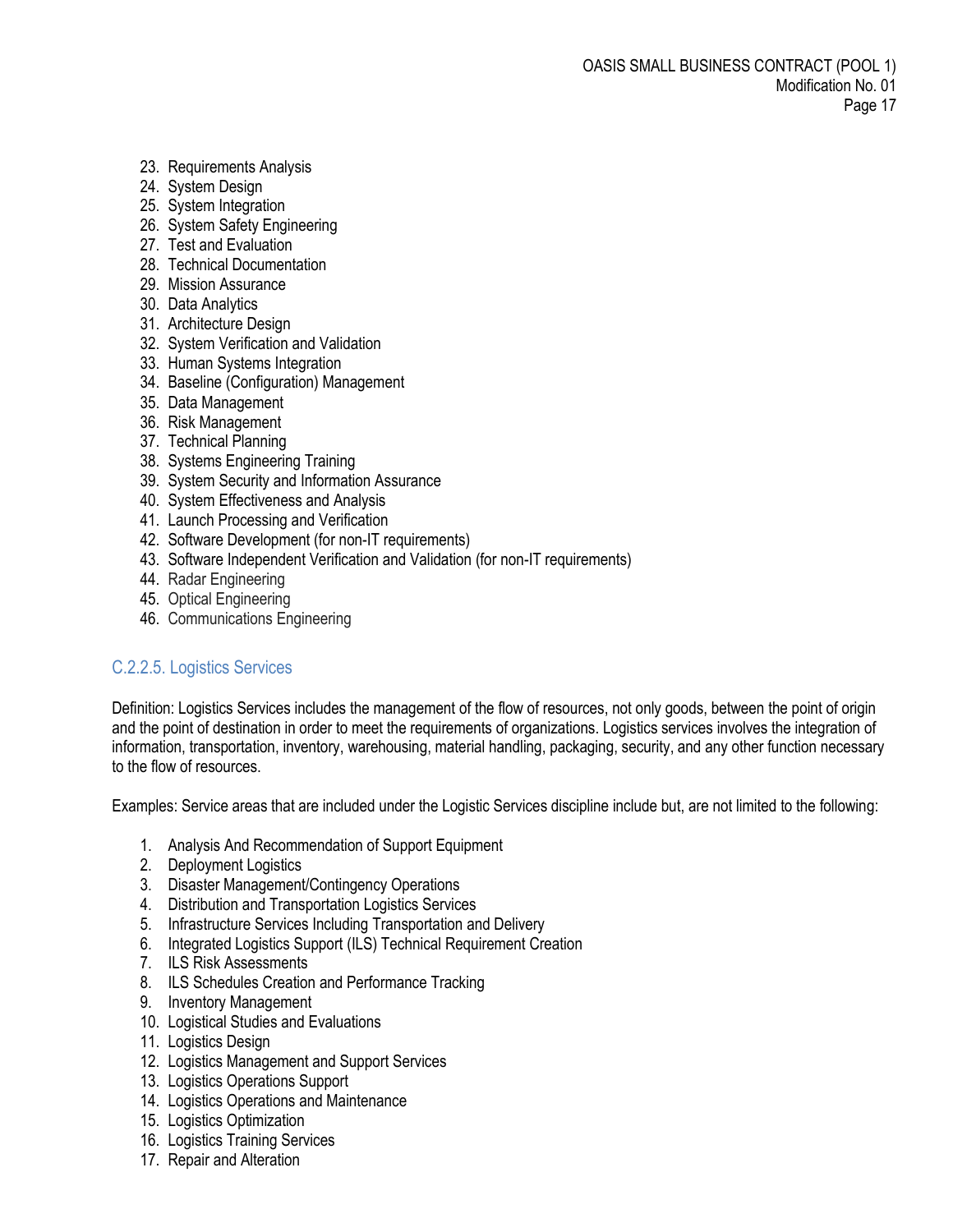23. Requirements Analysis
24. System Design
25. System Integration
26. System Safety Engineering
27. Test and Evaluation
28. Technical Documentation
29. Mission Assurance
30. Data Analytics
31. Architecture Design
32. System Verification and Validation
33. Human Systems Integration
34. Baseline (Configuration) Management
35. Data Management
36. Risk Management
37. Technical Planning
38. Systems Engineering Training
39. System Security and Information Assurance
40. System Effectiveness and Analysis
41. Launch Processing and Verification
42. Software Development (for non-IT requirements)
43. Software Independent Verification and Validation (for non-IT requirements)
44. Radar Engineering
45. Optical Engineering
46. Communications Engineering

### C.2.2.5. Logistics Services

Definition: Logistics Services includes the management of the flow of resources, not only goods, between the point of origin and the point of destination in order to meet the requirements of organizations. Logistics services involves the integration of information, transportation, inventory, warehousing, material handling, packaging, security, and any other function necessary to the flow of resources.

Examples: Service areas that are included under the Logistic Services discipline include but, are not limited to the following:

1. Analysis And Recommendation of Support Equipment
2. Deployment Logistics
3. Disaster Management/Contingency Operations
4. Distribution and Transportation Logistics Services
5. Infrastructure Services Including Transportation and Delivery
6. Integrated Logistics Support (ILS) Technical Requirement Creation
7. ILS Risk Assessments
8. ILS Schedules Creation and Performance Tracking
9. Inventory Management
10. Logistical Studies and Evaluations
11. Logistics Design
12. Logistics Management and Support Services
13. Logistics Operations Support
14. Logistics Operations and Maintenance
15. Logistics Optimization
16. Logistics Training Services
17. Repair and Alteration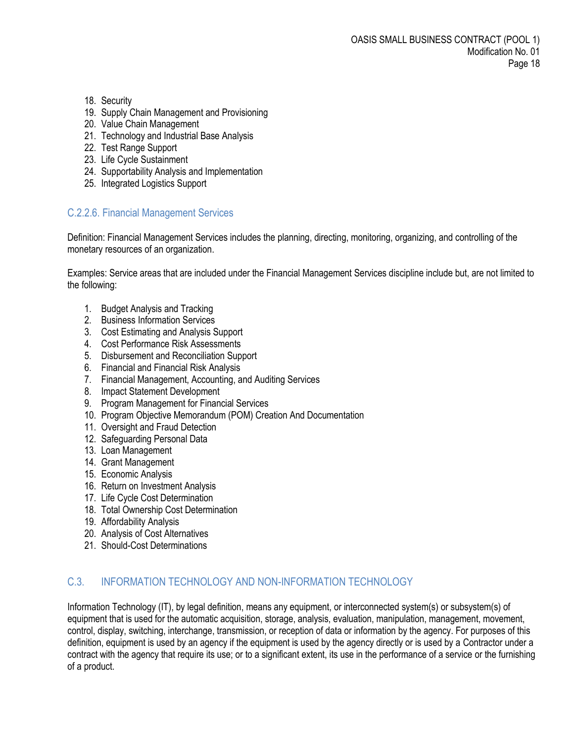18. Security
19. Supply Chain Management and Provisioning
20. Value Chain Management
21. Technology and Industrial Base Analysis
22. Test Range Support
23. Life Cycle Sustainment
24. Supportability Analysis and Implementation
25. Integrated Logistics Support

### C.2.2.6. Financial Management Services

Definition: Financial Management Services includes the planning, directing, monitoring, organizing, and controlling of the monetary resources of an organization.

Examples: Service areas that are included under the Financial Management Services discipline include but, are not limited to the following:

1. Budget Analysis and Tracking
2. Business Information Services
3. Cost Estimating and Analysis Support
4. Cost Performance Risk Assessments
5. Disbursement and Reconciliation Support
6. Financial and Financial Risk Analysis
7. Financial Management, Accounting, and Auditing Services
8. Impact Statement Development
9. Program Management for Financial Services
10. Program Objective Memorandum (POM) Creation And Documentation
11. Oversight and Fraud Detection
12. Safeguarding Personal Data
13. Loan Management
14. Grant Management
15. Economic Analysis
16. Return on Investment Analysis
17. Life Cycle Cost Determination
18. Total Ownership Cost Determination
19. Affordability Analysis
20. Analysis of Cost Alternatives
21. Should-Cost Determinations

## C.3. INFORMATION TECHNOLOGY AND NON-INFORMATION TECHNOLOGY

Information Technology (IT), by legal definition, means any equipment, or interconnected system(s) or subsystem(s) of equipment that is used for the automatic acquisition, storage, analysis, evaluation, manipulation, management, movement, control, display, switching, interchange, transmission, or reception of data or information by the agency. For purposes of this definition, equipment is used by an agency if the equipment is used by the agency directly or is used by a Contractor under a contract with the agency that require its use; or to a significant extent, its use in the performance of a service or the furnishing of a product.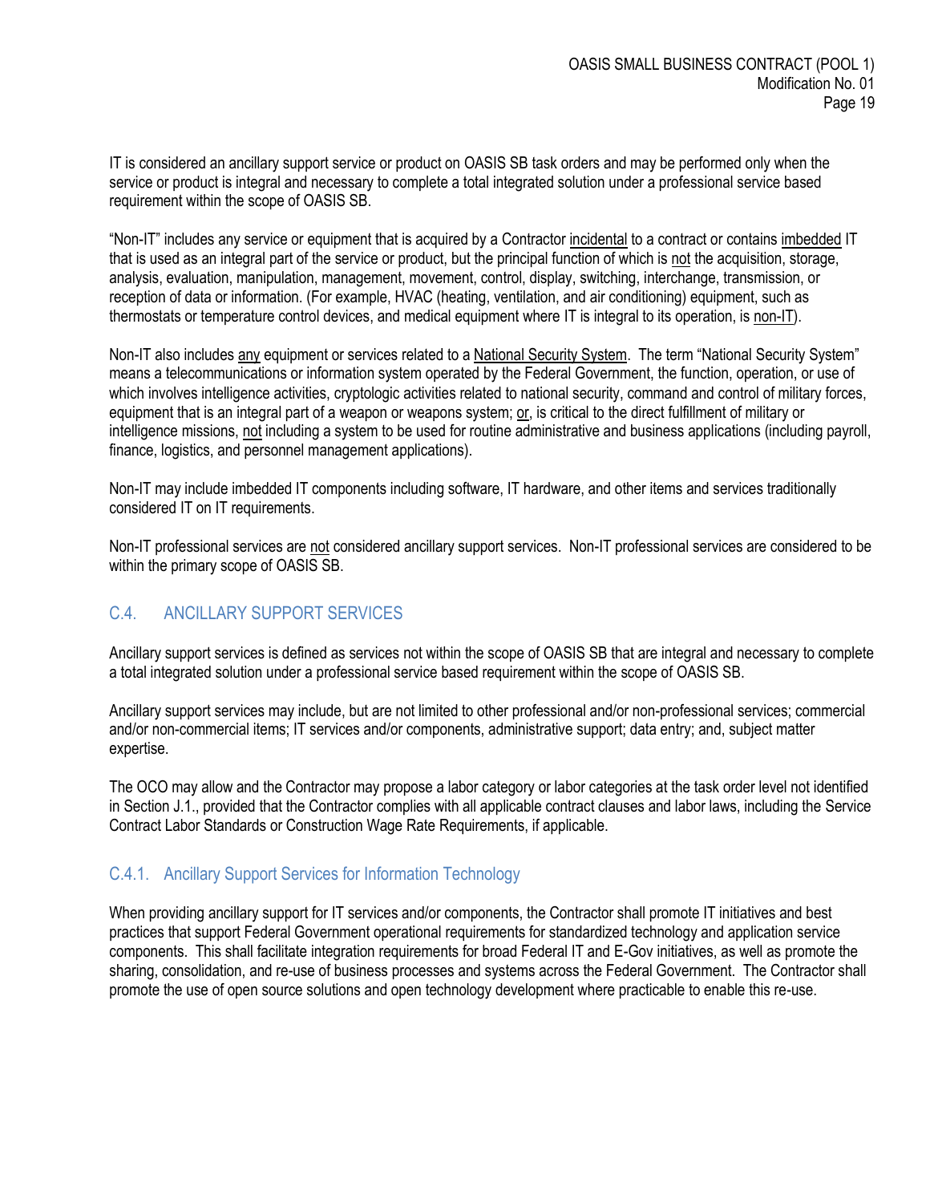IT is considered an ancillary support service or product on OASIS SB task orders and may be performed only when the service or product is integral and necessary to complete a total integrated solution under a professional service based requirement within the scope of OASIS SB.

"Non-IT" includes any service or equipment that is acquired by a Contractor incidental to a contract or contains imbedded IT that is used as an integral part of the service or product, but the principal function of which is not the acquisition, storage, analysis, evaluation, manipulation, management, movement, control, display, switching, interchange, transmission, or reception of data or information. (For example, HVAC (heating, ventilation, and air conditioning) equipment, such as thermostats or temperature control devices, and medical equipment where IT is integral to its operation, is non-IT).

Non-IT also includes any equipment or services related to a National Security System. The term "National Security System" means a telecommunications or information system operated by the Federal Government, the function, operation, or use of which involves intelligence activities, cryptologic activities related to national security, command and control of military forces, equipment that is an integral part of a weapon or weapons system; or, is critical to the direct fulfillment of military or intelligence missions, not including a system to be used for routine administrative and business applications (including payroll, finance, logistics, and personnel management applications).

Non-IT may include imbedded IT components including software, IT hardware, and other items and services traditionally considered IT on IT requirements.

Non-IT professional services are not considered ancillary support services. Non-IT professional services are considered to be within the primary scope of OASIS SB.

## C.4. ANCILLARY SUPPORT SERVICES

Ancillary support services is defined as services not within the scope of OASIS SB that are integral and necessary to complete a total integrated solution under a professional service based requirement within the scope of OASIS SB.

Ancillary support services may include, but are not limited to other professional and/or non-professional services; commercial and/or non-commercial items; IT services and/or components, administrative support; data entry; and, subject matter expertise.

The OCO may allow and the Contractor may propose a labor category or labor categories at the task order level not identified in Section J.1., provided that the Contractor complies with all applicable contract clauses and labor laws, including the Service Contract Labor Standards or Construction Wage Rate Requirements, if applicable.

### C.4.1. Ancillary Support Services for Information Technology

When providing ancillary support for IT services and/or components, the Contractor shall promote IT initiatives and best practices that support Federal Government operational requirements for standardized technology and application service components. This shall facilitate integration requirements for broad Federal IT and E-Gov initiatives, as well as promote the sharing, consolidation, and re-use of business processes and systems across the Federal Government. The Contractor shall promote the use of open source solutions and open technology development where practicable to enable this re-use.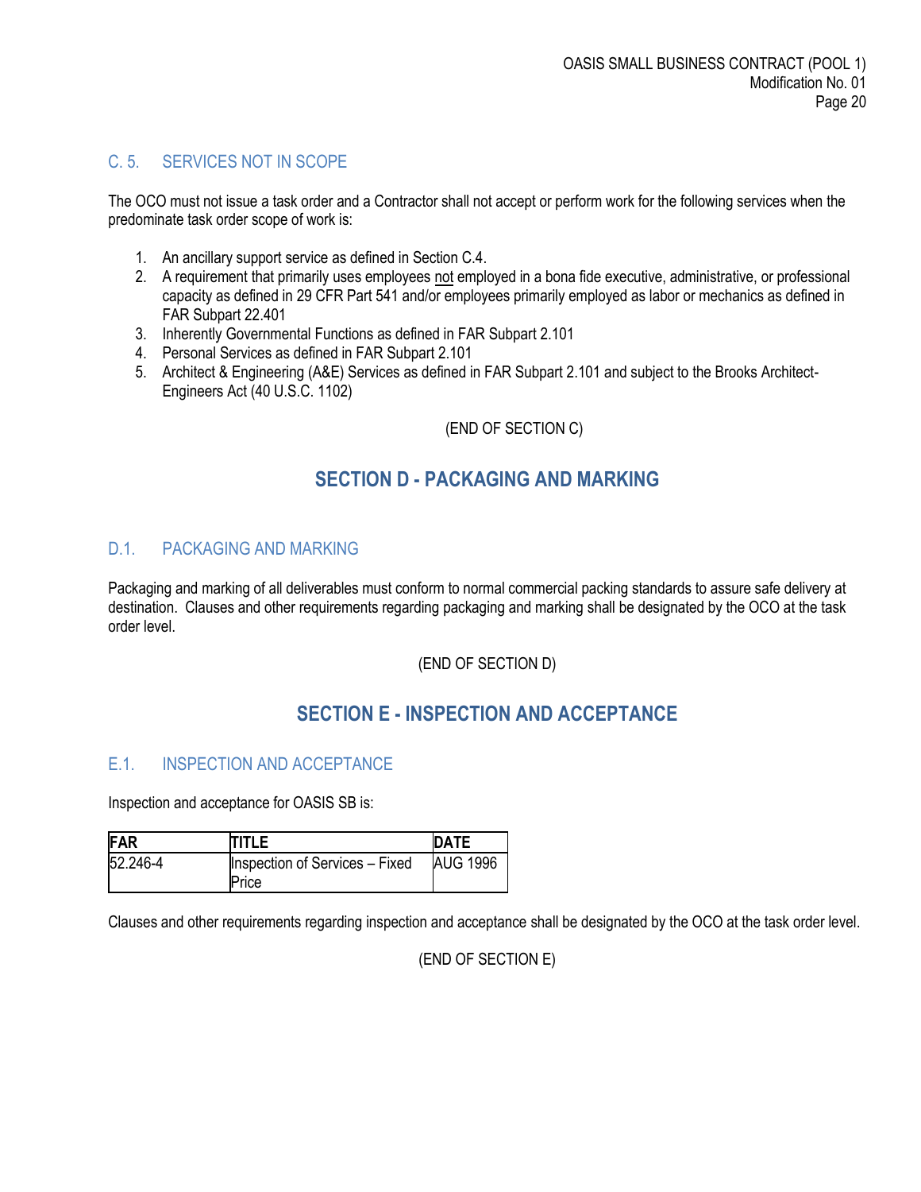### C. 5. SERVICES NOT IN SCOPE

The OCO must not issue a task order and a Contractor shall not accept or perform work for the following services when the predominate task order scope of work is:

1. An ancillary support service as defined in Section C.4.
2. A requirement that primarily uses employees not employed in a bona fide executive, administrative, or professional capacity as defined in 29 CFR Part 541 and/or employees primarily employed as labor or mechanics as defined in FAR Subpart 22.401
3. Inherently Governmental Functions as defined in FAR Subpart 2.101
4. Personal Services as defined in FAR Subpart 2.101
5. Architect & Engineering (A&E) Services as defined in FAR Subpart 2.101 and subject to the Brooks Architect-Engineers Act (40 U.S.C. 1102)

(END OF SECTION C)

## SECTION D - PACKAGING AND MARKING

### D.1. PACKAGING AND MARKING

Packaging and marking of all deliverables must conform to normal commercial packing standards to assure safe delivery at destination. Clauses and other requirements regarding packaging and marking shall be designated by the OCO at the task order level.

(END OF SECTION D)

## SECTION E - INSPECTION AND ACCEPTANCE

### E.1. INSPECTION AND ACCEPTANCE

Inspection and acceptance for OASIS SB is:

| FAR | TITLE | DATE |
|---|---|---|
| 52.246-4 | Inspection of Services – Fixed Price | AUG 1996 |

Clauses and other requirements regarding inspection and acceptance shall be designated by the OCO at the task order level.

(END OF SECTION E)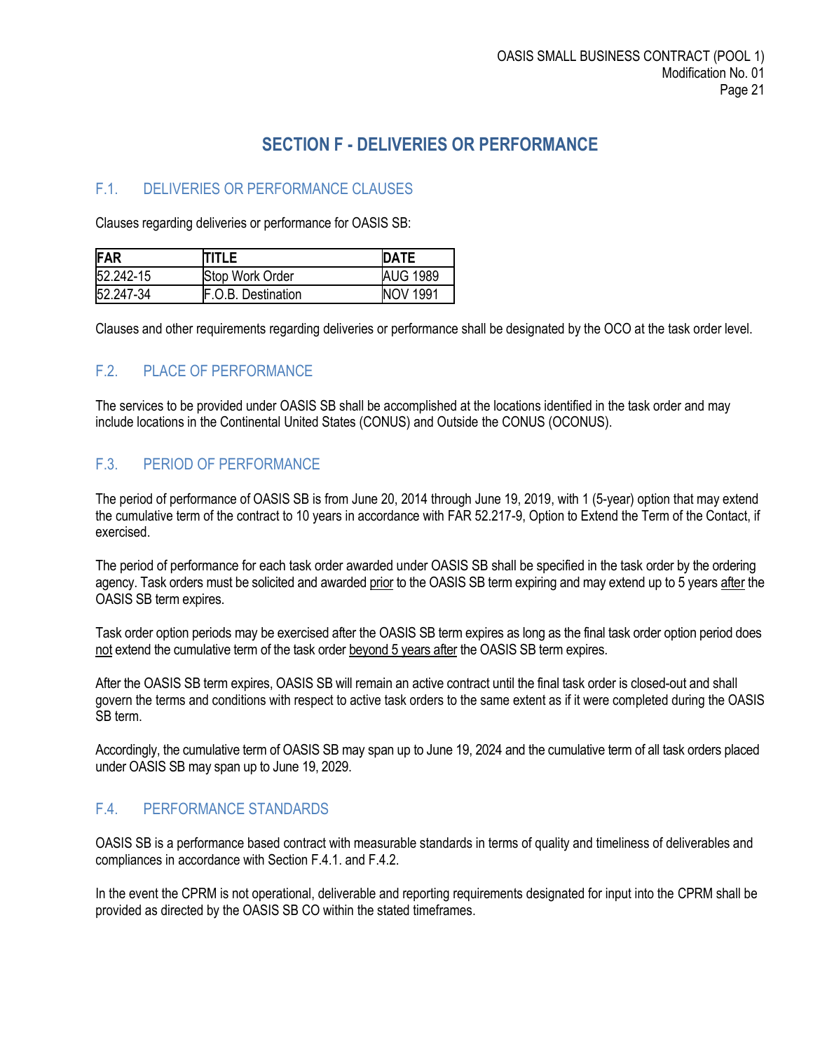# SECTION F - DELIVERIES OR PERFORMANCE

## F.1. DELIVERIES OR PERFORMANCE CLAUSES

Clauses regarding deliveries or performance for OASIS SB:

| FAR | TITLE | DATE |
|---|---|---|
| 52.242-15 | Stop Work Order | AUG 1989 |
| 52.247-34 | F.O.B. Destination | NOV 1991 |

Clauses and other requirements regarding deliveries or performance shall be designated by the OCO at the task order level.

## F.2. PLACE OF PERFORMANCE

The services to be provided under OASIS SB shall be accomplished at the locations identified in the task order and may include locations in the Continental United States (CONUS) and Outside the CONUS (OCONUS).

## F.3. PERIOD OF PERFORMANCE

The period of performance of OASIS SB is from June 20, 2014 through June 19, 2019, with 1 (5-year) option that may extend the cumulative term of the contract to 10 years in accordance with FAR 52.217-9, Option to Extend the Term of the Contact, if exercised.

The period of performance for each task order awarded under OASIS SB shall be specified in the task order by the ordering agency. Task orders must be solicited and awarded <u>prior</u> to the OASIS SB term expiring and may extend up to 5 years <u>after</u> the OASIS SB term expires.

Task order option periods may be exercised after the OASIS SB term expires as long as the final task order option period does <u>not</u> extend the cumulative term of the task order <u>beyond 5 years after</u> the OASIS SB term expires.

After the OASIS SB term expires, OASIS SB will remain an active contract until the final task order is closed-out and shall govern the terms and conditions with respect to active task orders to the same extent as if it were completed during the OASIS SB term.

Accordingly, the cumulative term of OASIS SB may span up to June 19, 2024 and the cumulative term of all task orders placed under OASIS SB may span up to June 19, 2029.

## F.4. PERFORMANCE STANDARDS

OASIS SB is a performance based contract with measurable standards in terms of quality and timeliness of deliverables and compliances in accordance with Section F.4.1. and F.4.2.

In the event the CPRM is not operational, deliverable and reporting requirements designated for input into the CPRM shall be provided as directed by the OASIS SB CO within the stated timeframes.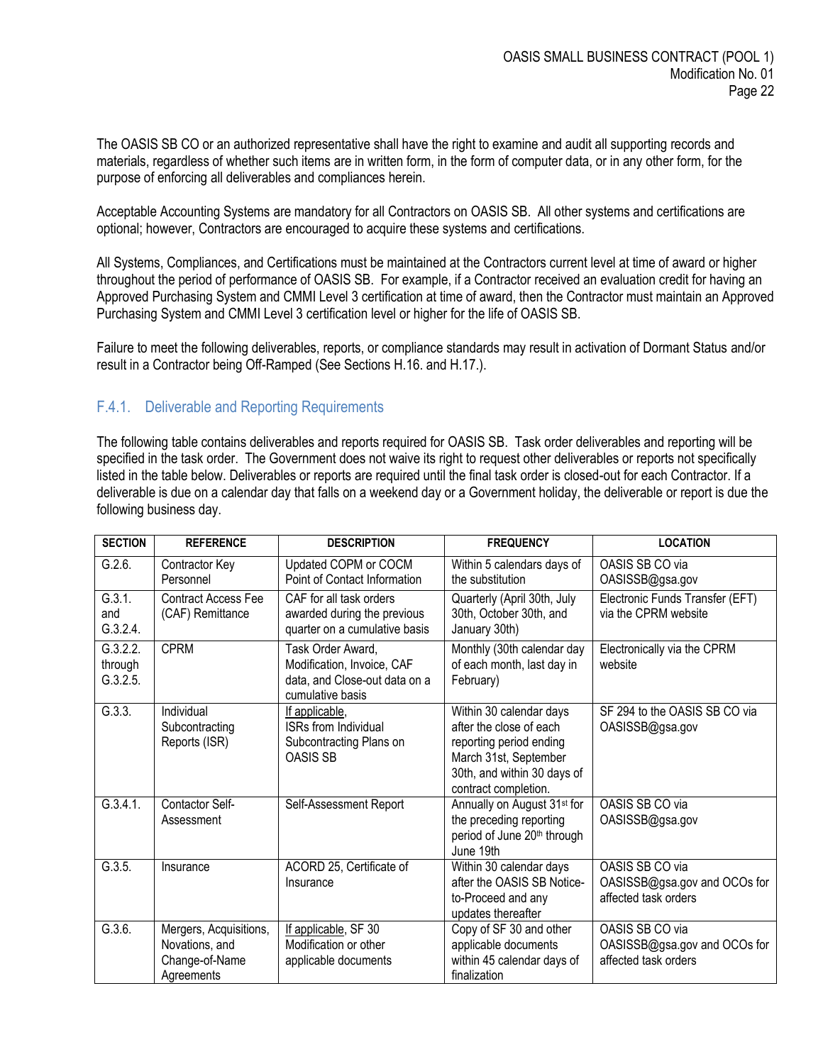The OASIS SB CO or an authorized representative shall have the right to examine and audit all supporting records and materials, regardless of whether such items are in written form, in the form of computer data, or in any other form, for the purpose of enforcing all deliverables and compliances herein.

Acceptable Accounting Systems are mandatory for all Contractors on OASIS SB. All other systems and certifications are optional; however, Contractors are encouraged to acquire these systems and certifications.

All Systems, Compliances, and Certifications must be maintained at the Contractors current level at time of award or higher throughout the period of performance of OASIS SB. For example, if a Contractor received an evaluation credit for having an Approved Purchasing System and CMMI Level 3 certification at time of award, then the Contractor must maintain an Approved Purchasing System and CMMI Level 3 certification level or higher for the life of OASIS SB.

Failure to meet the following deliverables, reports, or compliance standards may result in activation of Dormant Status and/or result in a Contractor being Off-Ramped (See Sections H.16. and H.17.).

### F.4.1. Deliverable and Reporting Requirements

The following table contains deliverables and reports required for OASIS SB. Task order deliverables and reporting will be specified in the task order. The Government does not waive its right to request other deliverables or reports not specifically listed in the table below. Deliverables or reports are required until the final task order is closed-out for each Contractor. If a deliverable is due on a calendar day that falls on a weekend day or a Government holiday, the deliverable or report is due the following business day.

| SECTION | REFERENCE | DESCRIPTION | FREQUENCY | LOCATION |
|---|---|---|---|---|
| G.2.6. | Contractor Key Personnel | Updated COPM or COCM Point of Contact Information | Within 5 calendars days of the substitution | OASIS SB CO via OASISSB@gsa.gov |
| G.3.1. and G.3.2.4. | Contract Access Fee (CAF) Remittance | CAF for all task orders awarded during the previous quarter on a cumulative basis | Quarterly (April 30th, July 30th, October 30th, and January 30th) | Electronic Funds Transfer (EFT) via the CPRM website |
| G.3.2.2. through G.3.2.5. | CPRM | Task Order Award, Modification, Invoice, CAF data, and Close-out data on a cumulative basis | Monthly (30th calendar day of each month, last day in February) | Electronically via the CPRM website |
| G.3.3. | Individual Subcontracting Reports (ISR) | If applicable, ISRs from Individual Subcontracting Plans on OASIS SB | Within 30 calendar days after the close of each reporting period ending March 31st, September 30th, and within 30 days of contract completion. | SF 294 to the OASIS SB CO via OASISSB@gsa.gov |
| G.3.4.1. | Contactor Self-Assessment | Self-Assessment Report | Annually on August 31st for the preceding reporting period of June 20th through June 19th | OASIS SB CO via OASISSB@gsa.gov |
| G.3.5. | Insurance | ACORD 25, Certificate of Insurance | Within 30 calendar days after the OASIS SB Notice-to-Proceed and any updates thereafter | OASIS SB CO via OASISSB@gsa.gov and OCOs for affected task orders |
| G.3.6. | Mergers, Acquisitions, Novations, and Change-of-Name Agreements | If applicable, SF 30 Modification or other applicable documents | Copy of SF 30 and other applicable documents within 45 calendar days of finalization | OASIS SB CO via OASISSB@gsa.gov and OCOs for affected task orders |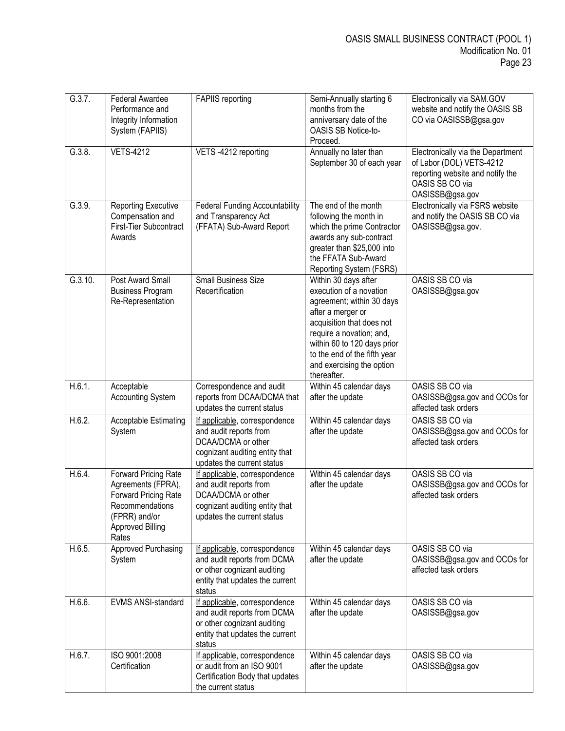| G.3.7. | Federal Awardee Performance and Integrity Information System (FAPIIS) | FAPIIS reporting | Semi-Annually starting 6 months from the anniversary date of the OASIS SB Notice-to-Proceed. | Electronically via SAM.GOV website and notify the OASIS SB CO via OASISSB@gsa.gov |
|---|---|---|---|---|
| G.3.8. | VETS-4212 | VETS -4212 reporting | Annually no later than September 30 of each year | Electronically via the Department of Labor (DOL) VETS-4212 reporting website and notify the OASIS SB CO via OASISSB@gsa.gov |
| G.3.9. | Reporting Executive Compensation and First-Tier Subcontract Awards | Federal Funding Accountability and Transparency Act (FFATA) Sub-Award Report | The end of the month following the month in which the prime Contractor awards any sub-contract greater than $25,000 into the FFATA Sub-Award Reporting System (FSRS) | Electronically via FSRS website and notify the OASIS SB CO via OASISSB@gsa.gov. |
| G.3.10. | Post Award Small Business Program Re-Representation | Small Business Size Recertification | Within 30 days after execution of a novation agreement; within 30 days after a merger or acquisition that does not require a novation; and, within 60 to 120 days prior to the end of the fifth year and exercising the option thereafter. | OASIS SB CO via OASISSB@gsa.gov |
| H.6.1. | Acceptable Accounting System | Correspondence and audit reports from DCAA/DCMA that updates the current status | Within 45 calendar days after the update | OASIS SB CO via OASISSB@gsa.gov and OCOs for affected task orders |
| H.6.2. | Acceptable Estimating System | If applicable, correspondence and audit reports from DCAA/DCMA or other cognizant auditing entity that updates the current status | Within 45 calendar days after the update | OASIS SB CO via OASISSB@gsa.gov and OCOs for affected task orders |
| H.6.4. | Forward Pricing Rate Agreements (FPRA), Forward Pricing Rate Recommendations (FPRR) and/or Approved Billing Rates | If applicable, correspondence and audit reports from DCAA/DCMA or other cognizant auditing entity that updates the current status | Within 45 calendar days after the update | OASIS SB CO via OASISSB@gsa.gov and OCOs for affected task orders |
| H.6.5. | Approved Purchasing System | If applicable, correspondence and audit reports from DCMA or other cognizant auditing entity that updates the current status | Within 45 calendar days after the update | OASIS SB CO via OASISSB@gsa.gov and OCOs for affected task orders |
| H.6.6. | EVMS ANSI-standard | If applicable, correspondence and audit reports from DCMA or other cognizant auditing entity that updates the current status | Within 45 calendar days after the update | OASIS SB CO via OASISSB@gsa.gov |
| H.6.7. | ISO 9001:2008 Certification | If applicable, correspondence or audit from an ISO 9001 Certification Body that updates the current status | Within 45 calendar days after the update | OASIS SB CO via OASISSB@gsa.gov |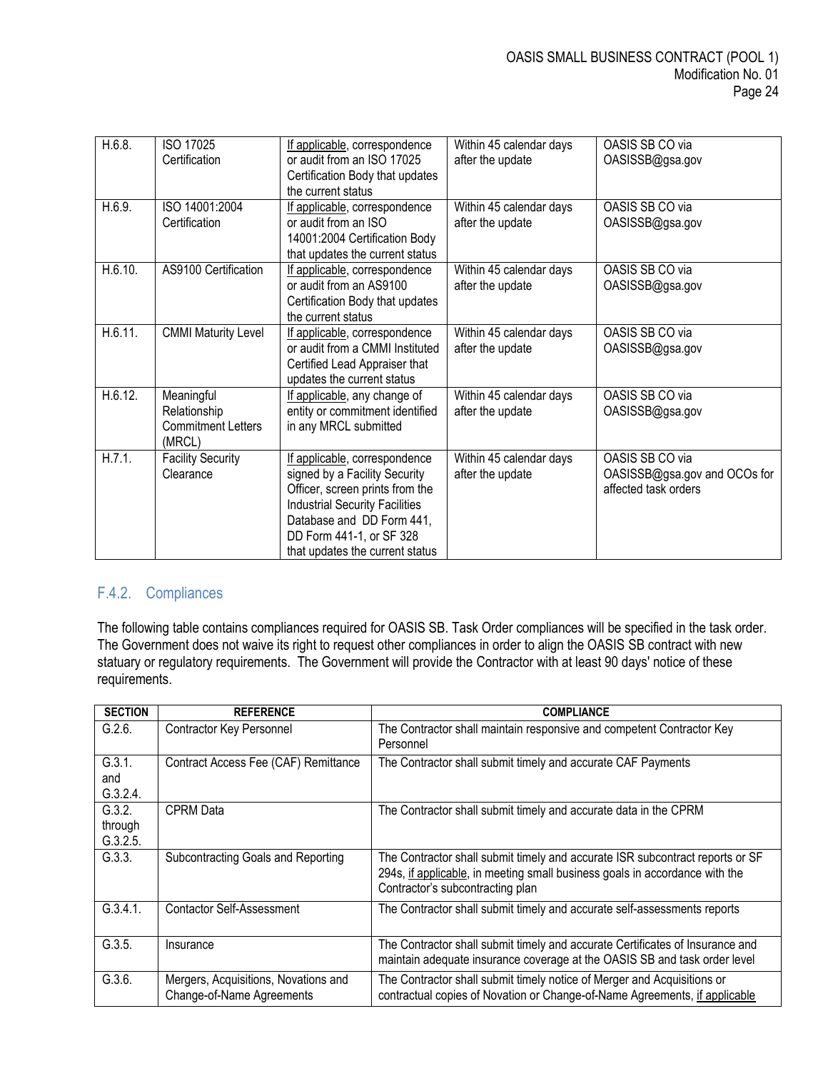| H.6.8. | ISO 17025 Certification | If applicable, correspondence or audit from an ISO 17025 Certification Body that updates the current status | Within 45 calendar days after the update | OASIS SB CO via OASISSB@gsa.gov |
|---|---|---|---|---|
| H.6.9. | ISO 14001:2004 Certification | If applicable, correspondence or audit from an ISO 14001:2004 Certification Body that updates the current status | Within 45 calendar days after the update | OASIS SB CO via OASISSB@gsa.gov |
| H.6.10. | AS9100 Certification | If applicable, correspondence or audit from an AS9100 Certification Body that updates the current status | Within 45 calendar days after the update | OASIS SB CO via OASISSB@gsa.gov |
| H.6.11. | CMMI Maturity Level | If applicable, correspondence or audit from a CMMI Instituted Certified Lead Appraiser that updates the current status | Within 45 calendar days after the update | OASIS SB CO via OASISSB@gsa.gov |
| H.6.12. | Meaningful Relationship Commitment Letters (MRCL) | If applicable, any change of entity or commitment identified in any MRCL submitted | Within 45 calendar days after the update | OASIS SB CO via OASISSB@gsa.gov |
| H.7.1. | Facility Security Clearance | If applicable, correspondence signed by a Facility Security Officer, screen prints from the Industrial Security Facilities Database and DD Form 441, DD Form 441-1, or SF 328 that updates the current status | Within 45 calendar days after the update | OASIS SB CO via OASISSB@gsa.gov and OCOs for affected task orders |

## F.4.2. Compliances

The following table contains compliances required for OASIS SB. Task Order compliances will be specified in the task order. The Government does not waive its right to request other compliances in order to align the OASIS SB contract with new statuary or regulatory requirements. The Government will provide the Contractor with at least 90 days' notice of these requirements.

| SECTION | REFERENCE | COMPLIANCE |
|---|---|---|
| G.2.6. | Contractor Key Personnel | The Contractor shall maintain responsive and competent Contractor Key Personnel |
| G.3.1. and G.3.2.4. | Contract Access Fee (CAF) Remittance | The Contractor shall submit timely and accurate CAF Payments |
| G.3.2. through G.3.2.5. | CPRM Data | The Contractor shall submit timely and accurate data in the CPRM |
| G.3.3. | Subcontracting Goals and Reporting | The Contractor shall submit timely and accurate ISR subcontract reports or SF 294s, if applicable, in meeting small business goals in accordance with the Contractor's subcontracting plan |
| G.3.4.1. | Contactor Self-Assessment | The Contractor shall submit timely and accurate self-assessments reports |
| G.3.5. | Insurance | The Contractor shall submit timely and accurate Certificates of Insurance and maintain adequate insurance coverage at the OASIS SB and task order level |
| G.3.6. | Mergers, Acquisitions, Novations and Change-of-Name Agreements | The Contractor shall submit timely notice of Merger and Acquisitions or contractual copies of Novation or Change-of-Name Agreements, if applicable |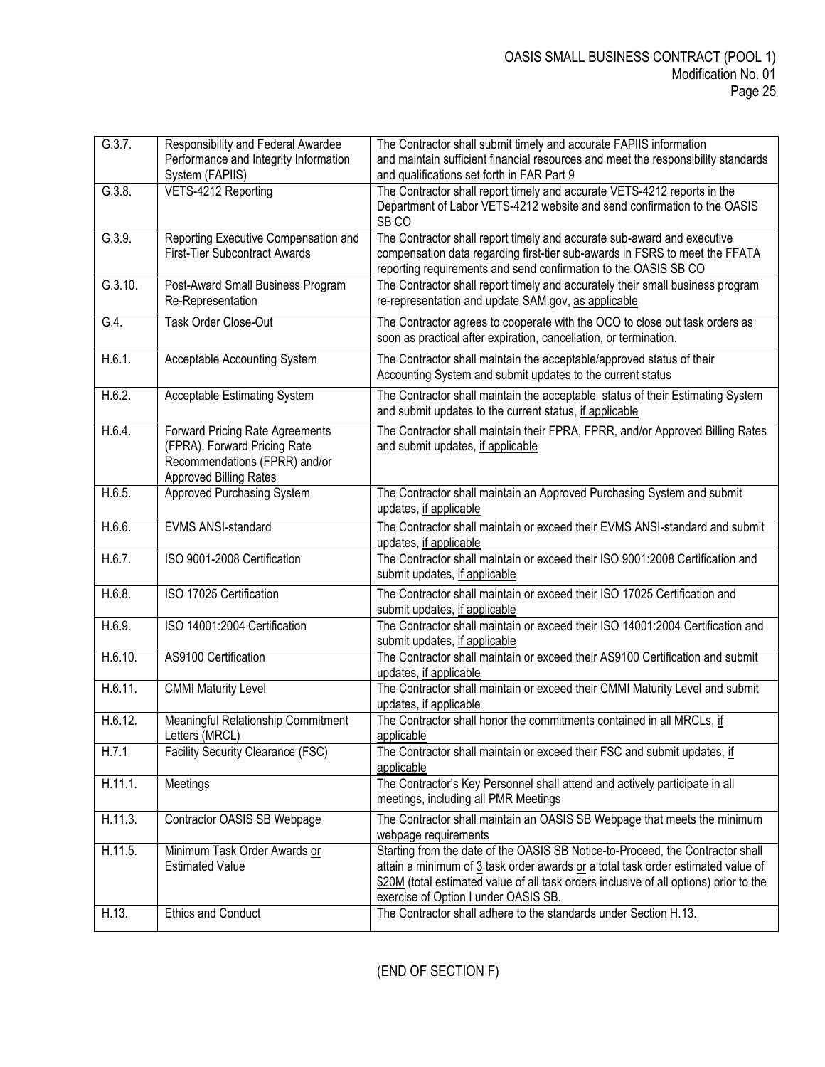| G.3.7. | Responsibility and Federal Awardee Performance and Integrity Information System (FAPIIS) | The Contractor shall submit timely and accurate FAPIIS information and maintain sufficient financial resources and meet the responsibility standards and qualifications set forth in FAR Part 9 |
|---|---|---|
| G.3.8. | VETS-4212 Reporting | The Contractor shall report timely and accurate VETS-4212 reports in the Department of Labor VETS-4212 website and send confirmation to the OASIS SB CO |
| G.3.9. | Reporting Executive Compensation and First-Tier Subcontract Awards | The Contractor shall report timely and accurate sub-award and executive compensation data regarding first-tier sub-awards in FSRS to meet the FFATA reporting requirements and send confirmation to the OASIS SB CO |
| G.3.10. | Post-Award Small Business Program Re-Representation | The Contractor shall report timely and accurately their small business program re-representation and update SAM.gov, as applicable |
| G.4. | Task Order Close-Out | The Contractor agrees to cooperate with the OCO to close out task orders as soon as practical after expiration, cancellation, or termination. |
| H.6.1. | Acceptable Accounting System | The Contractor shall maintain the acceptable/approved status of their Accounting System and submit updates to the current status |
| H.6.2. | Acceptable Estimating System | The Contractor shall maintain the acceptable status of their Estimating System and submit updates to the current status, if applicable |
| H.6.4. | Forward Pricing Rate Agreements (FPRA), Forward Pricing Rate Recommendations (FPRR) and/or Approved Billing Rates | The Contractor shall maintain their FPRA, FPRR, and/or Approved Billing Rates and submit updates, if applicable |
| H.6.5. | Approved Purchasing System | The Contractor shall maintain an Approved Purchasing System and submit updates, if applicable |
| H.6.6. | EVMS ANSI-standard | The Contractor shall maintain or exceed their EVMS ANSI-standard and submit updates, if applicable |
| H.6.7. | ISO 9001-2008 Certification | The Contractor shall maintain or exceed their ISO 9001:2008 Certification and submit updates, if applicable |
| H.6.8. | ISO 17025 Certification | The Contractor shall maintain or exceed their ISO 17025 Certification and submit updates, if applicable |
| H.6.9. | ISO 14001:2004 Certification | The Contractor shall maintain or exceed their ISO 14001:2004 Certification and submit updates, if applicable |
| H.6.10. | AS9100 Certification | The Contractor shall maintain or exceed their AS9100 Certification and submit updates, if applicable |
| H.6.11. | CMMI Maturity Level | The Contractor shall maintain or exceed their CMMI Maturity Level and submit updates, if applicable |
| H.6.12. | Meaningful Relationship Commitment Letters (MRCL) | The Contractor shall honor the commitments contained in all MRCLs, if applicable |
| H.7.1 | Facility Security Clearance (FSC) | The Contractor shall maintain or exceed their FSC and submit updates, if applicable |
| H.11.1. | Meetings | The Contractor's Key Personnel shall attend and actively participate in all meetings, including all PMR Meetings |
| H.11.3. | Contractor OASIS SB Webpage | The Contractor shall maintain an OASIS SB Webpage that meets the minimum webpage requirements |
| H.11.5. | Minimum Task Order Awards or Estimated Value | Starting from the date of the OASIS SB Notice-to-Proceed, the Contractor shall attain a minimum of 3 task order awards or a total task order estimated value of $20M (total estimated value of all task orders inclusive of all options) prior to the exercise of Option I under OASIS SB. |
| H.13. | Ethics and Conduct | The Contractor shall adhere to the standards under Section H.13. |

(END OF SECTION F)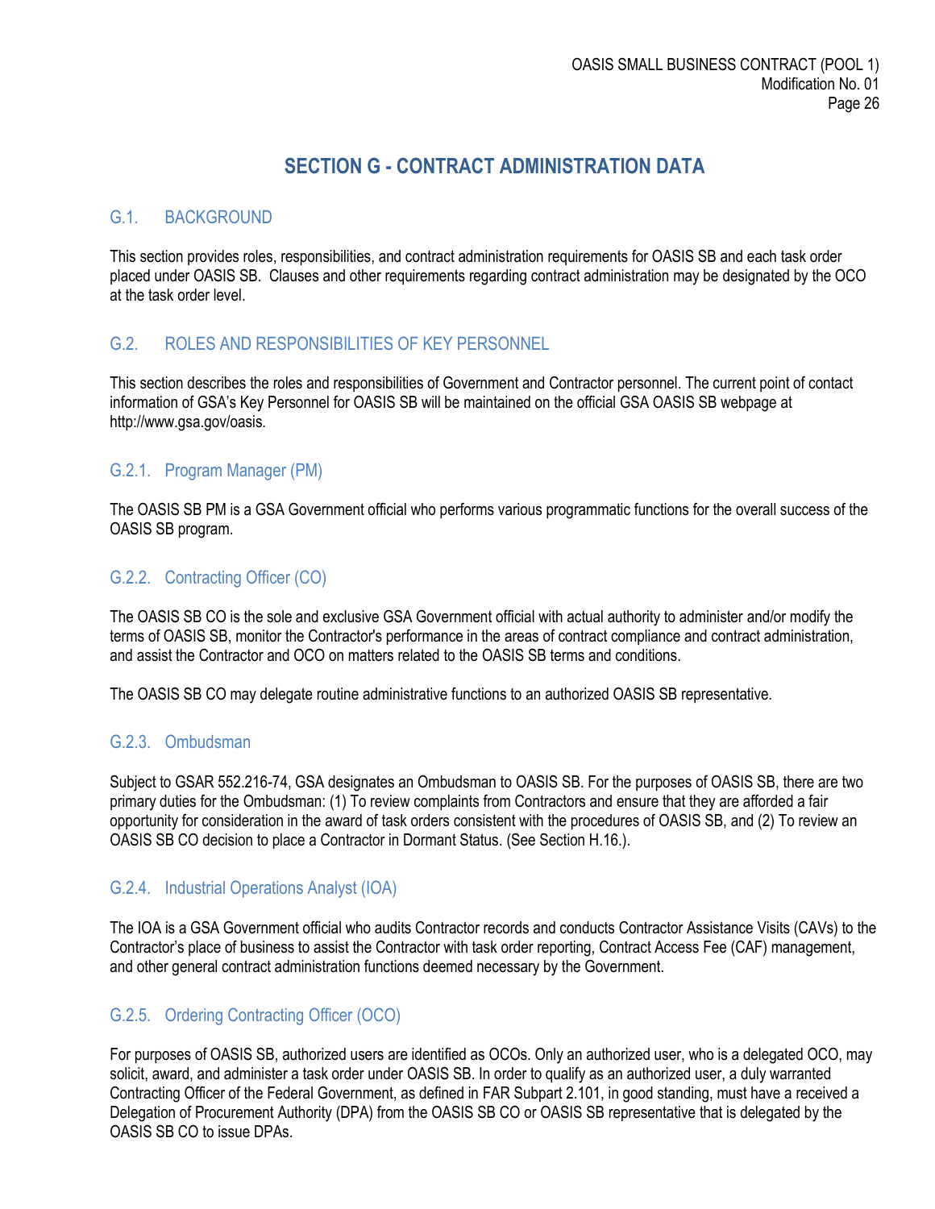# SECTION G - CONTRACT ADMINISTRATION DATA

## G.1. BACKGROUND

This section provides roles, responsibilities, and contract administration requirements for OASIS SB and each task order placed under OASIS SB. Clauses and other requirements regarding contract administration may be designated by the OCO at the task order level.

## G.2. ROLES AND RESPONSIBILITIES OF KEY PERSONNEL

This section describes the roles and responsibilities of Government and Contractor personnel. The current point of contact information of GSA's Key Personnel for OASIS SB will be maintained on the official GSA OASIS SB webpage at http://www.gsa.gov/oasis.

### G.2.1. Program Manager (PM)

The OASIS SB PM is a GSA Government official who performs various programmatic functions for the overall success of the OASIS SB program.

### G.2.2. Contracting Officer (CO)

The OASIS SB CO is the sole and exclusive GSA Government official with actual authority to administer and/or modify the terms of OASIS SB, monitor the Contractor's performance in the areas of contract compliance and contract administration, and assist the Contractor and OCO on matters related to the OASIS SB terms and conditions.

The OASIS SB CO may delegate routine administrative functions to an authorized OASIS SB representative.

### G.2.3. Ombudsman

Subject to GSAR 552.216-74, GSA designates an Ombudsman to OASIS SB. For the purposes of OASIS SB, there are two primary duties for the Ombudsman: (1) To review complaints from Contractors and ensure that they are afforded a fair opportunity for consideration in the award of task orders consistent with the procedures of OASIS SB, and (2) To review an OASIS SB CO decision to place a Contractor in Dormant Status. (See Section H.16.).

### G.2.4. Industrial Operations Analyst (IOA)

The IOA is a GSA Government official who audits Contractor records and conducts Contractor Assistance Visits (CAVs) to the Contractor's place of business to assist the Contractor with task order reporting, Contract Access Fee (CAF) management, and other general contract administration functions deemed necessary by the Government.

### G.2.5. Ordering Contracting Officer (OCO)

For purposes of OASIS SB, authorized users are identified as OCOs. Only an authorized user, who is a delegated OCO, may solicit, award, and administer a task order under OASIS SB. In order to qualify as an authorized user, a duly warranted Contracting Officer of the Federal Government, as defined in FAR Subpart 2.101, in good standing, must have a received a Delegation of Procurement Authority (DPA) from the OASIS SB CO or OASIS SB representative that is delegated by the OASIS SB CO to issue DPAs.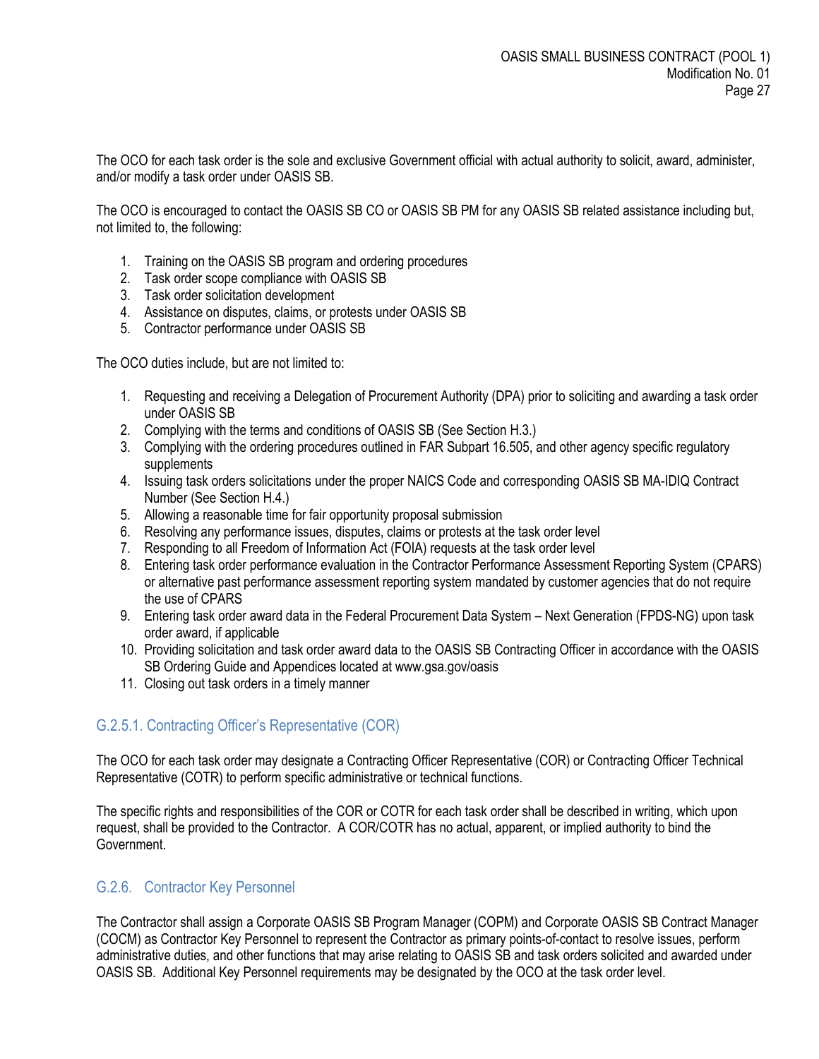The OCO for each task order is the sole and exclusive Government official with actual authority to solicit, award, administer, and/or modify a task order under OASIS SB.

The OCO is encouraged to contact the OASIS SB CO or OASIS SB PM for any OASIS SB related assistance including but, not limited to, the following:

1. Training on the OASIS SB program and ordering procedures
2. Task order scope compliance with OASIS SB
3. Task order solicitation development
4. Assistance on disputes, claims, or protests under OASIS SB
5. Contractor performance under OASIS SB

The OCO duties include, but are not limited to:

1. Requesting and receiving a Delegation of Procurement Authority (DPA) prior to soliciting and awarding a task order under OASIS SB
2. Complying with the terms and conditions of OASIS SB (See Section H.3.)
3. Complying with the ordering procedures outlined in FAR Subpart 16.505, and other agency specific regulatory supplements
4. Issuing task orders solicitations under the proper NAICS Code and corresponding OASIS SB MA-IDIQ Contract Number (See Section H.4.)
5. Allowing a reasonable time for fair opportunity proposal submission
6. Resolving any performance issues, disputes, claims or protests at the task order level
7. Responding to all Freedom of Information Act (FOIA) requests at the task order level
8. Entering task order performance evaluation in the Contractor Performance Assessment Reporting System (CPARS) or alternative past performance assessment reporting system mandated by customer agencies that do not require the use of CPARS
9. Entering task order award data in the Federal Procurement Data System – Next Generation (FPDS-NG) upon task order award, if applicable
10. Providing solicitation and task order award data to the OASIS SB Contracting Officer in accordance with the OASIS SB Ordering Guide and Appendices located at www.gsa.gov/oasis
11. Closing out task orders in a timely manner

### G.2.5.1. Contracting Officer's Representative (COR)

The OCO for each task order may designate a Contracting Officer Representative (COR) or Contracting Officer Technical Representative (COTR) to perform specific administrative or technical functions.

The specific rights and responsibilities of the COR or COTR for each task order shall be described in writing, which upon request, shall be provided to the Contractor. A COR/COTR has no actual, apparent, or implied authority to bind the Government.

### G.2.6. Contractor Key Personnel

The Contractor shall assign a Corporate OASIS SB Program Manager (COPM) and Corporate OASIS SB Contract Manager (COCM) as Contractor Key Personnel to represent the Contractor as primary points-of-contact to resolve issues, perform administrative duties, and other functions that may arise relating to OASIS SB and task orders solicited and awarded under OASIS SB. Additional Key Personnel requirements may be designated by the OCO at the task order level.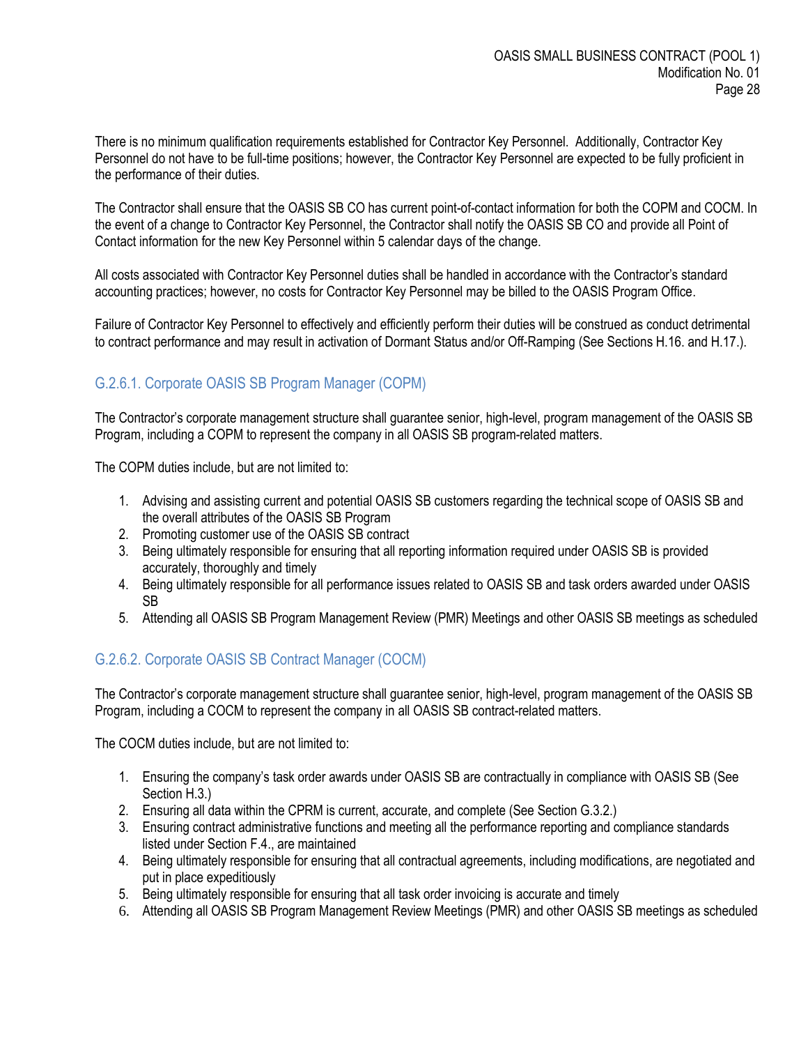There is no minimum qualification requirements established for Contractor Key Personnel. Additionally, Contractor Key Personnel do not have to be full-time positions; however, the Contractor Key Personnel are expected to be fully proficient in the performance of their duties.

The Contractor shall ensure that the OASIS SB CO has current point-of-contact information for both the COPM and COCM. In the event of a change to Contractor Key Personnel, the Contractor shall notify the OASIS SB CO and provide all Point of Contact information for the new Key Personnel within 5 calendar days of the change.

All costs associated with Contractor Key Personnel duties shall be handled in accordance with the Contractor's standard accounting practices; however, no costs for Contractor Key Personnel may be billed to the OASIS Program Office.

Failure of Contractor Key Personnel to effectively and efficiently perform their duties will be construed as conduct detrimental to contract performance and may result in activation of Dormant Status and/or Off-Ramping (See Sections H.16. and H.17.).

### G.2.6.1. Corporate OASIS SB Program Manager (COPM)

The Contractor's corporate management structure shall guarantee senior, high-level, program management of the OASIS SB Program, including a COPM to represent the company in all OASIS SB program-related matters.

The COPM duties include, but are not limited to:

1. Advising and assisting current and potential OASIS SB customers regarding the technical scope of OASIS SB and the overall attributes of the OASIS SB Program
2. Promoting customer use of the OASIS SB contract
3. Being ultimately responsible for ensuring that all reporting information required under OASIS SB is provided accurately, thoroughly and timely
4. Being ultimately responsible for all performance issues related to OASIS SB and task orders awarded under OASIS SB
5. Attending all OASIS SB Program Management Review (PMR) Meetings and other OASIS SB meetings as scheduled

### G.2.6.2. Corporate OASIS SB Contract Manager (COCM)

The Contractor's corporate management structure shall guarantee senior, high-level, program management of the OASIS SB Program, including a COCM to represent the company in all OASIS SB contract-related matters.

The COCM duties include, but are not limited to:

1. Ensuring the company's task order awards under OASIS SB are contractually in compliance with OASIS SB (See Section H.3.)
2. Ensuring all data within the CPRM is current, accurate, and complete (See Section G.3.2.)
3. Ensuring contract administrative functions and meeting all the performance reporting and compliance standards listed under Section F.4., are maintained
4. Being ultimately responsible for ensuring that all contractual agreements, including modifications, are negotiated and put in place expeditiously
5. Being ultimately responsible for ensuring that all task order invoicing is accurate and timely
6. Attending all OASIS SB Program Management Review Meetings (PMR) and other OASIS SB meetings as scheduled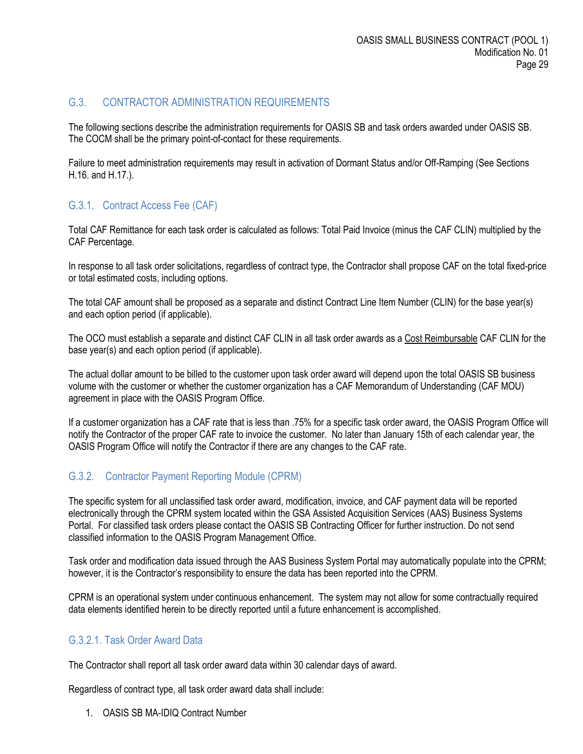## G.3. CONTRACTOR ADMINISTRATION REQUIREMENTS

The following sections describe the administration requirements for OASIS SB and task orders awarded under OASIS SB. The COCM shall be the primary point-of-contact for these requirements.

Failure to meet administration requirements may result in activation of Dormant Status and/or Off-Ramping (See Sections H.16. and H.17.).

### G.3.1. Contract Access Fee (CAF)

Total CAF Remittance for each task order is calculated as follows: Total Paid Invoice (minus the CAF CLIN) multiplied by the CAF Percentage.

In response to all task order solicitations, regardless of contract type, the Contractor shall propose CAF on the total fixed-price or total estimated costs, including options.

The total CAF amount shall be proposed as a separate and distinct Contract Line Item Number (CLIN) for the base year(s) and each option period (if applicable).

The OCO must establish a separate and distinct CAF CLIN in all task order awards as a Cost Reimbursable CAF CLIN for the base year(s) and each option period (if applicable).

The actual dollar amount to be billed to the customer upon task order award will depend upon the total OASIS SB business volume with the customer or whether the customer organization has a CAF Memorandum of Understanding (CAF MOU) agreement in place with the OASIS Program Office.

If a customer organization has a CAF rate that is less than .75% for a specific task order award, the OASIS Program Office will notify the Contractor of the proper CAF rate to invoice the customer. No later than January 15th of each calendar year, the OASIS Program Office will notify the Contractor if there are any changes to the CAF rate.

### G.3.2. Contractor Payment Reporting Module (CPRM)

The specific system for all unclassified task order award, modification, invoice, and CAF payment data will be reported electronically through the CPRM system located within the GSA Assisted Acquisition Services (AAS) Business Systems Portal. For classified task orders please contact the OASIS SB Contracting Officer for further instruction. Do not send classified information to the OASIS Program Management Office.

Task order and modification data issued through the AAS Business System Portal may automatically populate into the CPRM; however, it is the Contractor's responsibility to ensure the data has been reported into the CPRM.

CPRM is an operational system under continuous enhancement. The system may not allow for some contractually required data elements identified herein to be directly reported until a future enhancement is accomplished.

#### G.3.2.1. Task Order Award Data

The Contractor shall report all task order award data within 30 calendar days of award.

Regardless of contract type, all task order award data shall include:

1. OASIS SB MA-IDIQ Contract Number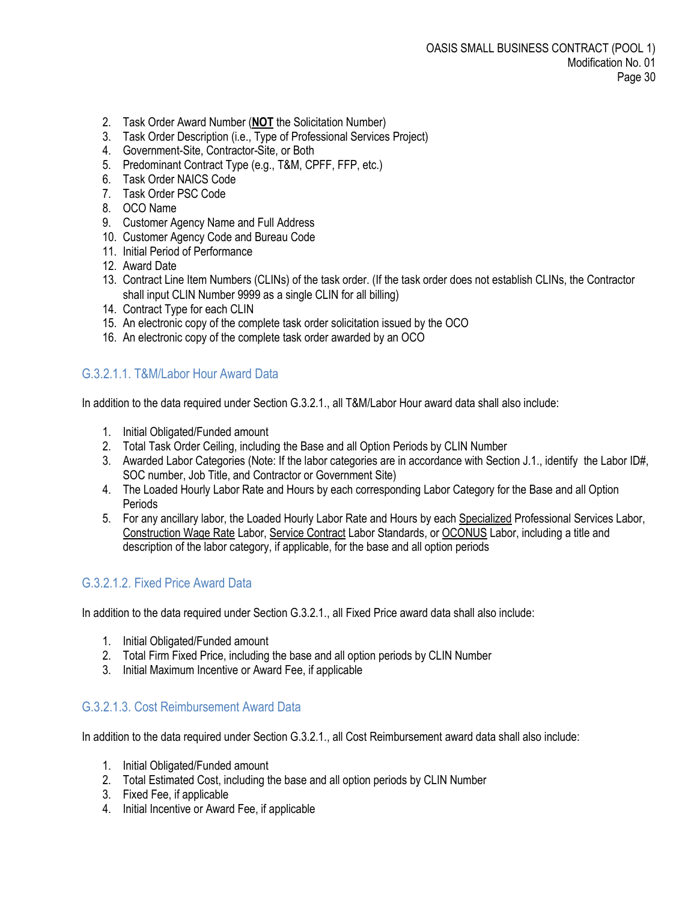2. Task Order Award Number (**<u>NOT</u>** the Solicitation Number)
3. Task Order Description (i.e., Type of Professional Services Project)
4. Government-Site, Contractor-Site, or Both
5. Predominant Contract Type (e.g., T&M, CPFF, FFP, etc.)
6. Task Order NAICS Code
7. Task Order PSC Code
8. OCO Name
9. Customer Agency Name and Full Address
10. Customer Agency Code and Bureau Code
11. Initial Period of Performance
12. Award Date
13. Contract Line Item Numbers (CLINs) of the task order. (If the task order does not establish CLINs, the Contractor shall input CLIN Number 9999 as a single CLIN for all billing)
14. Contract Type for each CLIN
15. An electronic copy of the complete task order solicitation issued by the OCO
16. An electronic copy of the complete task order awarded by an OCO

### G.3.2.1.1. T&M/Labor Hour Award Data

In addition to the data required under Section G.3.2.1., all T&M/Labor Hour award data shall also include:

1. Initial Obligated/Funded amount
2. Total Task Order Ceiling, including the Base and all Option Periods by CLIN Number
3. Awarded Labor Categories (Note: If the labor categories are in accordance with Section J.1., identify the Labor ID#, SOC number, Job Title, and Contractor or Government Site)
4. The Loaded Hourly Labor Rate and Hours by each corresponding Labor Category for the Base and all Option Periods
5. For any ancillary labor, the Loaded Hourly Labor Rate and Hours by each <u>Specialized</u> Professional Services Labor, <u>Construction Wage Rate</u> Labor, <u>Service Contract</u> Labor Standards, or <u>OCONUS</u> Labor, including a title and description of the labor category, if applicable, for the base and all option periods

### G.3.2.1.2. Fixed Price Award Data

In addition to the data required under Section G.3.2.1., all Fixed Price award data shall also include:

1. Initial Obligated/Funded amount
2. Total Firm Fixed Price, including the base and all option periods by CLIN Number
3. Initial Maximum Incentive or Award Fee, if applicable

### G.3.2.1.3. Cost Reimbursement Award Data

In addition to the data required under Section G.3.2.1., all Cost Reimbursement award data shall also include:

1. Initial Obligated/Funded amount
2. Total Estimated Cost, including the base and all option periods by CLIN Number
3. Fixed Fee, if applicable
4. Initial Incentive or Award Fee, if applicable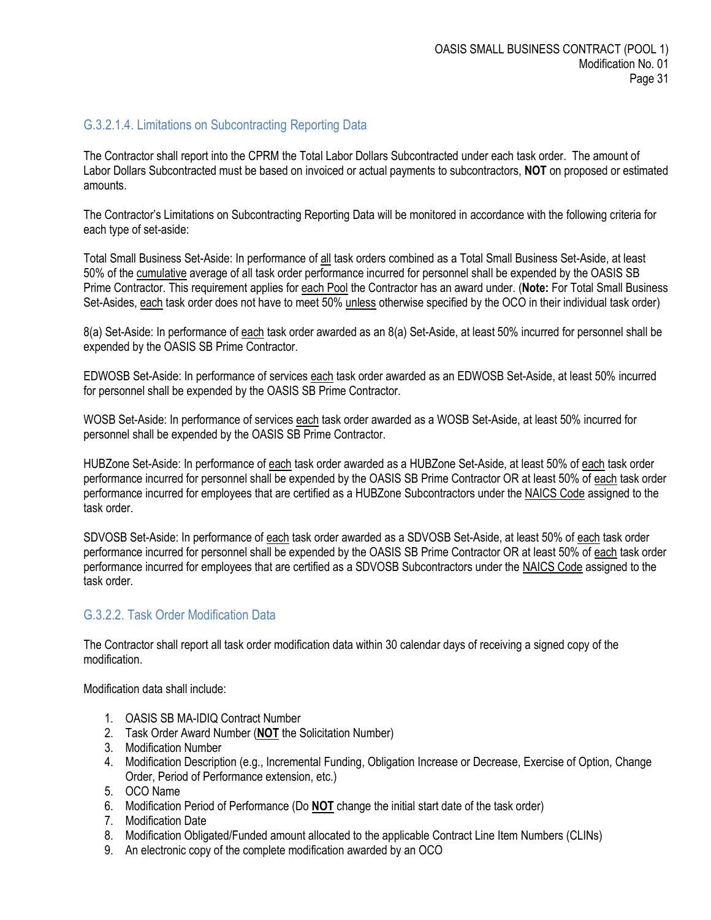### G.3.2.1.4. Limitations on Subcontracting Reporting Data

The Contractor shall report into the CPRM the Total Labor Dollars Subcontracted under each task order. The amount of Labor Dollars Subcontracted must be based on invoiced or actual payments to subcontractors, **NOT** on proposed or estimated amounts.

The Contractor's Limitations on Subcontracting Reporting Data will be monitored in accordance with the following criteria for each type of set-aside:

Total Small Business Set-Aside: In performance of all task orders combined as a Total Small Business Set-Aside, at least 50% of the cumulative average of all task order performance incurred for personnel shall be expended by the OASIS SB Prime Contractor. This requirement applies for each Pool the Contractor has an award under. (**Note:** For Total Small Business Set-Asides, each task order does not have to meet 50% unless otherwise specified by the OCO in their individual task order)

8(a) Set-Aside: In performance of each task order awarded as an 8(a) Set-Aside, at least 50% incurred for personnel shall be expended by the OASIS SB Prime Contractor.

EDWOSB Set-Aside: In performance of services each task order awarded as an EDWOSB Set-Aside, at least 50% incurred for personnel shall be expended by the OASIS SB Prime Contractor.

WOSB Set-Aside: In performance of services each task order awarded as a WOSB Set-Aside, at least 50% incurred for personnel shall be expended by the OASIS SB Prime Contractor.

HUBZone Set-Aside: In performance of each task order awarded as a HUBZone Set-Aside, at least 50% of each task order performance incurred for personnel shall be expended by the OASIS SB Prime Contractor OR at least 50% of each task order performance incurred for employees that are certified as a HUBZone Subcontractors under the NAICS Code assigned to the task order.

SDVOSB Set-Aside: In performance of each task order awarded as a SDVOSB Set-Aside, at least 50% of each task order performance incurred for personnel shall be expended by the OASIS SB Prime Contractor OR at least 50% of each task order performance incurred for employees that are certified as a SDVOSB Subcontractors under the NAICS Code assigned to the task order.

### G.3.2.2. Task Order Modification Data

The Contractor shall report all task order modification data within 30 calendar days of receiving a signed copy of the modification.

Modification data shall include:

1. OASIS SB MA-IDIQ Contract Number
2. Task Order Award Number (**NOT** the Solicitation Number)
3. Modification Number
4. Modification Description (e.g., Incremental Funding, Obligation Increase or Decrease, Exercise of Option, Change Order, Period of Performance extension, etc.)
5. OCO Name
6. Modification Period of Performance (Do **NOT** change the initial start date of the task order)
7. Modification Date
8. Modification Obligated/Funded amount allocated to the applicable Contract Line Item Numbers (CLINs)
9. An electronic copy of the complete modification awarded by an OCO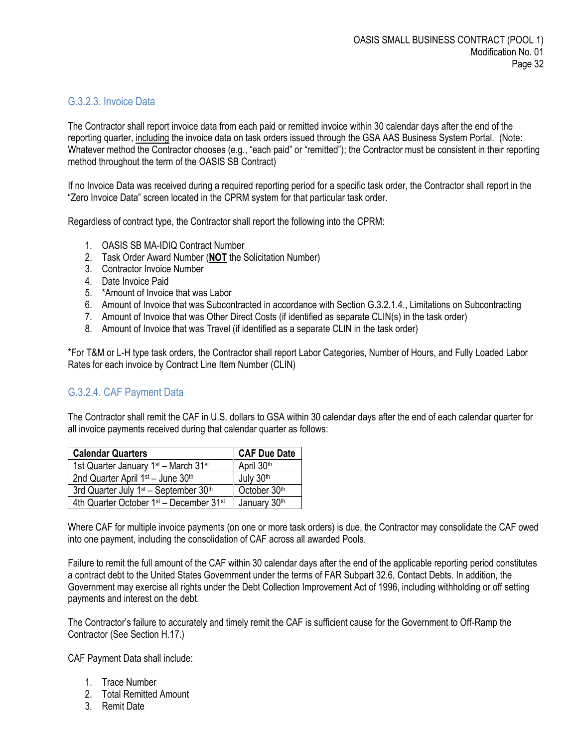### G.3.2.3. Invoice Data

The Contractor shall report invoice data from each paid or remitted invoice within 30 calendar days after the end of the reporting quarter, <u>including</u> the invoice data on task orders issued through the GSA AAS Business System Portal. (Note: Whatever method the Contractor chooses (e.g., "each paid" or "remitted"); the Contractor must be consistent in their reporting method throughout the term of the OASIS SB Contract)

If no Invoice Data was received during a required reporting period for a specific task order, the Contractor shall report in the "Zero Invoice Data" screen located in the CPRM system for that particular task order.

Regardless of contract type, the Contractor shall report the following into the CPRM:

1. OASIS SB MA-IDIQ Contract Number
2. Task Order Award Number (**<u>NOT</u>** the Solicitation Number)
3. Contractor Invoice Number
4. Date Invoice Paid
5. *Amount of Invoice that was Labor
6. Amount of Invoice that was Subcontracted in accordance with Section G.3.2.1.4., Limitations on Subcontracting
7. Amount of Invoice that was Other Direct Costs (if identified as separate CLIN(s) in the task order)
8. Amount of Invoice that was Travel (if identified as a separate CLIN in the task order)

*For T&M or L-H type task orders, the Contractor shall report Labor Categories, Number of Hours, and Fully Loaded Labor Rates for each invoice by Contract Line Item Number (CLIN)

### G.3.2.4. CAF Payment Data

The Contractor shall remit the CAF in U.S. dollars to GSA within 30 calendar days after the end of each calendar quarter for all invoice payments received during that calendar quarter as follows:

| Calendar Quarters | CAF Due Date |
|---|---|
| 1st Quarter January 1st – March 31st | April 30th |
| 2nd Quarter April 1st – June 30th | July 30th |
| 3rd Quarter July 1st – September 30th | October 30th |
| 4th Quarter October 1st – December 31st | January 30th |

Where CAF for multiple invoice payments (on one or more task orders) is due, the Contractor may consolidate the CAF owed into one payment, including the consolidation of CAF across all awarded Pools.

Failure to remit the full amount of the CAF within 30 calendar days after the end of the applicable reporting period constitutes a contract debt to the United States Government under the terms of FAR Subpart 32.6, Contact Debts. In addition, the Government may exercise all rights under the Debt Collection Improvement Act of 1996, including withholding or off setting payments and interest on the debt.

The Contractor's failure to accurately and timely remit the CAF is sufficient cause for the Government to Off-Ramp the Contractor (See Section H.17.)

CAF Payment Data shall include:

1. Trace Number
2. Total Remitted Amount
3. Remit Date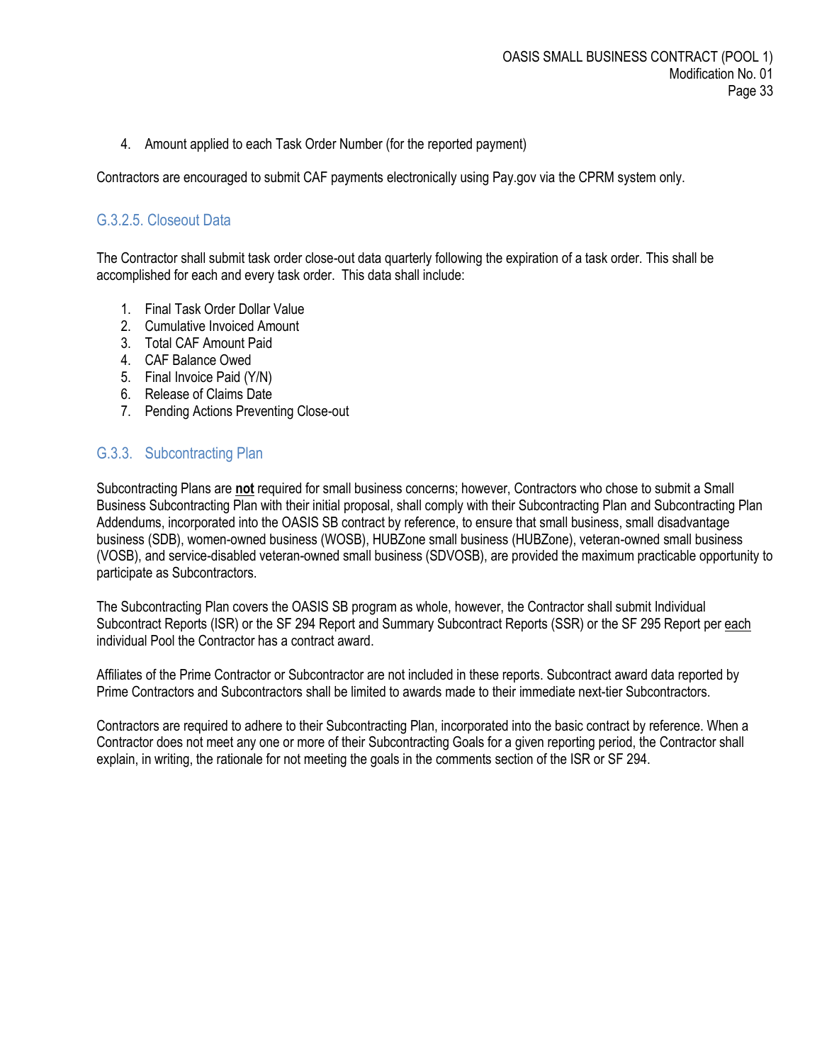4. Amount applied to each Task Order Number (for the reported payment)

Contractors are encouraged to submit CAF payments electronically using Pay.gov via the CPRM system only.

#### G.3.2.5. Closeout Data

The Contractor shall submit task order close-out data quarterly following the expiration of a task order. This shall be accomplished for each and every task order. This data shall include:

1. Final Task Order Dollar Value
2. Cumulative Invoiced Amount
3. Total CAF Amount Paid
4. CAF Balance Owed
5. Final Invoice Paid (Y/N)
6. Release of Claims Date
7. Pending Actions Preventing Close-out

### G.3.3. Subcontracting Plan

Subcontracting Plans are **not** required for small business concerns; however, Contractors who chose to submit a Small Business Subcontracting Plan with their initial proposal, shall comply with their Subcontracting Plan and Subcontracting Plan Addendums, incorporated into the OASIS SB contract by reference, to ensure that small business, small disadvantage business (SDB), women-owned business (WOSB), HUBZone small business (HUBZone), veteran-owned small business (VOSB), and service-disabled veteran-owned small business (SDVOSB), are provided the maximum practicable opportunity to participate as Subcontractors.

The Subcontracting Plan covers the OASIS SB program as whole, however, the Contractor shall submit Individual Subcontract Reports (ISR) or the SF 294 Report and Summary Subcontract Reports (SSR) or the SF 295 Report per each individual Pool the Contractor has a contract award.

Affiliates of the Prime Contractor or Subcontractor are not included in these reports. Subcontract award data reported by Prime Contractors and Subcontractors shall be limited to awards made to their immediate next-tier Subcontractors.

Contractors are required to adhere to their Subcontracting Plan, incorporated into the basic contract by reference. When a Contractor does not meet any one or more of their Subcontracting Goals for a given reporting period, the Contractor shall explain, in writing, the rationale for not meeting the goals in the comments section of the ISR or SF 294.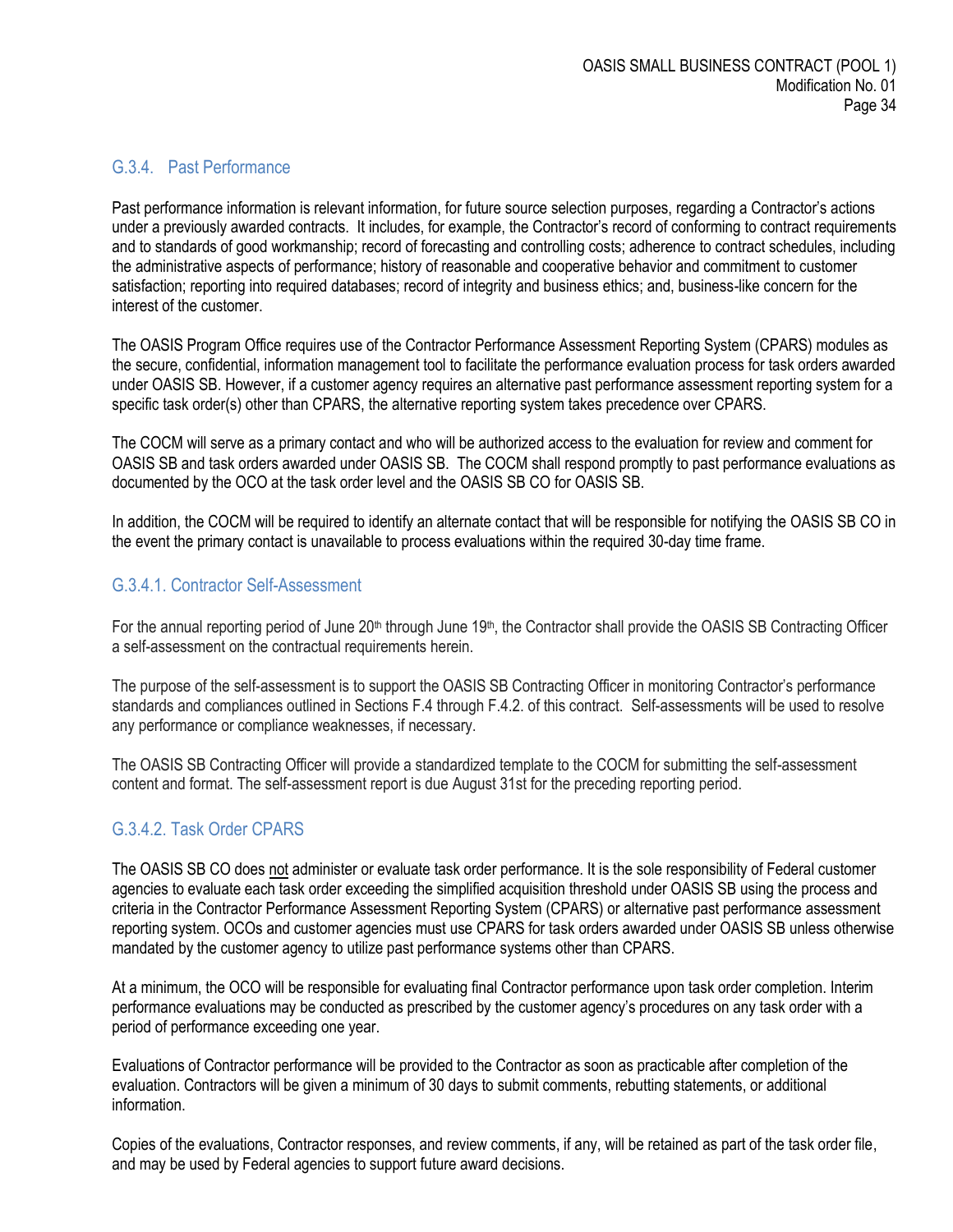### G.3.4. Past Performance

Past performance information is relevant information, for future source selection purposes, regarding a Contractor's actions under a previously awarded contracts. It includes, for example, the Contractor's record of conforming to contract requirements and to standards of good workmanship; record of forecasting and controlling costs; adherence to contract schedules, including the administrative aspects of performance; history of reasonable and cooperative behavior and commitment to customer satisfaction; reporting into required databases; record of integrity and business ethics; and, business-like concern for the interest of the customer.

The OASIS Program Office requires use of the Contractor Performance Assessment Reporting System (CPARS) modules as the secure, confidential, information management tool to facilitate the performance evaluation process for task orders awarded under OASIS SB. However, if a customer agency requires an alternative past performance assessment reporting system for a specific task order(s) other than CPARS, the alternative reporting system takes precedence over CPARS.

The COCM will serve as a primary contact and who will be authorized access to the evaluation for review and comment for OASIS SB and task orders awarded under OASIS SB. The COCM shall respond promptly to past performance evaluations as documented by the OCO at the task order level and the OASIS SB CO for OASIS SB.

In addition, the COCM will be required to identify an alternate contact that will be responsible for notifying the OASIS SB CO in the event the primary contact is unavailable to process evaluations within the required 30-day time frame.

#### G.3.4.1. Contractor Self-Assessment

For the annual reporting period of June 20th through June 19th, the Contractor shall provide the OASIS SB Contracting Officer a self-assessment on the contractual requirements herein.

The purpose of the self-assessment is to support the OASIS SB Contracting Officer in monitoring Contractor's performance standards and compliances outlined in Sections F.4 through F.4.2. of this contract. Self-assessments will be used to resolve any performance or compliance weaknesses, if necessary.

The OASIS SB Contracting Officer will provide a standardized template to the COCM for submitting the self-assessment content and format. The self-assessment report is due August 31st for the preceding reporting period.

#### G.3.4.2. Task Order CPARS

The OASIS SB CO does not administer or evaluate task order performance. It is the sole responsibility of Federal customer agencies to evaluate each task order exceeding the simplified acquisition threshold under OASIS SB using the process and criteria in the Contractor Performance Assessment Reporting System (CPARS) or alternative past performance assessment reporting system. OCOs and customer agencies must use CPARS for task orders awarded under OASIS SB unless otherwise mandated by the customer agency to utilize past performance systems other than CPARS.

At a minimum, the OCO will be responsible for evaluating final Contractor performance upon task order completion. Interim performance evaluations may be conducted as prescribed by the customer agency's procedures on any task order with a period of performance exceeding one year.

Evaluations of Contractor performance will be provided to the Contractor as soon as practicable after completion of the evaluation. Contractors will be given a minimum of 30 days to submit comments, rebutting statements, or additional information.

Copies of the evaluations, Contractor responses, and review comments, if any, will be retained as part of the task order file, and may be used by Federal agencies to support future award decisions.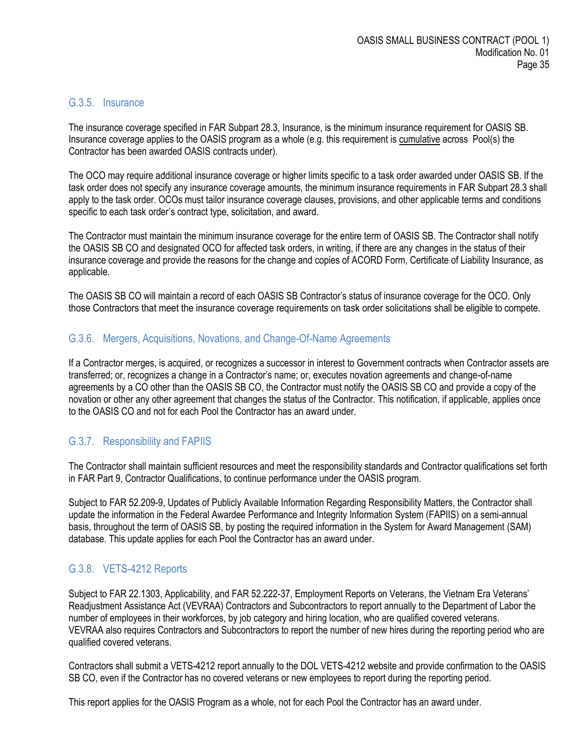### G.3.5. Insurance

The insurance coverage specified in FAR Subpart 28.3, Insurance, is the minimum insurance requirement for OASIS SB. Insurance coverage applies to the OASIS program as a whole (e.g. this requirement is cumulative across Pool(s) the Contractor has been awarded OASIS contracts under).

The OCO may require additional insurance coverage or higher limits specific to a task order awarded under OASIS SB. If the task order does not specify any insurance coverage amounts, the minimum insurance requirements in FAR Subpart 28.3 shall apply to the task order. OCOs must tailor insurance coverage clauses, provisions, and other applicable terms and conditions specific to each task order's contract type, solicitation, and award.

The Contractor must maintain the minimum insurance coverage for the entire term of OASIS SB. The Contractor shall notify the OASIS SB CO and designated OCO for affected task orders, in writing, if there are any changes in the status of their insurance coverage and provide the reasons for the change and copies of ACORD Form, Certificate of Liability Insurance, as applicable.

The OASIS SB CO will maintain a record of each OASIS SB Contractor's status of insurance coverage for the OCO. Only those Contractors that meet the insurance coverage requirements on task order solicitations shall be eligible to compete.

### G.3.6. Mergers, Acquisitions, Novations, and Change-Of-Name Agreements

If a Contractor merges, is acquired, or recognizes a successor in interest to Government contracts when Contractor assets are transferred; or, recognizes a change in a Contractor's name; or, executes novation agreements and change-of-name agreements by a CO other than the OASIS SB CO, the Contractor must notify the OASIS SB CO and provide a copy of the novation or other any other agreement that changes the status of the Contractor. This notification, if applicable, applies once to the OASIS CO and not for each Pool the Contractor has an award under.

### G.3.7. Responsibility and FAPIIS

The Contractor shall maintain sufficient resources and meet the responsibility standards and Contractor qualifications set forth in FAR Part 9, Contractor Qualifications, to continue performance under the OASIS program.

Subject to FAR 52.209-9, Updates of Publicly Available Information Regarding Responsibility Matters, the Contractor shall update the information in the Federal Awardee Performance and Integrity Information System (FAPIIS) on a semi-annual basis, throughout the term of OASIS SB, by posting the required information in the System for Award Management (SAM) database. This update applies for each Pool the Contractor has an award under.

### G.3.8. VETS-4212 Reports

Subject to FAR 22.1303, Applicability, and FAR 52.222-37, Employment Reports on Veterans, the Vietnam Era Veterans' Readjustment Assistance Act (VEVRAA) Contractors and Subcontractors to report annually to the Department of Labor the number of employees in their workforces, by job category and hiring location, who are qualified covered veterans. VEVRAA also requires Contractors and Subcontractors to report the number of new hires during the reporting period who are qualified covered veterans.

Contractors shall submit a VETS-4212 report annually to the DOL VETS-4212 website and provide confirmation to the OASIS SB CO, even if the Contractor has no covered veterans or new employees to report during the reporting period.

This report applies for the OASIS Program as a whole, not for each Pool the Contractor has an award under.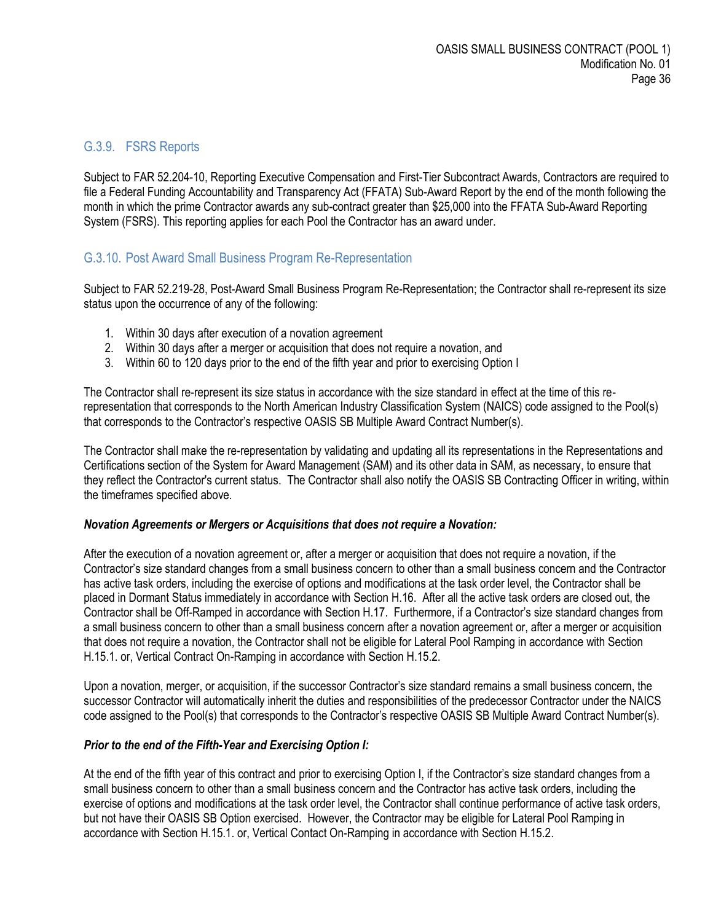### G.3.9. FSRS Reports

Subject to FAR 52.204-10, Reporting Executive Compensation and First-Tier Subcontract Awards, Contractors are required to file a Federal Funding Accountability and Transparency Act (FFATA) Sub-Award Report by the end of the month following the month in which the prime Contractor awards any sub-contract greater than $25,000 into the FFATA Sub-Award Reporting System (FSRS). This reporting applies for each Pool the Contractor has an award under.

### G.3.10. Post Award Small Business Program Re-Representation

Subject to FAR 52.219-28, Post-Award Small Business Program Re-Representation; the Contractor shall re-represent its size status upon the occurrence of any of the following:

1. Within 30 days after execution of a novation agreement
2. Within 30 days after a merger or acquisition that does not require a novation, and
3. Within 60 to 120 days prior to the end of the fifth year and prior to exercising Option I

The Contractor shall re-represent its size status in accordance with the size standard in effect at the time of this re-representation that corresponds to the North American Industry Classification System (NAICS) code assigned to the Pool(s) that corresponds to the Contractor's respective OASIS SB Multiple Award Contract Number(s).

The Contractor shall make the re-representation by validating and updating all its representations in the Representations and Certifications section of the System for Award Management (SAM) and its other data in SAM, as necessary, to ensure that they reflect the Contractor's current status. The Contractor shall also notify the OASIS SB Contracting Officer in writing, within the timeframes specified above.

***Novation Agreements or Mergers or Acquisitions that does not require a Novation:***

After the execution of a novation agreement or, after a merger or acquisition that does not require a novation, if the Contractor's size standard changes from a small business concern to other than a small business concern and the Contractor has active task orders, including the exercise of options and modifications at the task order level, the Contractor shall be placed in Dormant Status immediately in accordance with Section H.16. After all the active task orders are closed out, the Contractor shall be Off-Ramped in accordance with Section H.17. Furthermore, if a Contractor's size standard changes from a small business concern to other than a small business concern after a novation agreement or, after a merger or acquisition that does not require a novation, the Contractor shall not be eligible for Lateral Pool Ramping in accordance with Section H.15.1. or, Vertical Contract On-Ramping in accordance with Section H.15.2.

Upon a novation, merger, or acquisition, if the successor Contractor's size standard remains a small business concern, the successor Contractor will automatically inherit the duties and responsibilities of the predecessor Contractor under the NAICS code assigned to the Pool(s) that corresponds to the Contractor's respective OASIS SB Multiple Award Contract Number(s).

***Prior to the end of the Fifth-Year and Exercising Option I:***

At the end of the fifth year of this contract and prior to exercising Option I, if the Contractor's size standard changes from a small business concern to other than a small business concern and the Contractor has active task orders, including the exercise of options and modifications at the task order level, the Contractor shall continue performance of active task orders, but not have their OASIS SB Option exercised. However, the Contractor may be eligible for Lateral Pool Ramping in accordance with Section H.15.1. or, Vertical Contact On-Ramping in accordance with Section H.15.2.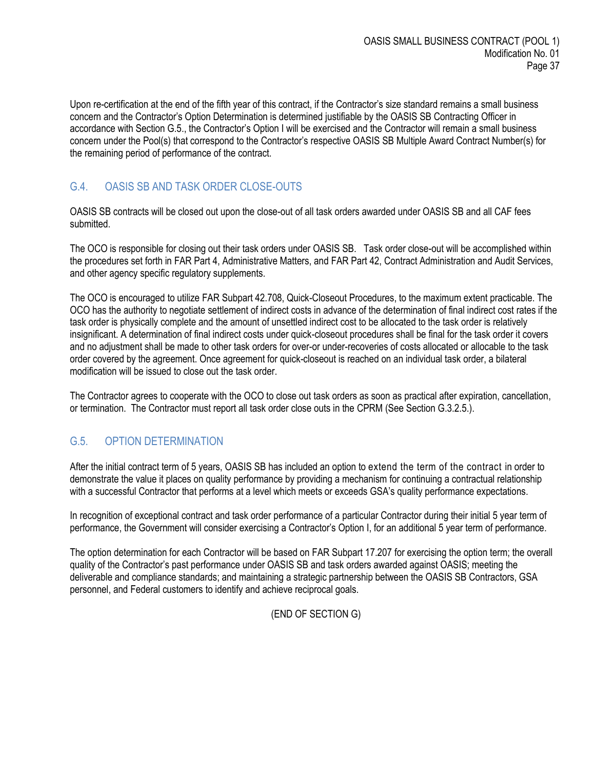Upon re-certification at the end of the fifth year of this contract, if the Contractor's size standard remains a small business concern and the Contractor's Option Determination is determined justifiable by the OASIS SB Contracting Officer in accordance with Section G.5., the Contractor's Option I will be exercised and the Contractor will remain a small business concern under the Pool(s) that correspond to the Contractor's respective OASIS SB Multiple Award Contract Number(s) for the remaining period of performance of the contract.

## G.4. OASIS SB AND TASK ORDER CLOSE-OUTS

OASIS SB contracts will be closed out upon the close-out of all task orders awarded under OASIS SB and all CAF fees submitted.

The OCO is responsible for closing out their task orders under OASIS SB. Task order close-out will be accomplished within the procedures set forth in FAR Part 4, Administrative Matters, and FAR Part 42, Contract Administration and Audit Services, and other agency specific regulatory supplements.

The OCO is encouraged to utilize FAR Subpart 42.708, Quick-Closeout Procedures, to the maximum extent practicable. The OCO has the authority to negotiate settlement of indirect costs in advance of the determination of final indirect cost rates if the task order is physically complete and the amount of unsettled indirect cost to be allocated to the task order is relatively insignificant. A determination of final indirect costs under quick-closeout procedures shall be final for the task order it covers and no adjustment shall be made to other task orders for over-or under-recoveries of costs allocated or allocable to the task order covered by the agreement. Once agreement for quick-closeout is reached on an individual task order, a bilateral modification will be issued to close out the task order.

The Contractor agrees to cooperate with the OCO to close out task orders as soon as practical after expiration, cancellation, or termination. The Contractor must report all task order close outs in the CPRM (See Section G.3.2.5.).

## G.5. OPTION DETERMINATION

After the initial contract term of 5 years, OASIS SB has included an option to extend the term of the contract in order to demonstrate the value it places on quality performance by providing a mechanism for continuing a contractual relationship with a successful Contractor that performs at a level which meets or exceeds GSA's quality performance expectations.

In recognition of exceptional contract and task order performance of a particular Contractor during their initial 5 year term of performance, the Government will consider exercising a Contractor's Option I, for an additional 5 year term of performance.

The option determination for each Contractor will be based on FAR Subpart 17.207 for exercising the option term; the overall quality of the Contractor's past performance under OASIS SB and task orders awarded against OASIS; meeting the deliverable and compliance standards; and maintaining a strategic partnership between the OASIS SB Contractors, GSA personnel, and Federal customers to identify and achieve reciprocal goals.

(END OF SECTION G)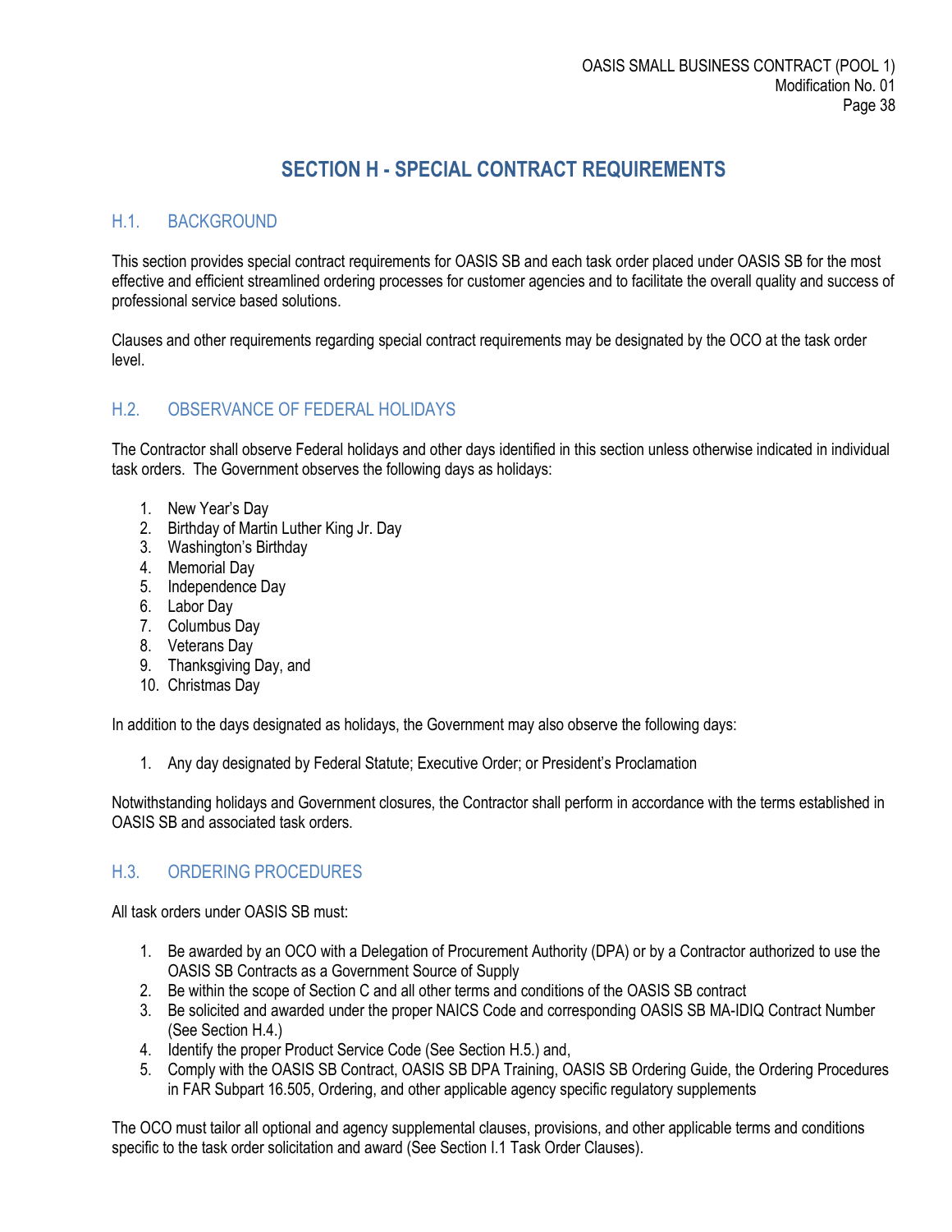# SECTION H - SPECIAL CONTRACT REQUIREMENTS

## H.1. BACKGROUND

This section provides special contract requirements for OASIS SB and each task order placed under OASIS SB for the most effective and efficient streamlined ordering processes for customer agencies and to facilitate the overall quality and success of professional service based solutions.

Clauses and other requirements regarding special contract requirements may be designated by the OCO at the task order level.

## H.2. OBSERVANCE OF FEDERAL HOLIDAYS

The Contractor shall observe Federal holidays and other days identified in this section unless otherwise indicated in individual task orders. The Government observes the following days as holidays:

1. New Year's Day
2. Birthday of Martin Luther King Jr. Day
3. Washington's Birthday
4. Memorial Day
5. Independence Day
6. Labor Day
7. Columbus Day
8. Veterans Day
9. Thanksgiving Day, and
10. Christmas Day

In addition to the days designated as holidays, the Government may also observe the following days:

1. Any day designated by Federal Statute; Executive Order; or President's Proclamation

Notwithstanding holidays and Government closures, the Contractor shall perform in accordance with the terms established in OASIS SB and associated task orders.

## H.3. ORDERING PROCEDURES

All task orders under OASIS SB must:

1. Be awarded by an OCO with a Delegation of Procurement Authority (DPA) or by a Contractor authorized to use the OASIS SB Contracts as a Government Source of Supply
2. Be within the scope of Section C and all other terms and conditions of the OASIS SB contract
3. Be solicited and awarded under the proper NAICS Code and corresponding OASIS SB MA-IDIQ Contract Number (See Section H.4.)
4. Identify the proper Product Service Code (See Section H.5.) and,
5. Comply with the OASIS SB Contract, OASIS SB DPA Training, OASIS SB Ordering Guide, the Ordering Procedures in FAR Subpart 16.505, Ordering, and other applicable agency specific regulatory supplements

The OCO must tailor all optional and agency supplemental clauses, provisions, and other applicable terms and conditions specific to the task order solicitation and award (See Section I.1 Task Order Clauses).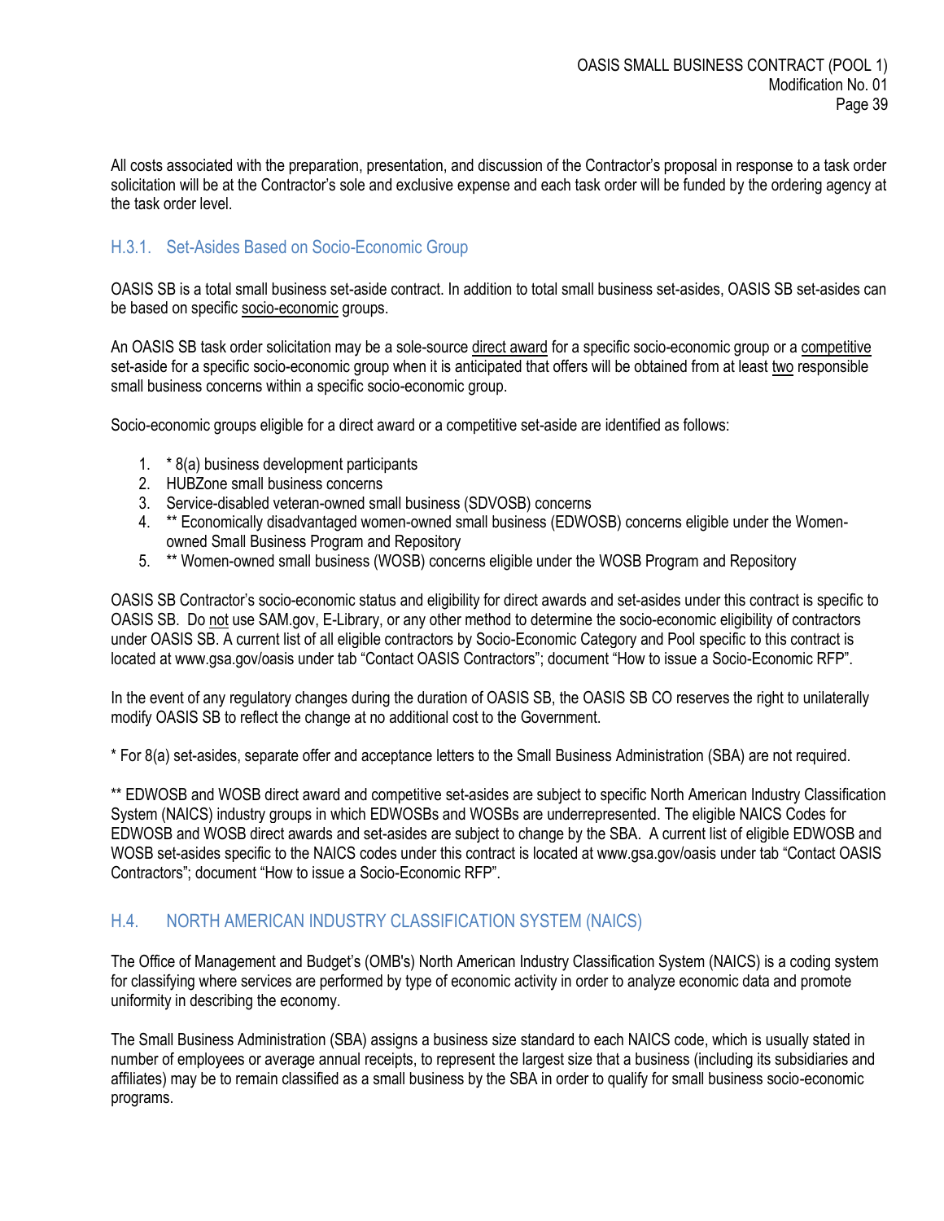All costs associated with the preparation, presentation, and discussion of the Contractor's proposal in response to a task order solicitation will be at the Contractor's sole and exclusive expense and each task order will be funded by the ordering agency at the task order level.

### H.3.1. Set-Asides Based on Socio-Economic Group

OASIS SB is a total small business set-aside contract. In addition to total small business set-asides, OASIS SB set-asides can be based on specific socio-economic groups.

An OASIS SB task order solicitation may be a sole-source direct award for a specific socio-economic group or a competitive set-aside for a specific socio-economic group when it is anticipated that offers will be obtained from at least two responsible small business concerns within a specific socio-economic group.

Socio-economic groups eligible for a direct award or a competitive set-aside are identified as follows:

1. * 8(a) business development participants
2. HUBZone small business concerns
3. Service-disabled veteran-owned small business (SDVOSB) concerns
4. ** Economically disadvantaged women-owned small business (EDWOSB) concerns eligible under the Women-owned Small Business Program and Repository
5. ** Women-owned small business (WOSB) concerns eligible under the WOSB Program and Repository

OASIS SB Contractor's socio-economic status and eligibility for direct awards and set-asides under this contract is specific to OASIS SB. Do not use SAM.gov, E-Library, or any other method to determine the socio-economic eligibility of contractors under OASIS SB. A current list of all eligible contractors by Socio-Economic Category and Pool specific to this contract is located at www.gsa.gov/oasis under tab "Contact OASIS Contractors"; document "How to issue a Socio-Economic RFP".

In the event of any regulatory changes during the duration of OASIS SB, the OASIS SB CO reserves the right to unilaterally modify OASIS SB to reflect the change at no additional cost to the Government.

* For 8(a) set-asides, separate offer and acceptance letters to the Small Business Administration (SBA) are not required.

** EDWOSB and WOSB direct award and competitive set-asides are subject to specific North American Industry Classification System (NAICS) industry groups in which EDWOSBs and WOSBs are underrepresented. The eligible NAICS Codes for EDWOSB and WOSB direct awards and set-asides are subject to change by the SBA. A current list of eligible EDWOSB and WOSB set-asides specific to the NAICS codes under this contract is located at www.gsa.gov/oasis under tab "Contact OASIS Contractors"; document "How to issue a Socio-Economic RFP".

## H.4. NORTH AMERICAN INDUSTRY CLASSIFICATION SYSTEM (NAICS)

The Office of Management and Budget's (OMB's) North American Industry Classification System (NAICS) is a coding system for classifying where services are performed by type of economic activity in order to analyze economic data and promote uniformity in describing the economy.

The Small Business Administration (SBA) assigns a business size standard to each NAICS code, which is usually stated in number of employees or average annual receipts, to represent the largest size that a business (including its subsidiaries and affiliates) may be to remain classified as a small business by the SBA in order to qualify for small business socio-economic programs.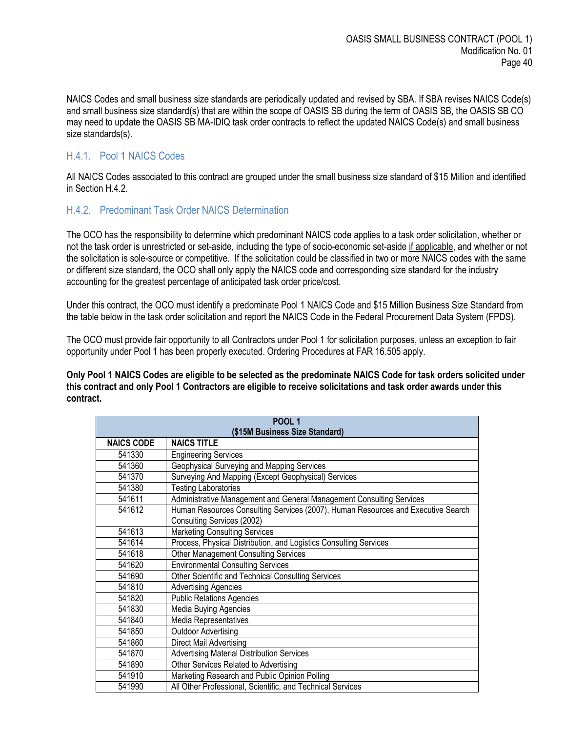NAICS Codes and small business size standards are periodically updated and revised by SBA. If SBA revises NAICS Code(s) and small business size standard(s) that are within the scope of OASIS SB during the term of OASIS SB, the OASIS SB CO may need to update the OASIS SB MA-IDIQ task order contracts to reflect the updated NAICS Code(s) and small business size standards(s).

### H.4.1. Pool 1 NAICS Codes

All NAICS Codes associated to this contract are grouped under the small business size standard of $15 Million and identified in Section H.4.2.

### H.4.2. Predominant Task Order NAICS Determination

The OCO has the responsibility to determine which predominant NAICS code applies to a task order solicitation, whether or not the task order is unrestricted or set-aside, including the type of socio-economic set-aside if applicable, and whether or not the solicitation is sole-source or competitive. If the solicitation could be classified in two or more NAICS codes with the same or different size standard, the OCO shall only apply the NAICS code and corresponding size standard for the industry accounting for the greatest percentage of anticipated task order price/cost.

Under this contract, the OCO must identify a predominate Pool 1 NAICS Code and $15 Million Business Size Standard from the table below in the task order solicitation and report the NAICS Code in the Federal Procurement Data System (FPDS).

The OCO must provide fair opportunity to all Contractors under Pool 1 for solicitation purposes, unless an exception to fair opportunity under Pool 1 has been properly executed. Ordering Procedures at FAR 16.505 apply.

**Only Pool 1 NAICS Codes are eligible to be selected as the predominate NAICS Code for task orders solicited under this contract and only Pool 1 Contractors are eligible to receive solicitations and task order awards under this contract.**

| POOL 1 ($15M Business Size Standard) | |
|---|---|
| **NAICS CODE** | **NAICS TITLE** |
| 541330 | Engineering Services |
| 541360 | Geophysical Surveying and Mapping Services |
| 541370 | Surveying And Mapping (Except Geophysical) Services |
| 541380 | Testing Laboratories |
| 541611 | Administrative Management and General Management Consulting Services |
| 541612 | Human Resources Consulting Services (2007), Human Resources and Executive Search Consulting Services (2002) |
| 541613 | Marketing Consulting Services |
| 541614 | Process, Physical Distribution, and Logistics Consulting Services |
| 541618 | Other Management Consulting Services |
| 541620 | Environmental Consulting Services |
| 541690 | Other Scientific and Technical Consulting Services |
| 541810 | Advertising Agencies |
| 541820 | Public Relations Agencies |
| 541830 | Media Buying Agencies |
| 541840 | Media Representatives |
| 541850 | Outdoor Advertising |
| 541860 | Direct Mail Advertising |
| 541870 | Advertising Material Distribution Services |
| 541890 | Other Services Related to Advertising |
| 541910 | Marketing Research and Public Opinion Polling |
| 541990 | All Other Professional, Scientific, and Technical Services |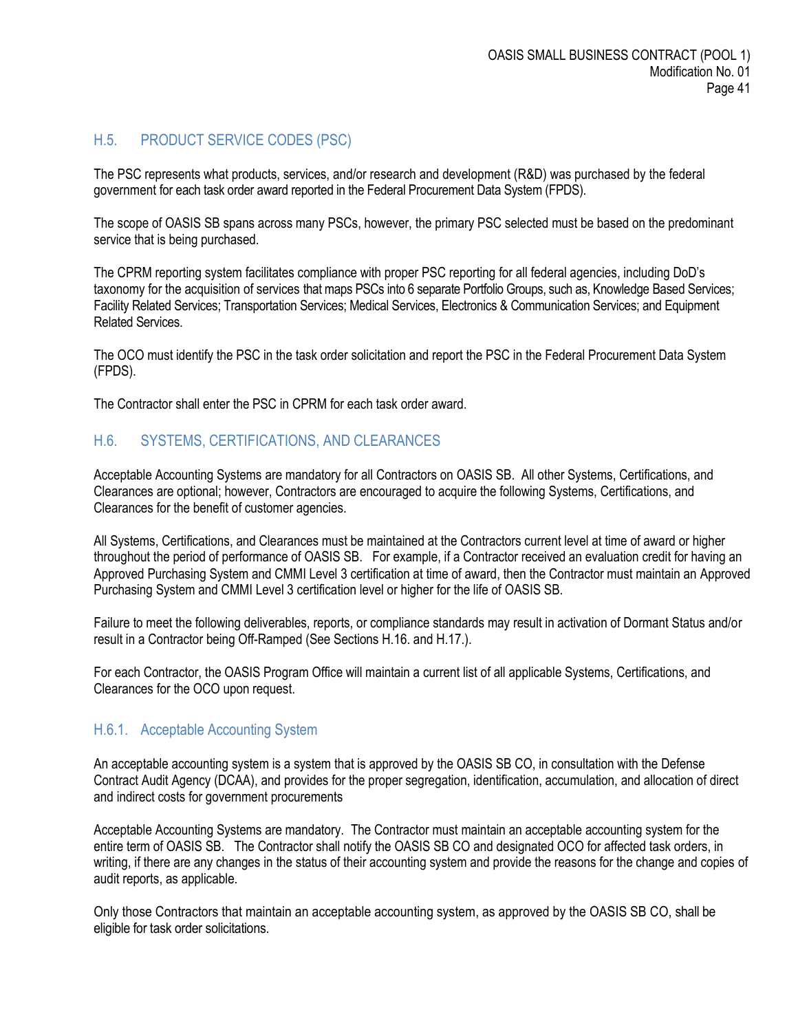## H.5. PRODUCT SERVICE CODES (PSC)

The PSC represents what products, services, and/or research and development (R&D) was purchased by the federal government for each task order award reported in the Federal Procurement Data System (FPDS).

The scope of OASIS SB spans across many PSCs, however, the primary PSC selected must be based on the predominant service that is being purchased.

The CPRM reporting system facilitates compliance with proper PSC reporting for all federal agencies, including DoD's taxonomy for the acquisition of services that maps PSCs into 6 separate Portfolio Groups, such as, Knowledge Based Services; Facility Related Services; Transportation Services; Medical Services, Electronics & Communication Services; and Equipment Related Services.

The OCO must identify the PSC in the task order solicitation and report the PSC in the Federal Procurement Data System (FPDS).

The Contractor shall enter the PSC in CPRM for each task order award.

## H.6. SYSTEMS, CERTIFICATIONS, AND CLEARANCES

Acceptable Accounting Systems are mandatory for all Contractors on OASIS SB. All other Systems, Certifications, and Clearances are optional; however, Contractors are encouraged to acquire the following Systems, Certifications, and Clearances for the benefit of customer agencies.

All Systems, Certifications, and Clearances must be maintained at the Contractors current level at time of award or higher throughout the period of performance of OASIS SB. For example, if a Contractor received an evaluation credit for having an Approved Purchasing System and CMMI Level 3 certification at time of award, then the Contractor must maintain an Approved Purchasing System and CMMI Level 3 certification level or higher for the life of OASIS SB.

Failure to meet the following deliverables, reports, or compliance standards may result in activation of Dormant Status and/or result in a Contractor being Off-Ramped (See Sections H.16. and H.17.).

For each Contractor, the OASIS Program Office will maintain a current list of all applicable Systems, Certifications, and Clearances for the OCO upon request.

### H.6.1. Acceptable Accounting System

An acceptable accounting system is a system that is approved by the OASIS SB CO, in consultation with the Defense Contract Audit Agency (DCAA), and provides for the proper segregation, identification, accumulation, and allocation of direct and indirect costs for government procurements

Acceptable Accounting Systems are mandatory. The Contractor must maintain an acceptable accounting system for the entire term of OASIS SB. The Contractor shall notify the OASIS SB CO and designated OCO for affected task orders, in writing, if there are any changes in the status of their accounting system and provide the reasons for the change and copies of audit reports, as applicable.

Only those Contractors that maintain an acceptable accounting system, as approved by the OASIS SB CO, shall be eligible for task order solicitations.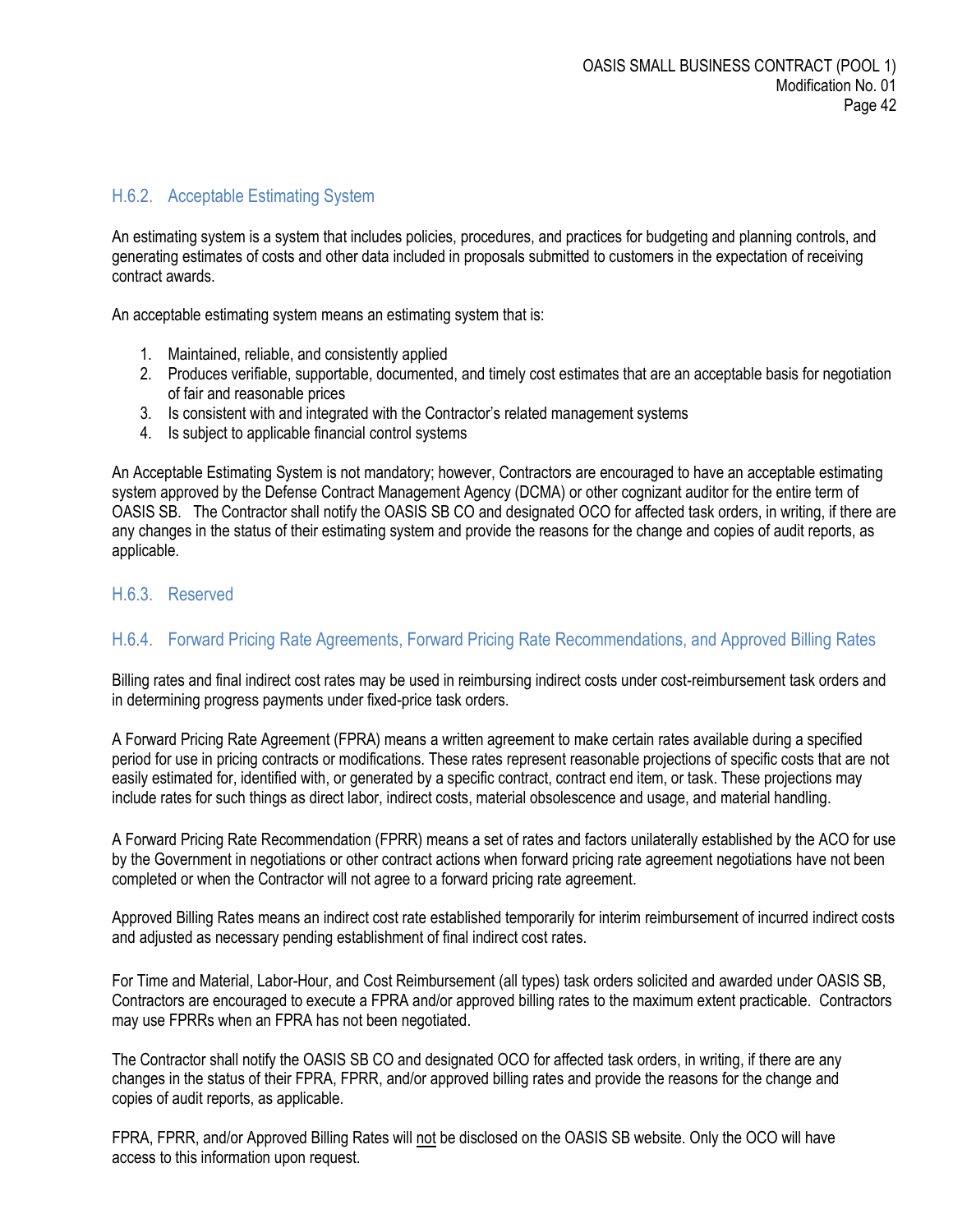### H.6.2. Acceptable Estimating System

An estimating system is a system that includes policies, procedures, and practices for budgeting and planning controls, and generating estimates of costs and other data included in proposals submitted to customers in the expectation of receiving contract awards.

An acceptable estimating system means an estimating system that is:

1. Maintained, reliable, and consistently applied
2. Produces verifiable, supportable, documented, and timely cost estimates that are an acceptable basis for negotiation of fair and reasonable prices
3. Is consistent with and integrated with the Contractor's related management systems
4. Is subject to applicable financial control systems

An Acceptable Estimating System is not mandatory; however, Contractors are encouraged to have an acceptable estimating system approved by the Defense Contract Management Agency (DCMA) or other cognizant auditor for the entire term of OASIS SB. The Contractor shall notify the OASIS SB CO and designated OCO for affected task orders, in writing, if there are any changes in the status of their estimating system and provide the reasons for the change and copies of audit reports, as applicable.

### H.6.3. Reserved

### H.6.4. Forward Pricing Rate Agreements, Forward Pricing Rate Recommendations, and Approved Billing Rates

Billing rates and final indirect cost rates may be used in reimbursing indirect costs under cost-reimbursement task orders and in determining progress payments under fixed-price task orders.

A Forward Pricing Rate Agreement (FPRA) means a written agreement to make certain rates available during a specified period for use in pricing contracts or modifications. These rates represent reasonable projections of specific costs that are not easily estimated for, identified with, or generated by a specific contract, contract end item, or task. These projections may include rates for such things as direct labor, indirect costs, material obsolescence and usage, and material handling.

A Forward Pricing Rate Recommendation (FPRR) means a set of rates and factors unilaterally established by the ACO for use by the Government in negotiations or other contract actions when forward pricing rate agreement negotiations have not been completed or when the Contractor will not agree to a forward pricing rate agreement.

Approved Billing Rates means an indirect cost rate established temporarily for interim reimbursement of incurred indirect costs and adjusted as necessary pending establishment of final indirect cost rates.

For Time and Material, Labor-Hour, and Cost Reimbursement (all types) task orders solicited and awarded under OASIS SB, Contractors are encouraged to execute a FPRA and/or approved billing rates to the maximum extent practicable. Contractors may use FPRRs when an FPRA has not been negotiated.

The Contractor shall notify the OASIS SB CO and designated OCO for affected task orders, in writing, if there are any changes in the status of their FPRA, FPRR, and/or approved billing rates and provide the reasons for the change and copies of audit reports, as applicable.

FPRA, FPRR, and/or Approved Billing Rates will not be disclosed on the OASIS SB website. Only the OCO will have access to this information upon request.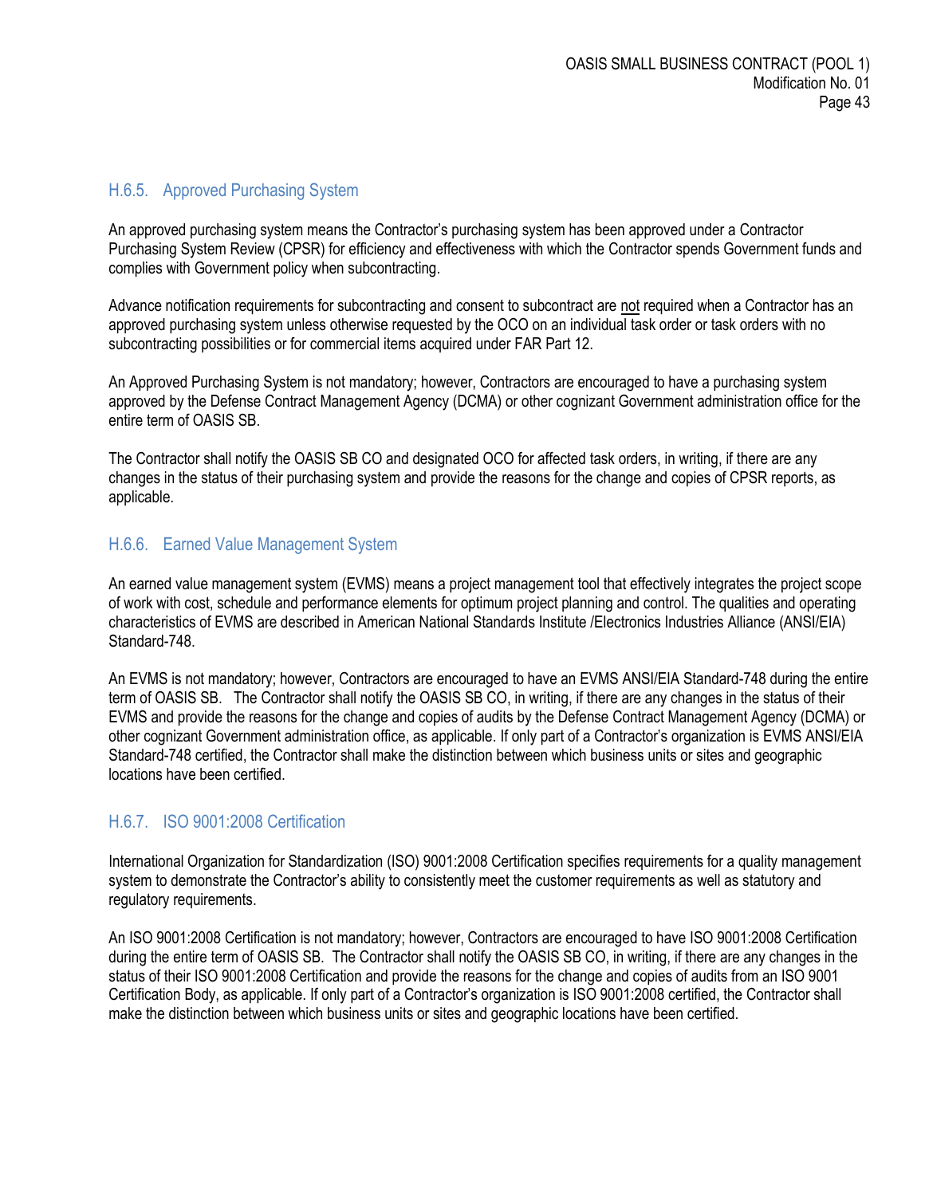### H.6.5. Approved Purchasing System

An approved purchasing system means the Contractor's purchasing system has been approved under a Contractor Purchasing System Review (CPSR) for efficiency and effectiveness with which the Contractor spends Government funds and complies with Government policy when subcontracting.

Advance notification requirements for subcontracting and consent to subcontract are <u>not</u> required when a Contractor has an approved purchasing system unless otherwise requested by the OCO on an individual task order or task orders with no subcontracting possibilities or for commercial items acquired under FAR Part 12.

An Approved Purchasing System is not mandatory; however, Contractors are encouraged to have a purchasing system approved by the Defense Contract Management Agency (DCMA) or other cognizant Government administration office for the entire term of OASIS SB.

The Contractor shall notify the OASIS SB CO and designated OCO for affected task orders, in writing, if there are any changes in the status of their purchasing system and provide the reasons for the change and copies of CPSR reports, as applicable.

### H.6.6. Earned Value Management System

An earned value management system (EVMS) means a project management tool that effectively integrates the project scope of work with cost, schedule and performance elements for optimum project planning and control. The qualities and operating characteristics of EVMS are described in American National Standards Institute /Electronics Industries Alliance (ANSI/EIA) Standard-748.

An EVMS is not mandatory; however, Contractors are encouraged to have an EVMS ANSI/EIA Standard-748 during the entire term of OASIS SB. The Contractor shall notify the OASIS SB CO, in writing, if there are any changes in the status of their EVMS and provide the reasons for the change and copies of audits by the Defense Contract Management Agency (DCMA) or other cognizant Government administration office, as applicable. If only part of a Contractor's organization is EVMS ANSI/EIA Standard-748 certified, the Contractor shall make the distinction between which business units or sites and geographic locations have been certified.

### H.6.7. ISO 9001:2008 Certification

International Organization for Standardization (ISO) 9001:2008 Certification specifies requirements for a quality management system to demonstrate the Contractor's ability to consistently meet the customer requirements as well as statutory and regulatory requirements.

An ISO 9001:2008 Certification is not mandatory; however, Contractors are encouraged to have ISO 9001:2008 Certification during the entire term of OASIS SB. The Contractor shall notify the OASIS SB CO, in writing, if there are any changes in the status of their ISO 9001:2008 Certification and provide the reasons for the change and copies of audits from an ISO 9001 Certification Body, as applicable. If only part of a Contractor's organization is ISO 9001:2008 certified, the Contractor shall make the distinction between which business units or sites and geographic locations have been certified.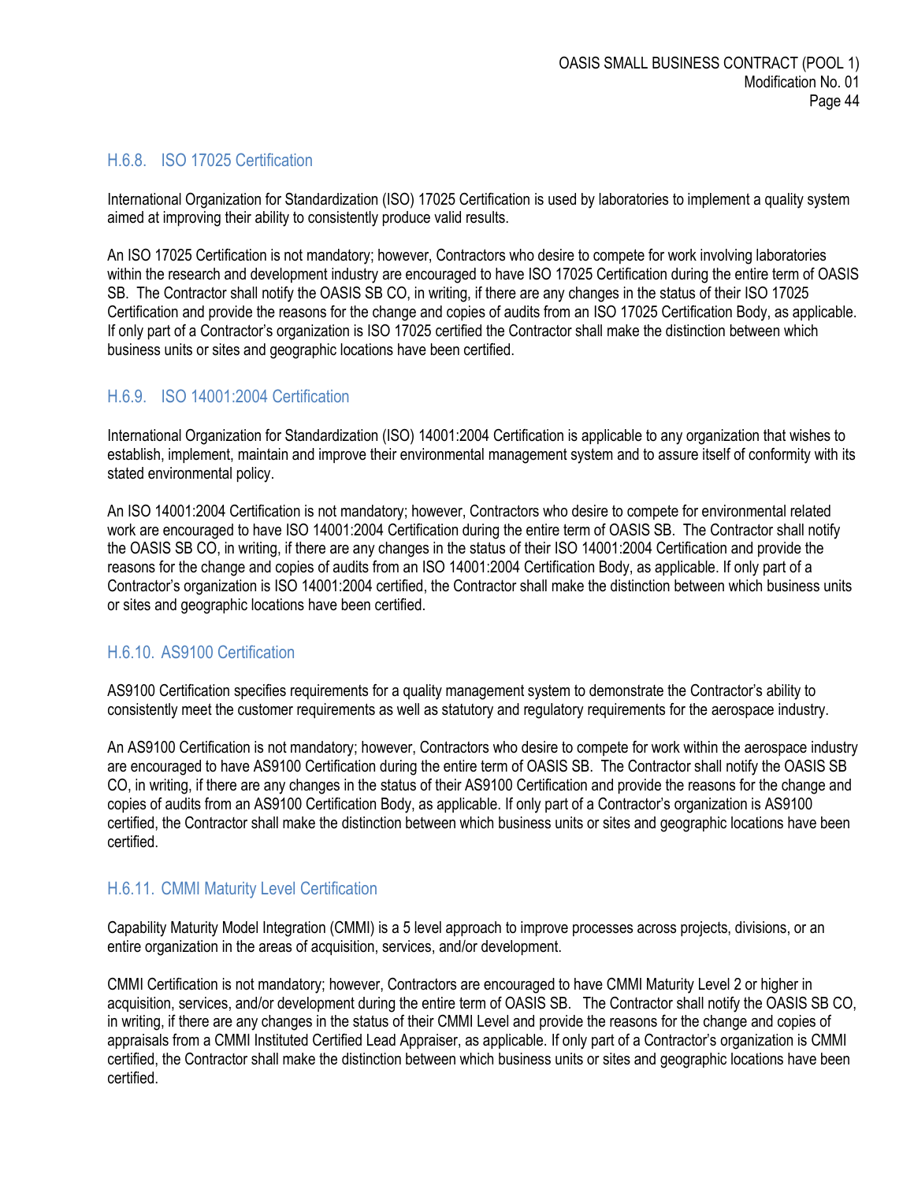### H.6.8. ISO 17025 Certification

International Organization for Standardization (ISO) 17025 Certification is used by laboratories to implement a quality system aimed at improving their ability to consistently produce valid results.

An ISO 17025 Certification is not mandatory; however, Contractors who desire to compete for work involving laboratories within the research and development industry are encouraged to have ISO 17025 Certification during the entire term of OASIS SB. The Contractor shall notify the OASIS SB CO, in writing, if there are any changes in the status of their ISO 17025 Certification and provide the reasons for the change and copies of audits from an ISO 17025 Certification Body, as applicable. If only part of a Contractor's organization is ISO 17025 certified the Contractor shall make the distinction between which business units or sites and geographic locations have been certified.

### H.6.9. ISO 14001:2004 Certification

International Organization for Standardization (ISO) 14001:2004 Certification is applicable to any organization that wishes to establish, implement, maintain and improve their environmental management system and to assure itself of conformity with its stated environmental policy.

An ISO 14001:2004 Certification is not mandatory; however, Contractors who desire to compete for environmental related work are encouraged to have ISO 14001:2004 Certification during the entire term of OASIS SB. The Contractor shall notify the OASIS SB CO, in writing, if there are any changes in the status of their ISO 14001:2004 Certification and provide the reasons for the change and copies of audits from an ISO 14001:2004 Certification Body, as applicable. If only part of a Contractor's organization is ISO 14001:2004 certified, the Contractor shall make the distinction between which business units or sites and geographic locations have been certified.

### H.6.10. AS9100 Certification

AS9100 Certification specifies requirements for a quality management system to demonstrate the Contractor's ability to consistently meet the customer requirements as well as statutory and regulatory requirements for the aerospace industry.

An AS9100 Certification is not mandatory; however, Contractors who desire to compete for work within the aerospace industry are encouraged to have AS9100 Certification during the entire term of OASIS SB. The Contractor shall notify the OASIS SB CO, in writing, if there are any changes in the status of their AS9100 Certification and provide the reasons for the change and copies of audits from an AS9100 Certification Body, as applicable. If only part of a Contractor's organization is AS9100 certified, the Contractor shall make the distinction between which business units or sites and geographic locations have been certified.

### H.6.11. CMMI Maturity Level Certification

Capability Maturity Model Integration (CMMI) is a 5 level approach to improve processes across projects, divisions, or an entire organization in the areas of acquisition, services, and/or development.

CMMI Certification is not mandatory; however, Contractors are encouraged to have CMMI Maturity Level 2 or higher in acquisition, services, and/or development during the entire term of OASIS SB. The Contractor shall notify the OASIS SB CO, in writing, if there are any changes in the status of their CMMI Level and provide the reasons for the change and copies of appraisals from a CMMI Instituted Certified Lead Appraiser, as applicable. If only part of a Contractor's organization is CMMI certified, the Contractor shall make the distinction between which business units or sites and geographic locations have been certified.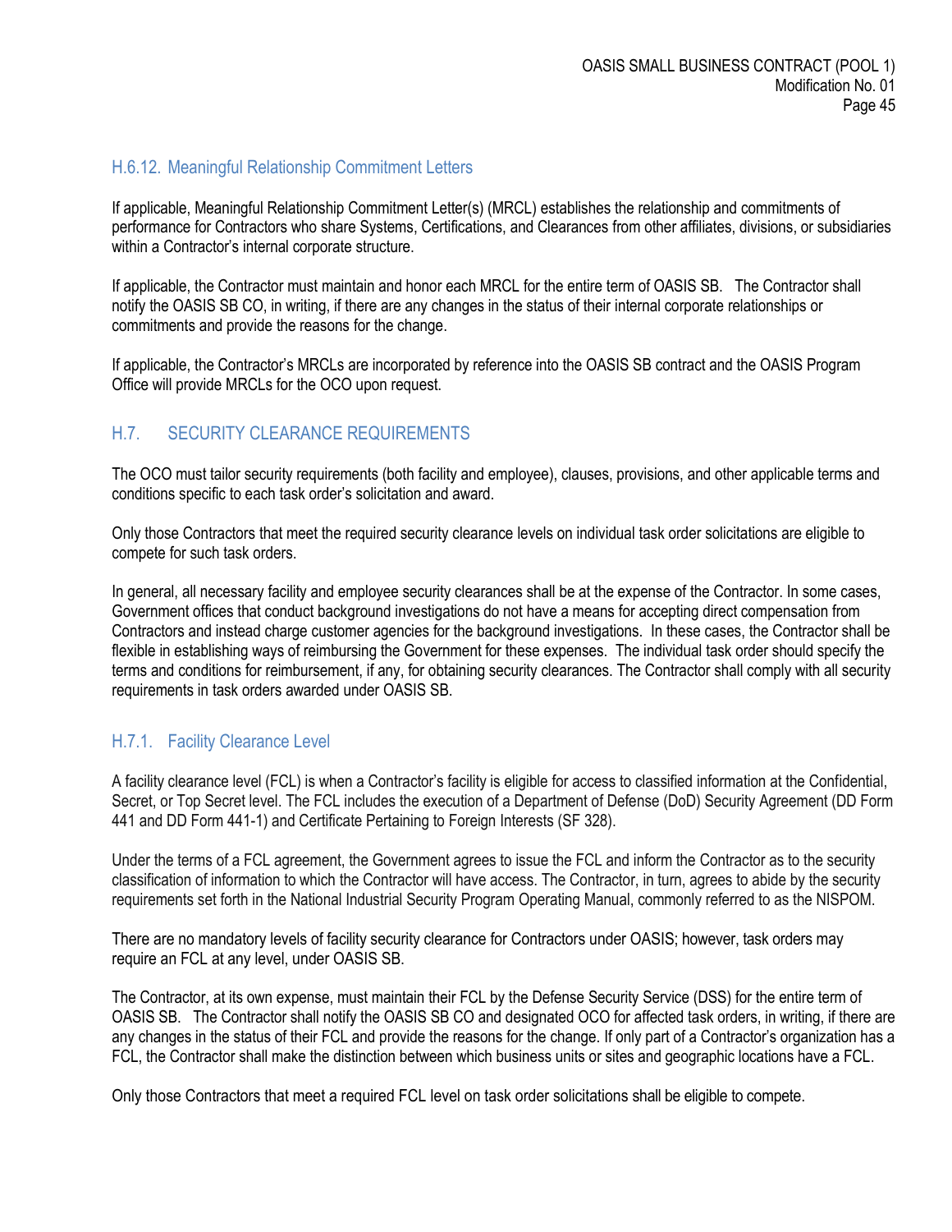### H.6.12. Meaningful Relationship Commitment Letters

If applicable, Meaningful Relationship Commitment Letter(s) (MRCL) establishes the relationship and commitments of performance for Contractors who share Systems, Certifications, and Clearances from other affiliates, divisions, or subsidiaries within a Contractor's internal corporate structure.

If applicable, the Contractor must maintain and honor each MRCL for the entire term of OASIS SB. The Contractor shall notify the OASIS SB CO, in writing, if there are any changes in the status of their internal corporate relationships or commitments and provide the reasons for the change.

If applicable, the Contractor's MRCLs are incorporated by reference into the OASIS SB contract and the OASIS Program Office will provide MRCLs for the OCO upon request.

## H.7. SECURITY CLEARANCE REQUIREMENTS

The OCO must tailor security requirements (both facility and employee), clauses, provisions, and other applicable terms and conditions specific to each task order's solicitation and award.

Only those Contractors that meet the required security clearance levels on individual task order solicitations are eligible to compete for such task orders.

In general, all necessary facility and employee security clearances shall be at the expense of the Contractor. In some cases, Government offices that conduct background investigations do not have a means for accepting direct compensation from Contractors and instead charge customer agencies for the background investigations. In these cases, the Contractor shall be flexible in establishing ways of reimbursing the Government for these expenses. The individual task order should specify the terms and conditions for reimbursement, if any, for obtaining security clearances. The Contractor shall comply with all security requirements in task orders awarded under OASIS SB.

### H.7.1. Facility Clearance Level

A facility clearance level (FCL) is when a Contractor's facility is eligible for access to classified information at the Confidential, Secret, or Top Secret level. The FCL includes the execution of a Department of Defense (DoD) Security Agreement (DD Form 441 and DD Form 441-1) and Certificate Pertaining to Foreign Interests (SF 328).

Under the terms of a FCL agreement, the Government agrees to issue the FCL and inform the Contractor as to the security classification of information to which the Contractor will have access. The Contractor, in turn, agrees to abide by the security requirements set forth in the National Industrial Security Program Operating Manual, commonly referred to as the NISPOM.

There are no mandatory levels of facility security clearance for Contractors under OASIS; however, task orders may require an FCL at any level, under OASIS SB.

The Contractor, at its own expense, must maintain their FCL by the Defense Security Service (DSS) for the entire term of OASIS SB. The Contractor shall notify the OASIS SB CO and designated OCO for affected task orders, in writing, if there are any changes in the status of their FCL and provide the reasons for the change. If only part of a Contractor's organization has a FCL, the Contractor shall make the distinction between which business units or sites and geographic locations have a FCL.

Only those Contractors that meet a required FCL level on task order solicitations shall be eligible to compete.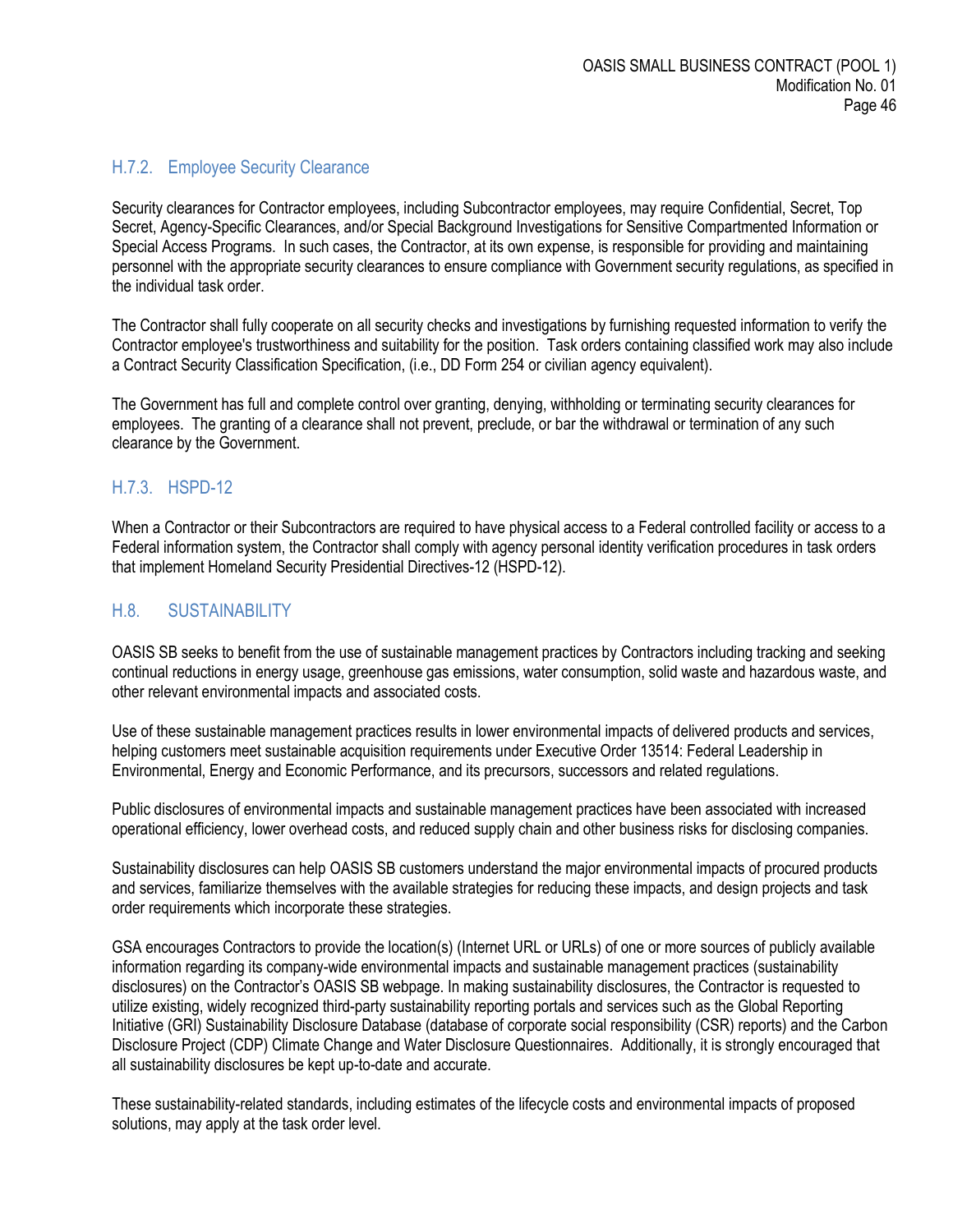### H.7.2. Employee Security Clearance

Security clearances for Contractor employees, including Subcontractor employees, may require Confidential, Secret, Top Secret, Agency-Specific Clearances, and/or Special Background Investigations for Sensitive Compartmented Information or Special Access Programs. In such cases, the Contractor, at its own expense, is responsible for providing and maintaining personnel with the appropriate security clearances to ensure compliance with Government security regulations, as specified in the individual task order.

The Contractor shall fully cooperate on all security checks and investigations by furnishing requested information to verify the Contractor employee's trustworthiness and suitability for the position. Task orders containing classified work may also include a Contract Security Classification Specification, (i.e., DD Form 254 or civilian agency equivalent).

The Government has full and complete control over granting, denying, withholding or terminating security clearances for employees. The granting of a clearance shall not prevent, preclude, or bar the withdrawal or termination of any such clearance by the Government.

### H.7.3. HSPD-12

When a Contractor or their Subcontractors are required to have physical access to a Federal controlled facility or access to a Federal information system, the Contractor shall comply with agency personal identity verification procedures in task orders that implement Homeland Security Presidential Directives-12 (HSPD-12).

## H.8. SUSTAINABILITY

OASIS SB seeks to benefit from the use of sustainable management practices by Contractors including tracking and seeking continual reductions in energy usage, greenhouse gas emissions, water consumption, solid waste and hazardous waste, and other relevant environmental impacts and associated costs.

Use of these sustainable management practices results in lower environmental impacts of delivered products and services, helping customers meet sustainable acquisition requirements under Executive Order 13514: Federal Leadership in Environmental, Energy and Economic Performance, and its precursors, successors and related regulations.

Public disclosures of environmental impacts and sustainable management practices have been associated with increased operational efficiency, lower overhead costs, and reduced supply chain and other business risks for disclosing companies.

Sustainability disclosures can help OASIS SB customers understand the major environmental impacts of procured products and services, familiarize themselves with the available strategies for reducing these impacts, and design projects and task order requirements which incorporate these strategies.

GSA encourages Contractors to provide the location(s) (Internet URL or URLs) of one or more sources of publicly available information regarding its company-wide environmental impacts and sustainable management practices (sustainability disclosures) on the Contractor's OASIS SB webpage. In making sustainability disclosures, the Contractor is requested to utilize existing, widely recognized third-party sustainability reporting portals and services such as the Global Reporting Initiative (GRI) Sustainability Disclosure Database (database of corporate social responsibility (CSR) reports) and the Carbon Disclosure Project (CDP) Climate Change and Water Disclosure Questionnaires. Additionally, it is strongly encouraged that all sustainability disclosures be kept up-to-date and accurate.

These sustainability-related standards, including estimates of the lifecycle costs and environmental impacts of proposed solutions, may apply at the task order level.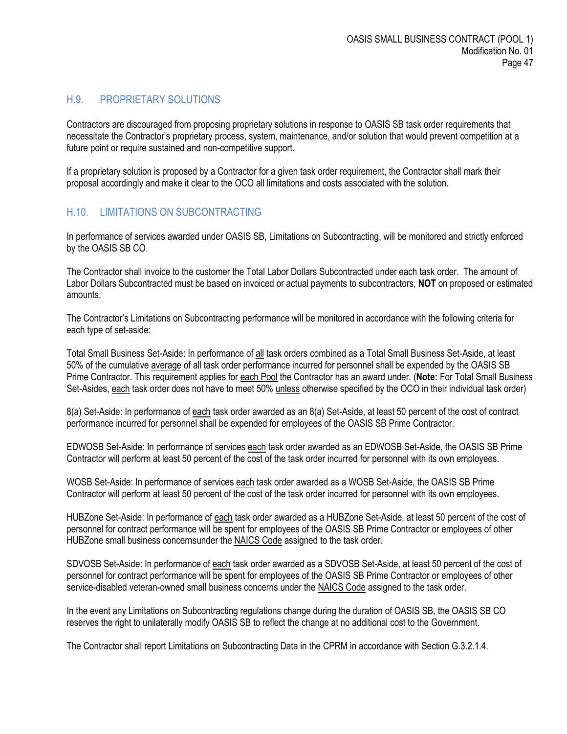## H.9. PROPRIETARY SOLUTIONS

Contractors are discouraged from proposing proprietary solutions in response to OASIS SB task order requirements that necessitate the Contractor's proprietary process, system, maintenance, and/or solution that would prevent competition at a future point or require sustained and non-competitive support.

If a proprietary solution is proposed by a Contractor for a given task order requirement, the Contractor shall mark their proposal accordingly and make it clear to the OCO all limitations and costs associated with the solution.

## H.10. LIMITATIONS ON SUBCONTRACTING

In performance of services awarded under OASIS SB, Limitations on Subcontracting, will be monitored and strictly enforced by the OASIS SB CO.

The Contractor shall invoice to the customer the Total Labor Dollars Subcontracted under each task order. The amount of Labor Dollars Subcontracted must be based on invoiced or actual payments to subcontractors, **NOT** on proposed or estimated amounts.

The Contractor's Limitations on Subcontracting performance will be monitored in accordance with the following criteria for each type of set-aside:

Total Small Business Set-Aside: In performance of <u>all</u> task orders combined as a Total Small Business Set-Aside, at least 50% of the cumulative <u>average</u> of all task order performance incurred for personnel shall be expended by the OASIS SB Prime Contractor. This requirement applies for <u>each Pool</u> the Contractor has an award under. (**Note:** For Total Small Business Set-Asides, <u>each</u> task order does not have to meet 50% <u>unless</u> otherwise specified by the OCO in their individual task order)

8(a) Set-Aside: In performance of <u>each</u> task order awarded as an 8(a) Set-Aside, at least 50 percent of the cost of contract performance incurred for personnel shall be expended for employees of the OASIS SB Prime Contractor.

EDWOSB Set-Aside: In performance of services <u>each</u> task order awarded as an EDWOSB Set-Aside, the OASIS SB Prime Contractor will perform at least 50 percent of the cost of the task order incurred for personnel with its own employees.

WOSB Set-Aside: In performance of services <u>each</u> task order awarded as a WOSB Set-Aside, the OASIS SB Prime Contractor will perform at least 50 percent of the cost of the task order incurred for personnel with its own employees.

HUBZone Set-Aside: In performance of <u>each</u> task order awarded as a HUBZone Set-Aside, at least 50 percent of the cost of personnel for contract performance will be spent for employees of the OASIS SB Prime Contractor or employees of other HUBZone small business concernsunder the <u>NAICS Code</u> assigned to the task order.

SDVOSB Set-Aside: In performance of <u>each</u> task order awarded as a SDVOSB Set-Aside, at least 50 percent of the cost of personnel for contract performance will be spent for employees of the OASIS SB Prime Contractor or employees of other service-disabled veteran-owned small business concerns under the <u>NAICS Code</u> assigned to the task order.

In the event any Limitations on Subcontracting regulations change during the duration of OASIS SB, the OASIS SB CO reserves the right to unilaterally modify OASIS SB to reflect the change at no additional cost to the Government.

The Contractor shall report Limitations on Subcontracting Data in the CPRM in accordance with Section G.3.2.1.4.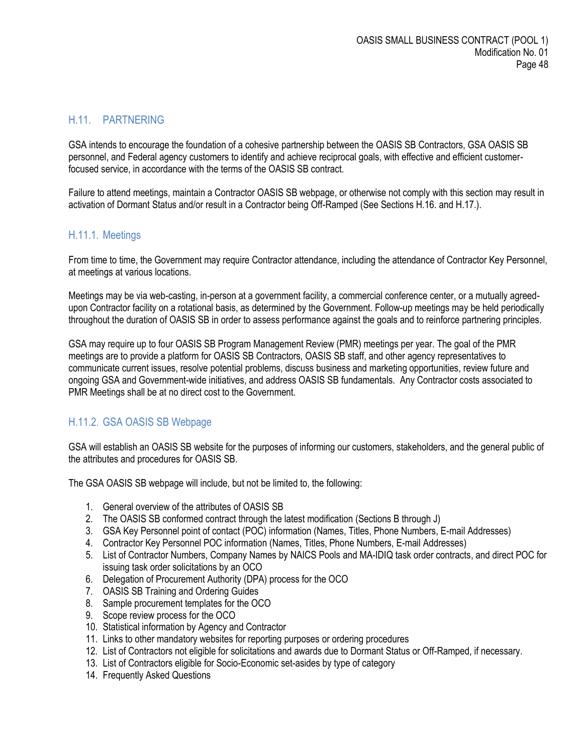## H.11. PARTNERING

GSA intends to encourage the foundation of a cohesive partnership between the OASIS SB Contractors, GSA OASIS SB personnel, and Federal agency customers to identify and achieve reciprocal goals, with effective and efficient customer-focused service, in accordance with the terms of the OASIS SB contract.

Failure to attend meetings, maintain a Contractor OASIS SB webpage, or otherwise not comply with this section may result in activation of Dormant Status and/or result in a Contractor being Off-Ramped (See Sections H.16. and H.17.).

### H.11.1. Meetings

From time to time, the Government may require Contractor attendance, including the attendance of Contractor Key Personnel, at meetings at various locations.

Meetings may be via web-casting, in-person at a government facility, a commercial conference center, or a mutually agreed-upon Contractor facility on a rotational basis, as determined by the Government. Follow-up meetings may be held periodically throughout the duration of OASIS SB in order to assess performance against the goals and to reinforce partnering principles.

GSA may require up to four OASIS SB Program Management Review (PMR) meetings per year. The goal of the PMR meetings are to provide a platform for OASIS SB Contractors, OASIS SB staff, and other agency representatives to communicate current issues, resolve potential problems, discuss business and marketing opportunities, review future and ongoing GSA and Government-wide initiatives, and address OASIS SB fundamentals. Any Contractor costs associated to PMR Meetings shall be at no direct cost to the Government.

### H.11.2. GSA OASIS SB Webpage

GSA will establish an OASIS SB website for the purposes of informing our customers, stakeholders, and the general public of the attributes and procedures for OASIS SB.

The GSA OASIS SB webpage will include, but not be limited to, the following:

1. General overview of the attributes of OASIS SB
2. The OASIS SB conformed contract through the latest modification (Sections B through J)
3. GSA Key Personnel point of contact (POC) information (Names, Titles, Phone Numbers, E-mail Addresses)
4. Contractor Key Personnel POC information (Names, Titles, Phone Numbers, E-mail Addresses)
5. List of Contractor Numbers, Company Names by NAICS Pools and MA-IDIQ task order contracts, and direct POC for issuing task order solicitations by an OCO
6. Delegation of Procurement Authority (DPA) process for the OCO
7. OASIS SB Training and Ordering Guides
8. Sample procurement templates for the OCO
9. Scope review process for the OCO
10. Statistical information by Agency and Contractor
11. Links to other mandatory websites for reporting purposes or ordering procedures
12. List of Contractors not eligible for solicitations and awards due to Dormant Status or Off-Ramped, if necessary.
13. List of Contractors eligible for Socio-Economic set-asides by type of category
14. Frequently Asked Questions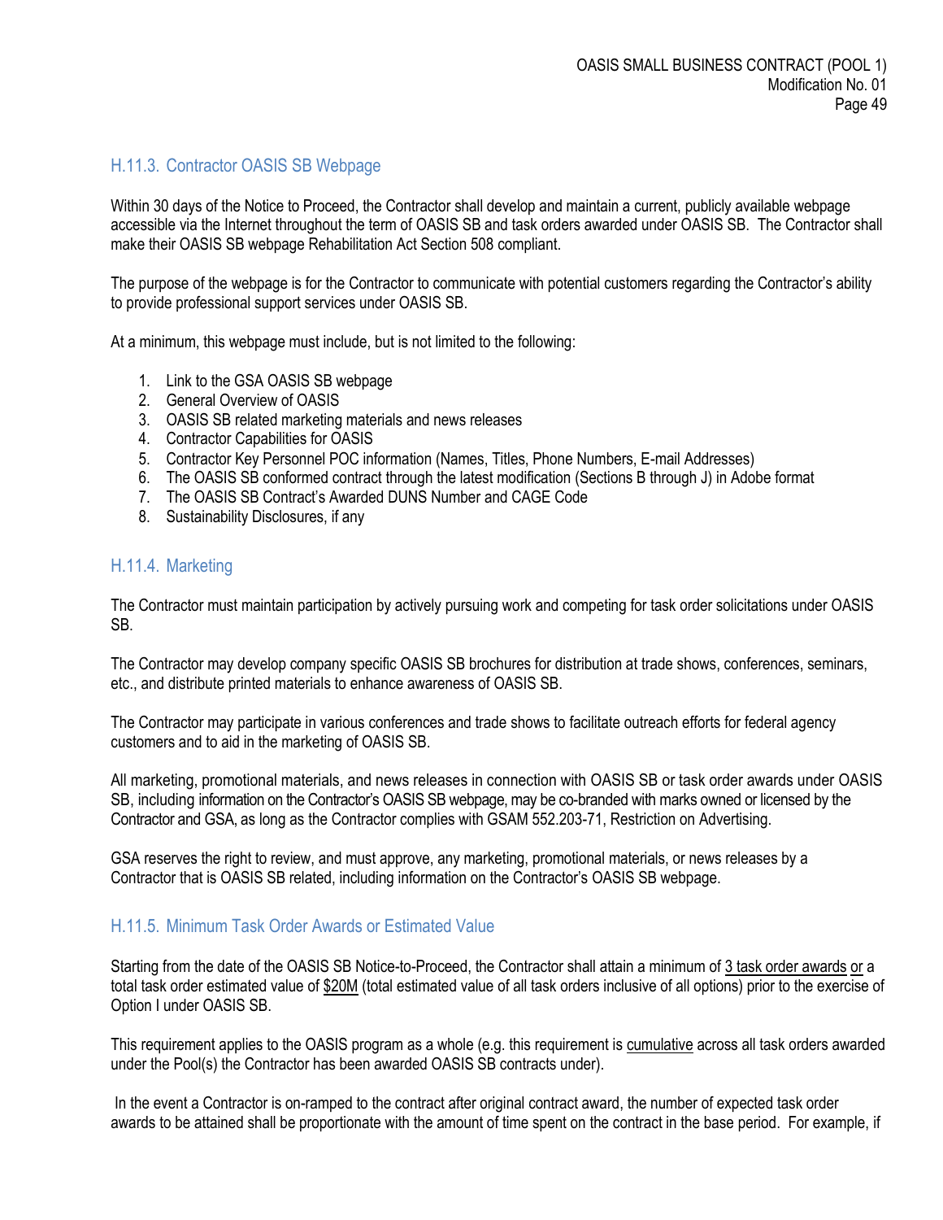### H.11.3. Contractor OASIS SB Webpage

Within 30 days of the Notice to Proceed, the Contractor shall develop and maintain a current, publicly available webpage accessible via the Internet throughout the term of OASIS SB and task orders awarded under OASIS SB. The Contractor shall make their OASIS SB webpage Rehabilitation Act Section 508 compliant.

The purpose of the webpage is for the Contractor to communicate with potential customers regarding the Contractor's ability to provide professional support services under OASIS SB.

At a minimum, this webpage must include, but is not limited to the following:

1. Link to the GSA OASIS SB webpage
2. General Overview of OASIS
3. OASIS SB related marketing materials and news releases
4. Contractor Capabilities for OASIS
5. Contractor Key Personnel POC information (Names, Titles, Phone Numbers, E-mail Addresses)
6. The OASIS SB conformed contract through the latest modification (Sections B through J) in Adobe format
7. The OASIS SB Contract's Awarded DUNS Number and CAGE Code
8. Sustainability Disclosures, if any

### H.11.4. Marketing

The Contractor must maintain participation by actively pursuing work and competing for task order solicitations under OASIS SB.

The Contractor may develop company specific OASIS SB brochures for distribution at trade shows, conferences, seminars, etc., and distribute printed materials to enhance awareness of OASIS SB.

The Contractor may participate in various conferences and trade shows to facilitate outreach efforts for federal agency customers and to aid in the marketing of OASIS SB.

All marketing, promotional materials, and news releases in connection with OASIS SB or task order awards under OASIS SB, including information on the Contractor's OASIS SB webpage, may be co-branded with marks owned or licensed by the Contractor and GSA, as long as the Contractor complies with GSAM 552.203-71, Restriction on Advertising.

GSA reserves the right to review, and must approve, any marketing, promotional materials, or news releases by a Contractor that is OASIS SB related, including information on the Contractor's OASIS SB webpage.

### H.11.5. Minimum Task Order Awards or Estimated Value

Starting from the date of the OASIS SB Notice-to-Proceed, the Contractor shall attain a minimum of <u>3 task order awards</u> <u>or</u> a total task order estimated value of <u>$20M</u> (total estimated value of all task orders inclusive of all options) prior to the exercise of Option I under OASIS SB.

This requirement applies to the OASIS program as a whole (e.g. this requirement is <u>cumulative</u> across all task orders awarded under the Pool(s) the Contractor has been awarded OASIS SB contracts under).

In the event a Contractor is on-ramped to the contract after original contract award, the number of expected task order awards to be attained shall be proportionate with the amount of time spent on the contract in the base period. For example, if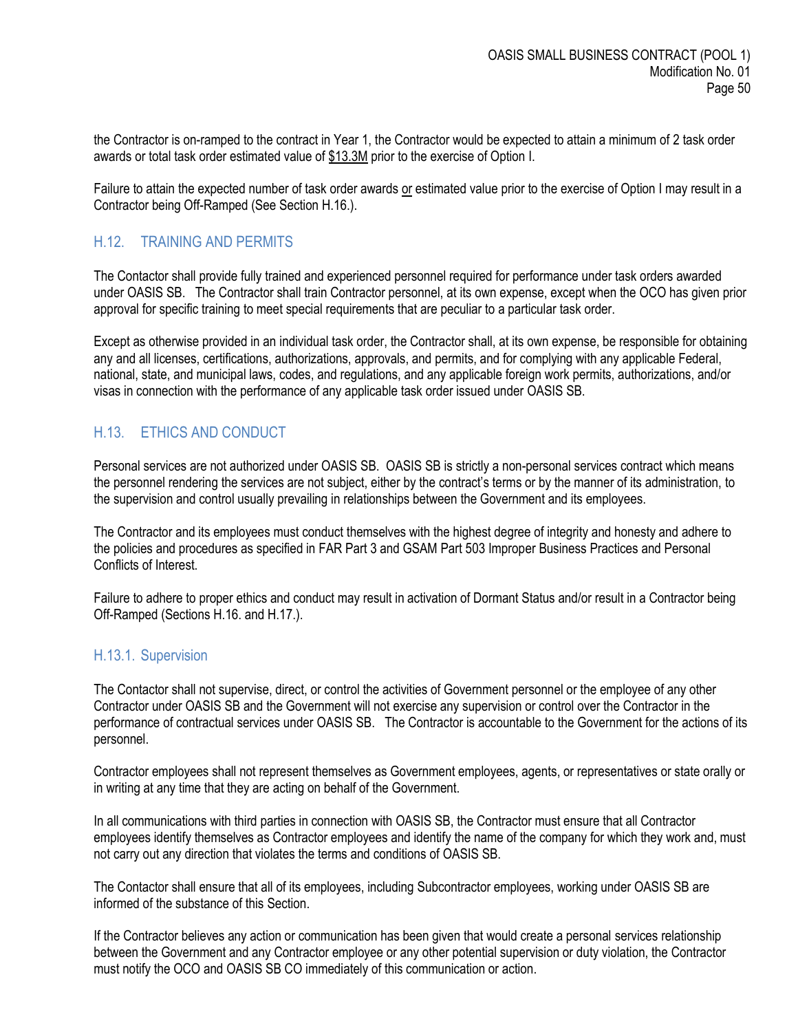the Contractor is on-ramped to the contract in Year 1, the Contractor would be expected to attain a minimum of 2 task order awards or total task order estimated value of $13.3M prior to the exercise of Option I.

Failure to attain the expected number of task order awards or estimated value prior to the exercise of Option I may result in a Contractor being Off-Ramped (See Section H.16.).

## H.12. TRAINING AND PERMITS

The Contactor shall provide fully trained and experienced personnel required for performance under task orders awarded under OASIS SB. The Contractor shall train Contractor personnel, at its own expense, except when the OCO has given prior approval for specific training to meet special requirements that are peculiar to a particular task order.

Except as otherwise provided in an individual task order, the Contractor shall, at its own expense, be responsible for obtaining any and all licenses, certifications, authorizations, approvals, and permits, and for complying with any applicable Federal, national, state, and municipal laws, codes, and regulations, and any applicable foreign work permits, authorizations, and/or visas in connection with the performance of any applicable task order issued under OASIS SB.

## H.13. ETHICS AND CONDUCT

Personal services are not authorized under OASIS SB. OASIS SB is strictly a non-personal services contract which means the personnel rendering the services are not subject, either by the contract's terms or by the manner of its administration, to the supervision and control usually prevailing in relationships between the Government and its employees.

The Contractor and its employees must conduct themselves with the highest degree of integrity and honesty and adhere to the policies and procedures as specified in FAR Part 3 and GSAM Part 503 Improper Business Practices and Personal Conflicts of Interest.

Failure to adhere to proper ethics and conduct may result in activation of Dormant Status and/or result in a Contractor being Off-Ramped (Sections H.16. and H.17.).

### H.13.1. Supervision

The Contactor shall not supervise, direct, or control the activities of Government personnel or the employee of any other Contractor under OASIS SB and the Government will not exercise any supervision or control over the Contractor in the performance of contractual services under OASIS SB. The Contractor is accountable to the Government for the actions of its personnel.

Contractor employees shall not represent themselves as Government employees, agents, or representatives or state orally or in writing at any time that they are acting on behalf of the Government.

In all communications with third parties in connection with OASIS SB, the Contractor must ensure that all Contractor employees identify themselves as Contractor employees and identify the name of the company for which they work and, must not carry out any direction that violates the terms and conditions of OASIS SB.

The Contactor shall ensure that all of its employees, including Subcontractor employees, working under OASIS SB are informed of the substance of this Section.

If the Contractor believes any action or communication has been given that would create a personal services relationship between the Government and any Contractor employee or any other potential supervision or duty violation, the Contractor must notify the OCO and OASIS SB CO immediately of this communication or action.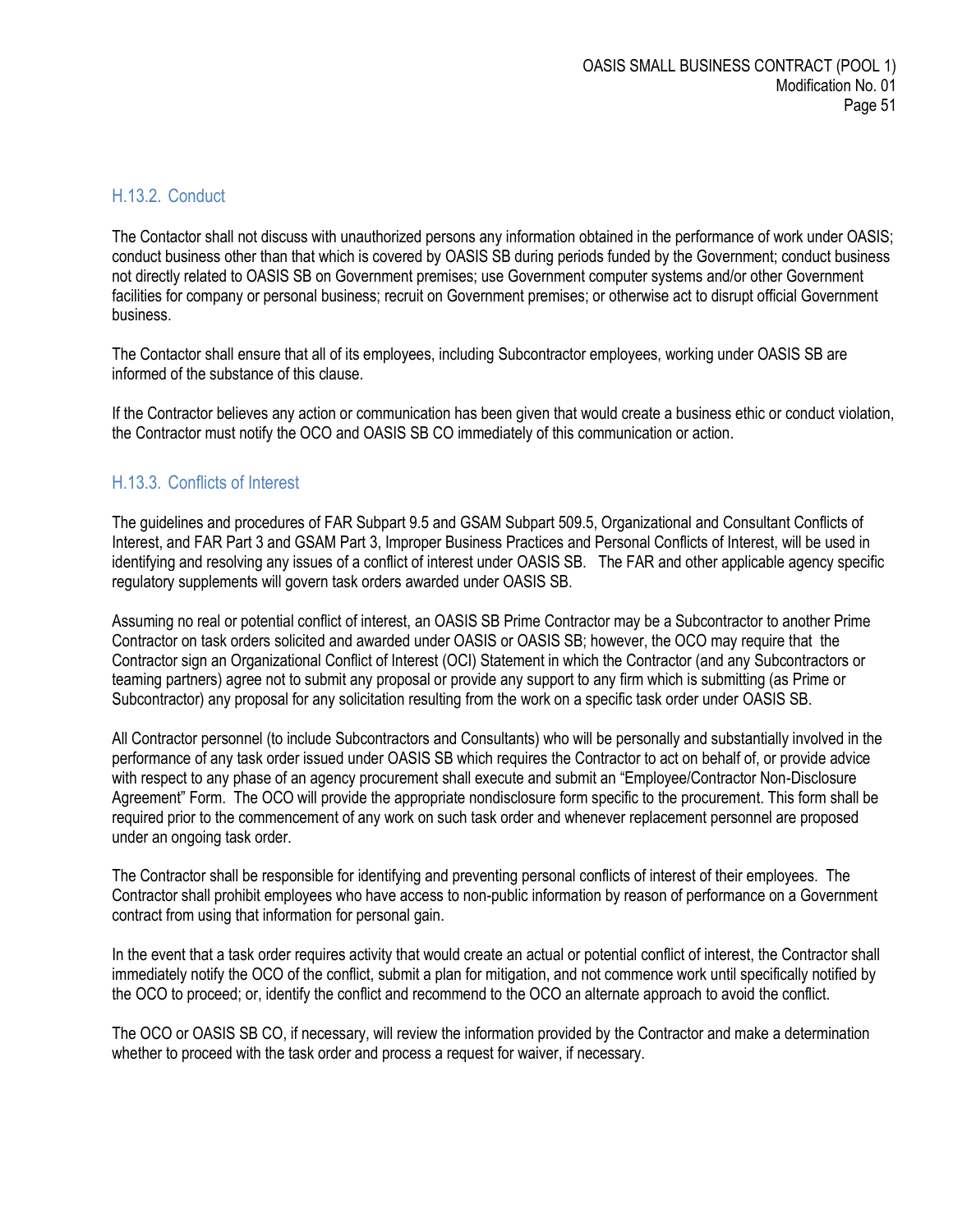### H.13.2. Conduct

The Contactor shall not discuss with unauthorized persons any information obtained in the performance of work under OASIS; conduct business other than that which is covered by OASIS SB during periods funded by the Government; conduct business not directly related to OASIS SB on Government premises; use Government computer systems and/or other Government facilities for company or personal business; recruit on Government premises; or otherwise act to disrupt official Government business.

The Contactor shall ensure that all of its employees, including Subcontractor employees, working under OASIS SB are informed of the substance of this clause.

If the Contractor believes any action or communication has been given that would create a business ethic or conduct violation, the Contractor must notify the OCO and OASIS SB CO immediately of this communication or action.

### H.13.3. Conflicts of Interest

The guidelines and procedures of FAR Subpart 9.5 and GSAM Subpart 509.5, Organizational and Consultant Conflicts of Interest, and FAR Part 3 and GSAM Part 3, Improper Business Practices and Personal Conflicts of Interest, will be used in identifying and resolving any issues of a conflict of interest under OASIS SB. The FAR and other applicable agency specific regulatory supplements will govern task orders awarded under OASIS SB.

Assuming no real or potential conflict of interest, an OASIS SB Prime Contractor may be a Subcontractor to another Prime Contractor on task orders solicited and awarded under OASIS or OASIS SB; however, the OCO may require that the Contractor sign an Organizational Conflict of Interest (OCI) Statement in which the Contractor (and any Subcontractors or teaming partners) agree not to submit any proposal or provide any support to any firm which is submitting (as Prime or Subcontractor) any proposal for any solicitation resulting from the work on a specific task order under OASIS SB.

All Contractor personnel (to include Subcontractors and Consultants) who will be personally and substantially involved in the performance of any task order issued under OASIS SB which requires the Contractor to act on behalf of, or provide advice with respect to any phase of an agency procurement shall execute and submit an "Employee/Contractor Non-Disclosure Agreement" Form. The OCO will provide the appropriate nondisclosure form specific to the procurement. This form shall be required prior to the commencement of any work on such task order and whenever replacement personnel are proposed under an ongoing task order.

The Contractor shall be responsible for identifying and preventing personal conflicts of interest of their employees. The Contractor shall prohibit employees who have access to non-public information by reason of performance on a Government contract from using that information for personal gain.

In the event that a task order requires activity that would create an actual or potential conflict of interest, the Contractor shall immediately notify the OCO of the conflict, submit a plan for mitigation, and not commence work until specifically notified by the OCO to proceed; or, identify the conflict and recommend to the OCO an alternate approach to avoid the conflict.

The OCO or OASIS SB CO, if necessary, will review the information provided by the Contractor and make a determination whether to proceed with the task order and process a request for waiver, if necessary.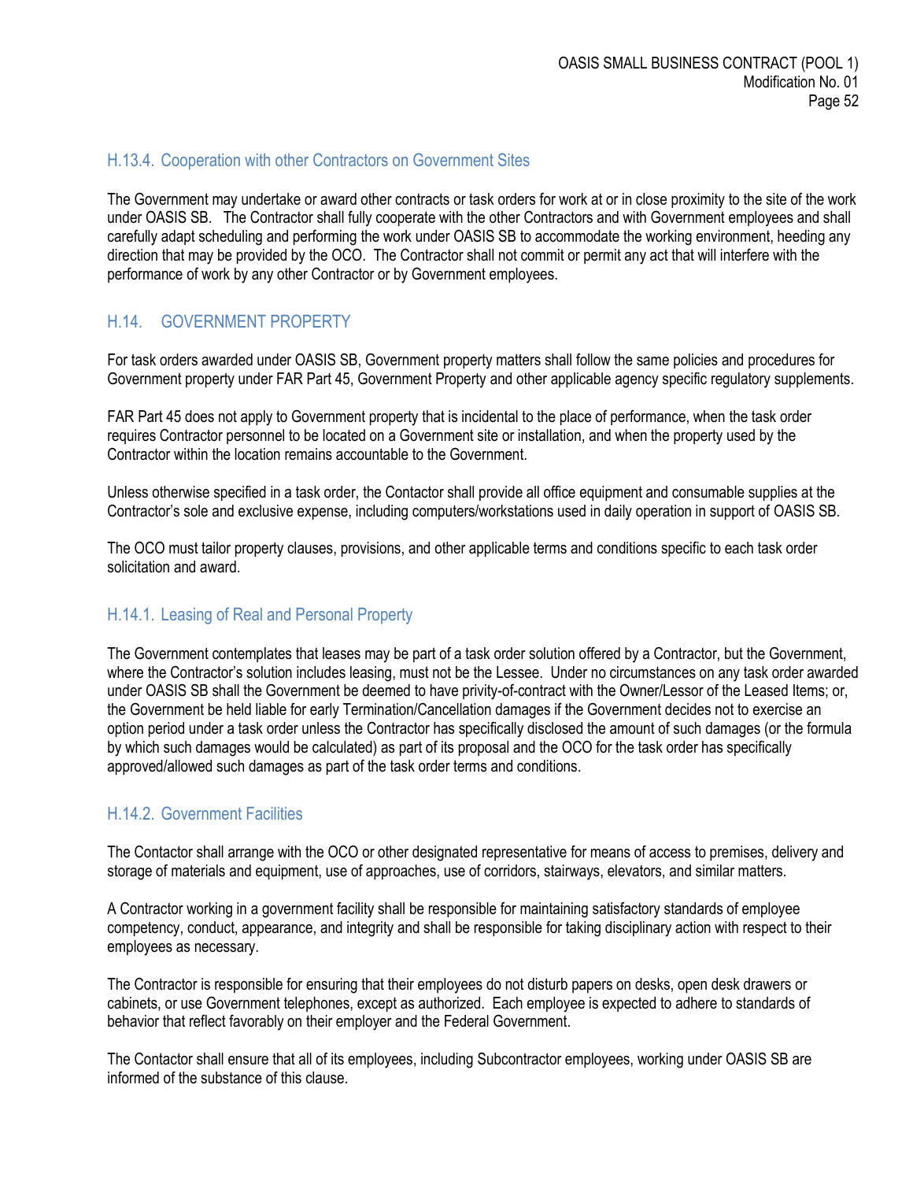### H.13.4. Cooperation with other Contractors on Government Sites

The Government may undertake or award other contracts or task orders for work at or in close proximity to the site of the work under OASIS SB.  The Contractor shall fully cooperate with the other Contractors and with Government employees and shall carefully adapt scheduling and performing the work under OASIS SB to accommodate the working environment, heeding any direction that may be provided by the OCO.  The Contractor shall not commit or permit any act that will interfere with the performance of work by any other Contractor or by Government employees.

## H.14. GOVERNMENT PROPERTY

For task orders awarded under OASIS SB, Government property matters shall follow the same policies and procedures for Government property under FAR Part 45, Government Property and other applicable agency specific regulatory supplements.

FAR Part 45 does not apply to Government property that is incidental to the place of performance, when the task order requires Contractor personnel to be located on a Government site or installation, and when the property used by the Contractor within the location remains accountable to the Government.

Unless otherwise specified in a task order, the Contactor shall provide all office equipment and consumable supplies at the Contractor's sole and exclusive expense, including computers/workstations used in daily operation in support of OASIS SB.

The OCO must tailor property clauses, provisions, and other applicable terms and conditions specific to each task order solicitation and award.

### H.14.1. Leasing of Real and Personal Property

The Government contemplates that leases may be part of a task order solution offered by a Contractor, but the Government, where the Contractor's solution includes leasing, must not be the Lessee.  Under no circumstances on any task order awarded under OASIS SB shall the Government be deemed to have privity-of-contract with the Owner/Lessor of the Leased Items; or, the Government be held liable for early Termination/Cancellation damages if the Government decides not to exercise an option period under a task order unless the Contractor has specifically disclosed the amount of such damages (or the formula by which such damages would be calculated) as part of its proposal and the OCO for the task order has specifically approved/allowed such damages as part of the task order terms and conditions.

### H.14.2. Government Facilities

The Contactor shall arrange with the OCO or other designated representative for means of access to premises, delivery and storage of materials and equipment, use of approaches, use of corridors, stairways, elevators, and similar matters.

A Contractor working in a government facility shall be responsible for maintaining satisfactory standards of employee competency, conduct, appearance, and integrity and shall be responsible for taking disciplinary action with respect to their employees as necessary.

The Contractor is responsible for ensuring that their employees do not disturb papers on desks, open desk drawers or cabinets, or use Government telephones, except as authorized.  Each employee is expected to adhere to standards of behavior that reflect favorably on their employer and the Federal Government.

The Contactor shall ensure that all of its employees, including Subcontractor employees, working under OASIS SB are informed of the substance of this clause.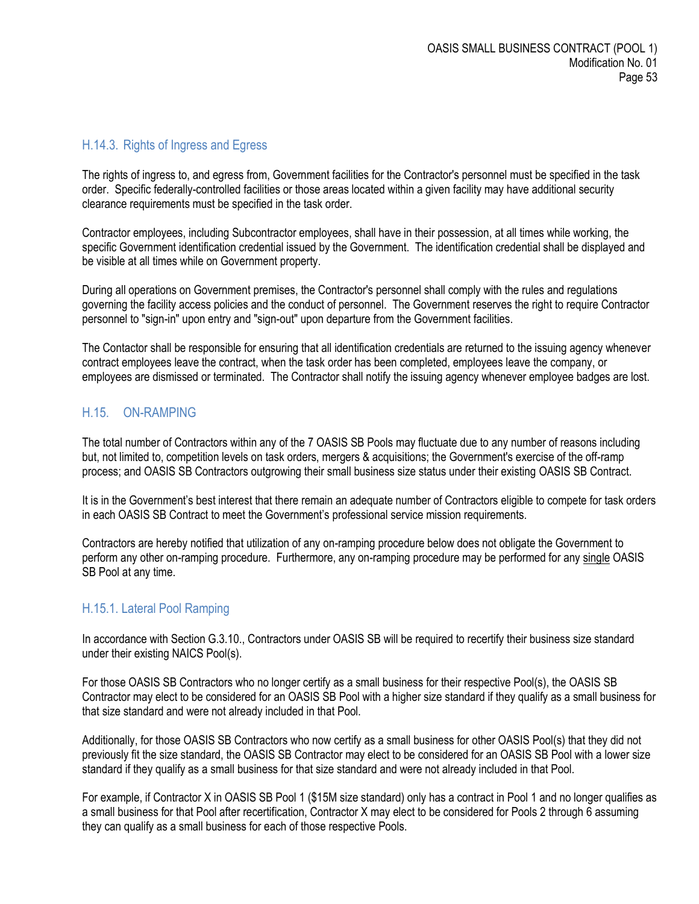### H.14.3. Rights of Ingress and Egress

The rights of ingress to, and egress from, Government facilities for the Contractor's personnel must be specified in the task order. Specific federally-controlled facilities or those areas located within a given facility may have additional security clearance requirements must be specified in the task order.

Contractor employees, including Subcontractor employees, shall have in their possession, at all times while working, the specific Government identification credential issued by the Government. The identification credential shall be displayed and be visible at all times while on Government property.

During all operations on Government premises, the Contractor's personnel shall comply with the rules and regulations governing the facility access policies and the conduct of personnel. The Government reserves the right to require Contractor personnel to "sign-in" upon entry and "sign-out" upon departure from the Government facilities.

The Contactor shall be responsible for ensuring that all identification credentials are returned to the issuing agency whenever contract employees leave the contract, when the task order has been completed, employees leave the company, or employees are dismissed or terminated. The Contractor shall notify the issuing agency whenever employee badges are lost.

## H.15. ON-RAMPING

The total number of Contractors within any of the 7 OASIS SB Pools may fluctuate due to any number of reasons including but, not limited to, competition levels on task orders, mergers & acquisitions; the Government's exercise of the off-ramp process; and OASIS SB Contractors outgrowing their small business size status under their existing OASIS SB Contract.

It is in the Government's best interest that there remain an adequate number of Contractors eligible to compete for task orders in each OASIS SB Contract to meet the Government's professional service mission requirements.

Contractors are hereby notified that utilization of any on-ramping procedure below does not obligate the Government to perform any other on-ramping procedure. Furthermore, any on-ramping procedure may be performed for any single OASIS SB Pool at any time.

### H.15.1. Lateral Pool Ramping

In accordance with Section G.3.10., Contractors under OASIS SB will be required to recertify their business size standard under their existing NAICS Pool(s).

For those OASIS SB Contractors who no longer certify as a small business for their respective Pool(s), the OASIS SB Contractor may elect to be considered for an OASIS SB Pool with a higher size standard if they qualify as a small business for that size standard and were not already included in that Pool.

Additionally, for those OASIS SB Contractors who now certify as a small business for other OASIS Pool(s) that they did not previously fit the size standard, the OASIS SB Contractor may elect to be considered for an OASIS SB Pool with a lower size standard if they qualify as a small business for that size standard and were not already included in that Pool.

For example, if Contractor X in OASIS SB Pool 1 ($15M size standard) only has a contract in Pool 1 and no longer qualifies as a small business for that Pool after recertification, Contractor X may elect to be considered for Pools 2 through 6 assuming they can qualify as a small business for each of those respective Pools.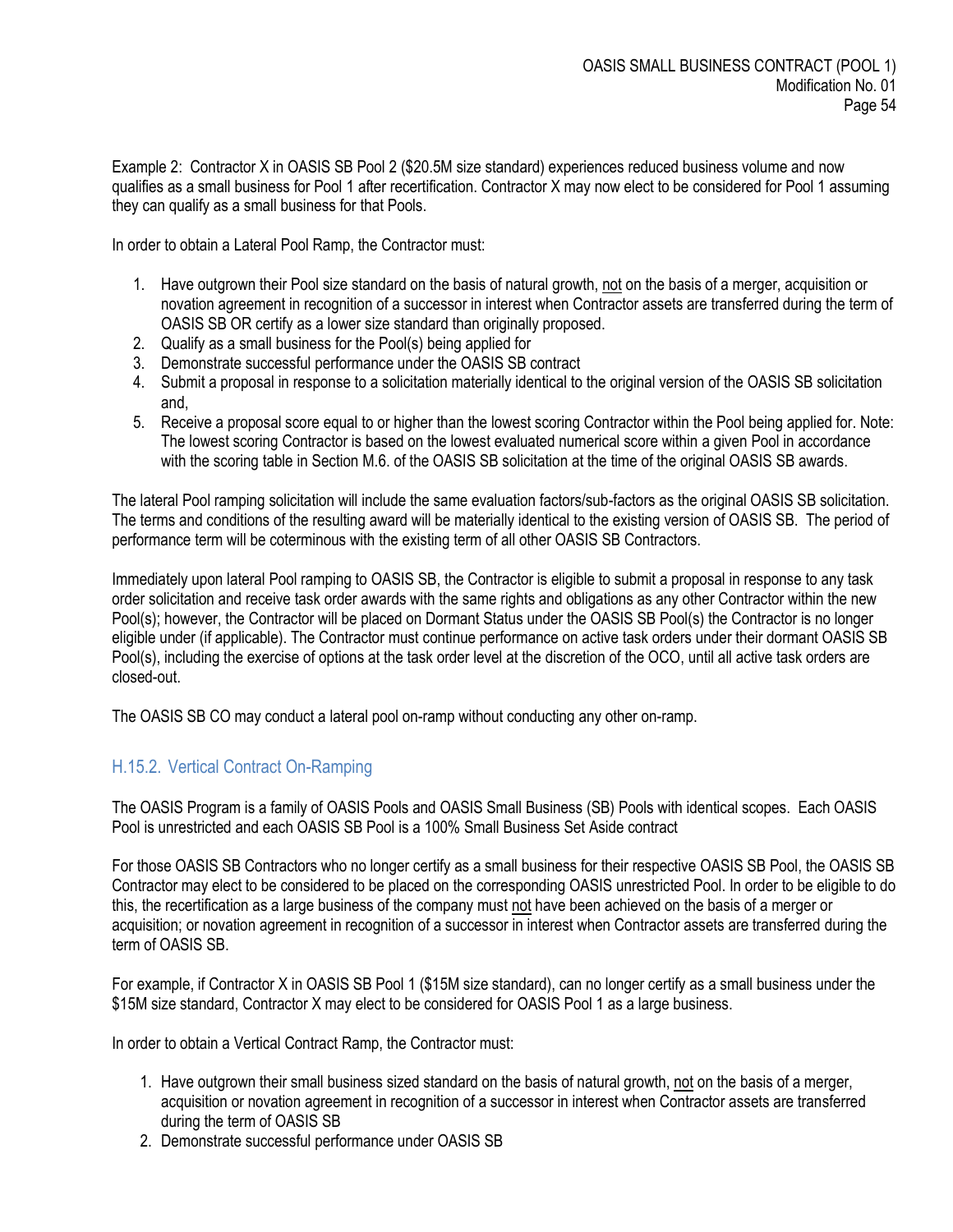Example 2: Contractor X in OASIS SB Pool 2 ($20.5M size standard) experiences reduced business volume and now qualifies as a small business for Pool 1 after recertification. Contractor X may now elect to be considered for Pool 1 assuming they can qualify as a small business for that Pools.

In order to obtain a Lateral Pool Ramp, the Contractor must:

1. Have outgrown their Pool size standard on the basis of natural growth, not on the basis of a merger, acquisition or novation agreement in recognition of a successor in interest when Contractor assets are transferred during the term of OASIS SB OR certify as a lower size standard than originally proposed.
2. Qualify as a small business for the Pool(s) being applied for
3. Demonstrate successful performance under the OASIS SB contract
4. Submit a proposal in response to a solicitation materially identical to the original version of the OASIS SB solicitation and,
5. Receive a proposal score equal to or higher than the lowest scoring Contractor within the Pool being applied for. Note: The lowest scoring Contractor is based on the lowest evaluated numerical score within a given Pool in accordance with the scoring table in Section M.6. of the OASIS SB solicitation at the time of the original OASIS SB awards.

The lateral Pool ramping solicitation will include the same evaluation factors/sub-factors as the original OASIS SB solicitation. The terms and conditions of the resulting award will be materially identical to the existing version of OASIS SB. The period of performance term will be coterminous with the existing term of all other OASIS SB Contractors.

Immediately upon lateral Pool ramping to OASIS SB, the Contractor is eligible to submit a proposal in response to any task order solicitation and receive task order awards with the same rights and obligations as any other Contractor within the new Pool(s); however, the Contractor will be placed on Dormant Status under the OASIS SB Pool(s) the Contractor is no longer eligible under (if applicable). The Contractor must continue performance on active task orders under their dormant OASIS SB Pool(s), including the exercise of options at the task order level at the discretion of the OCO, until all active task orders are closed-out.

The OASIS SB CO may conduct a lateral pool on-ramp without conducting any other on-ramp.

### H.15.2. Vertical Contract On-Ramping

The OASIS Program is a family of OASIS Pools and OASIS Small Business (SB) Pools with identical scopes. Each OASIS Pool is unrestricted and each OASIS SB Pool is a 100% Small Business Set Aside contract

For those OASIS SB Contractors who no longer certify as a small business for their respective OASIS SB Pool, the OASIS SB Contractor may elect to be considered to be placed on the corresponding OASIS unrestricted Pool. In order to be eligible to do this, the recertification as a large business of the company must not have been achieved on the basis of a merger or acquisition; or novation agreement in recognition of a successor in interest when Contractor assets are transferred during the term of OASIS SB.

For example, if Contractor X in OASIS SB Pool 1 ($15M size standard), can no longer certify as a small business under the $15M size standard, Contractor X may elect to be considered for OASIS Pool 1 as a large business.

In order to obtain a Vertical Contract Ramp, the Contractor must:

1. Have outgrown their small business sized standard on the basis of natural growth, not on the basis of a merger, acquisition or novation agreement in recognition of a successor in interest when Contractor assets are transferred during the term of OASIS SB
2. Demonstrate successful performance under OASIS SB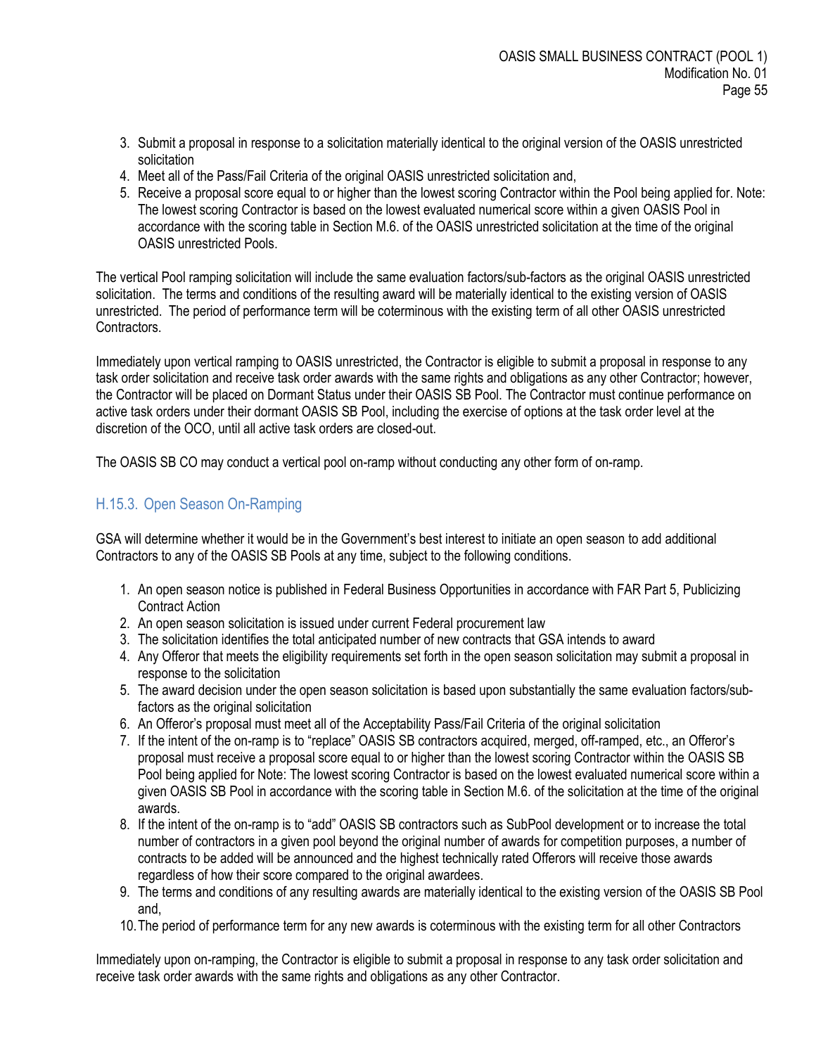3. Submit a proposal in response to a solicitation materially identical to the original version of the OASIS unrestricted solicitation
4. Meet all of the Pass/Fail Criteria of the original OASIS unrestricted solicitation and,
5. Receive a proposal score equal to or higher than the lowest scoring Contractor within the Pool being applied for. Note: The lowest scoring Contractor is based on the lowest evaluated numerical score within a given OASIS Pool in accordance with the scoring table in Section M.6. of the OASIS unrestricted solicitation at the time of the original OASIS unrestricted Pools.

The vertical Pool ramping solicitation will include the same evaluation factors/sub-factors as the original OASIS unrestricted solicitation. The terms and conditions of the resulting award will be materially identical to the existing version of OASIS unrestricted. The period of performance term will be coterminous with the existing term of all other OASIS unrestricted Contractors.

Immediately upon vertical ramping to OASIS unrestricted, the Contractor is eligible to submit a proposal in response to any task order solicitation and receive task order awards with the same rights and obligations as any other Contractor; however, the Contractor will be placed on Dormant Status under their OASIS SB Pool. The Contractor must continue performance on active task orders under their dormant OASIS SB Pool, including the exercise of options at the task order level at the discretion of the OCO, until all active task orders are closed-out.

The OASIS SB CO may conduct a vertical pool on-ramp without conducting any other form of on-ramp.

### H.15.3. Open Season On-Ramping

GSA will determine whether it would be in the Government's best interest to initiate an open season to add additional Contractors to any of the OASIS SB Pools at any time, subject to the following conditions.

1. An open season notice is published in Federal Business Opportunities in accordance with FAR Part 5, Publicizing Contract Action
2. An open season solicitation is issued under current Federal procurement law
3. The solicitation identifies the total anticipated number of new contracts that GSA intends to award
4. Any Offeror that meets the eligibility requirements set forth in the open season solicitation may submit a proposal in response to the solicitation
5. The award decision under the open season solicitation is based upon substantially the same evaluation factors/sub-factors as the original solicitation
6. An Offeror's proposal must meet all of the Acceptability Pass/Fail Criteria of the original solicitation
7. If the intent of the on-ramp is to "replace" OASIS SB contractors acquired, merged, off-ramped, etc., an Offeror's proposal must receive a proposal score equal to or higher than the lowest scoring Contractor within the OASIS SB Pool being applied for Note: The lowest scoring Contractor is based on the lowest evaluated numerical score within a given OASIS SB Pool in accordance with the scoring table in Section M.6. of the solicitation at the time of the original awards.
8. If the intent of the on-ramp is to "add" OASIS SB contractors such as SubPool development or to increase the total number of contractors in a given pool beyond the original number of awards for competition purposes, a number of contracts to be added will be announced and the highest technically rated Offerors will receive those awards regardless of how their score compared to the original awardees.
9. The terms and conditions of any resulting awards are materially identical to the existing version of the OASIS SB Pool and,
10. The period of performance term for any new awards is coterminous with the existing term for all other Contractors

Immediately upon on-ramping, the Contractor is eligible to submit a proposal in response to any task order solicitation and receive task order awards with the same rights and obligations as any other Contractor.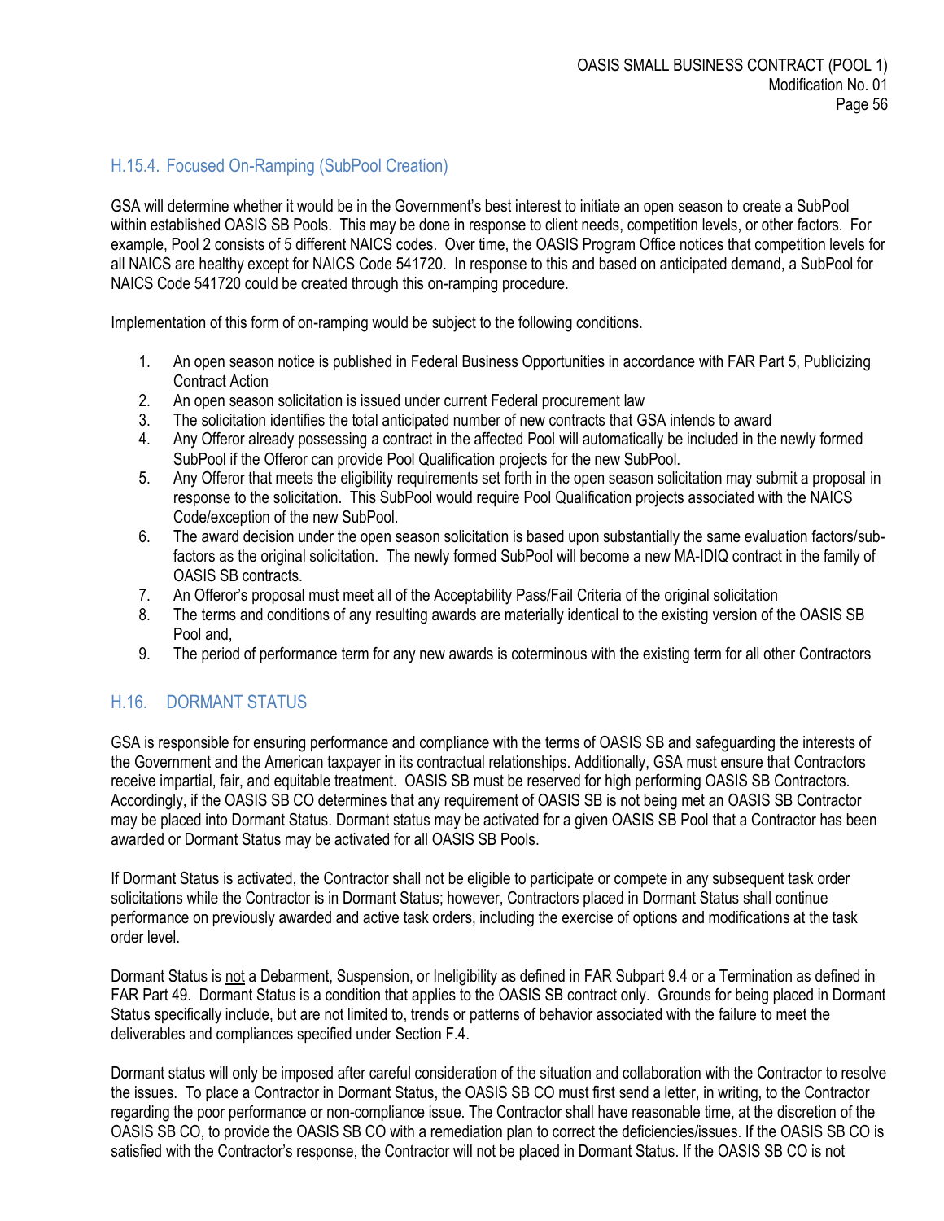### H.15.4. Focused On-Ramping (SubPool Creation)

GSA will determine whether it would be in the Government's best interest to initiate an open season to create a SubPool within established OASIS SB Pools. This may be done in response to client needs, competition levels, or other factors. For example, Pool 2 consists of 5 different NAICS codes. Over time, the OASIS Program Office notices that competition levels for all NAICS are healthy except for NAICS Code 541720. In response to this and based on anticipated demand, a SubPool for NAICS Code 541720 could be created through this on-ramping procedure.

Implementation of this form of on-ramping would be subject to the following conditions.

1. An open season notice is published in Federal Business Opportunities in accordance with FAR Part 5, Publicizing Contract Action
2. An open season solicitation is issued under current Federal procurement law
3. The solicitation identifies the total anticipated number of new contracts that GSA intends to award
4. Any Offeror already possessing a contract in the affected Pool will automatically be included in the newly formed SubPool if the Offeror can provide Pool Qualification projects for the new SubPool.
5. Any Offeror that meets the eligibility requirements set forth in the open season solicitation may submit a proposal in response to the solicitation. This SubPool would require Pool Qualification projects associated with the NAICS Code/exception of the new SubPool.
6. The award decision under the open season solicitation is based upon substantially the same evaluation factors/sub-factors as the original solicitation. The newly formed SubPool will become a new MA-IDIQ contract in the family of OASIS SB contracts.
7. An Offeror's proposal must meet all of the Acceptability Pass/Fail Criteria of the original solicitation
8. The terms and conditions of any resulting awards are materially identical to the existing version of the OASIS SB Pool and,
9. The period of performance term for any new awards is coterminous with the existing term for all other Contractors

## H.16. DORMANT STATUS

GSA is responsible for ensuring performance and compliance with the terms of OASIS SB and safeguarding the interests of the Government and the American taxpayer in its contractual relationships. Additionally, GSA must ensure that Contractors receive impartial, fair, and equitable treatment. OASIS SB must be reserved for high performing OASIS SB Contractors. Accordingly, if the OASIS SB CO determines that any requirement of OASIS SB is not being met an OASIS SB Contractor may be placed into Dormant Status. Dormant status may be activated for a given OASIS SB Pool that a Contractor has been awarded or Dormant Status may be activated for all OASIS SB Pools.

If Dormant Status is activated, the Contractor shall not be eligible to participate or compete in any subsequent task order solicitations while the Contractor is in Dormant Status; however, Contractors placed in Dormant Status shall continue performance on previously awarded and active task orders, including the exercise of options and modifications at the task order level.

Dormant Status is <u>not</u> a Debarment, Suspension, or Ineligibility as defined in FAR Subpart 9.4 or a Termination as defined in FAR Part 49. Dormant Status is a condition that applies to the OASIS SB contract only. Grounds for being placed in Dormant Status specifically include, but are not limited to, trends or patterns of behavior associated with the failure to meet the deliverables and compliances specified under Section F.4.

Dormant status will only be imposed after careful consideration of the situation and collaboration with the Contractor to resolve the issues. To place a Contractor in Dormant Status, the OASIS SB CO must first send a letter, in writing, to the Contractor regarding the poor performance or non-compliance issue. The Contractor shall have reasonable time, at the discretion of the OASIS SB CO, to provide the OASIS SB CO with a remediation plan to correct the deficiencies/issues. If the OASIS SB CO is satisfied with the Contractor's response, the Contractor will not be placed in Dormant Status. If the OASIS SB CO is not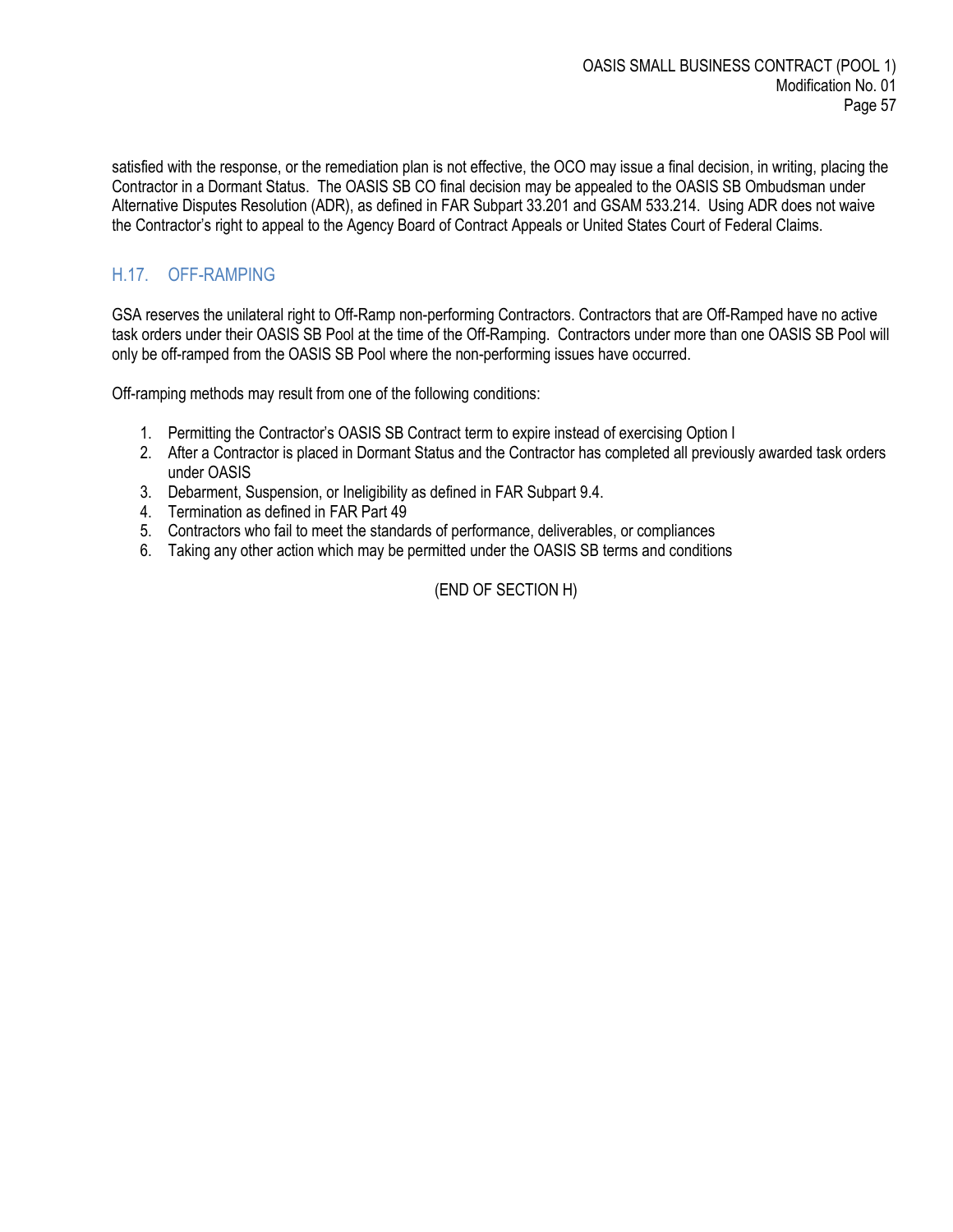satisfied with the response, or the remediation plan is not effective, the OCO may issue a final decision, in writing, placing the Contractor in a Dormant Status. The OASIS SB CO final decision may be appealed to the OASIS SB Ombudsman under Alternative Disputes Resolution (ADR), as defined in FAR Subpart 33.201 and GSAM 533.214. Using ADR does not waive the Contractor's right to appeal to the Agency Board of Contract Appeals or United States Court of Federal Claims.

## H.17. OFF-RAMPING

GSA reserves the unilateral right to Off-Ramp non-performing Contractors. Contractors that are Off-Ramped have no active task orders under their OASIS SB Pool at the time of the Off-Ramping. Contractors under more than one OASIS SB Pool will only be off-ramped from the OASIS SB Pool where the non-performing issues have occurred.

Off-ramping methods may result from one of the following conditions:

1. Permitting the Contractor's OASIS SB Contract term to expire instead of exercising Option I
2. After a Contractor is placed in Dormant Status and the Contractor has completed all previously awarded task orders under OASIS
3. Debarment, Suspension, or Ineligibility as defined in FAR Subpart 9.4.
4. Termination as defined in FAR Part 49
5. Contractors who fail to meet the standards of performance, deliverables, or compliances
6. Taking any other action which may be permitted under the OASIS SB terms and conditions

(END OF SECTION H)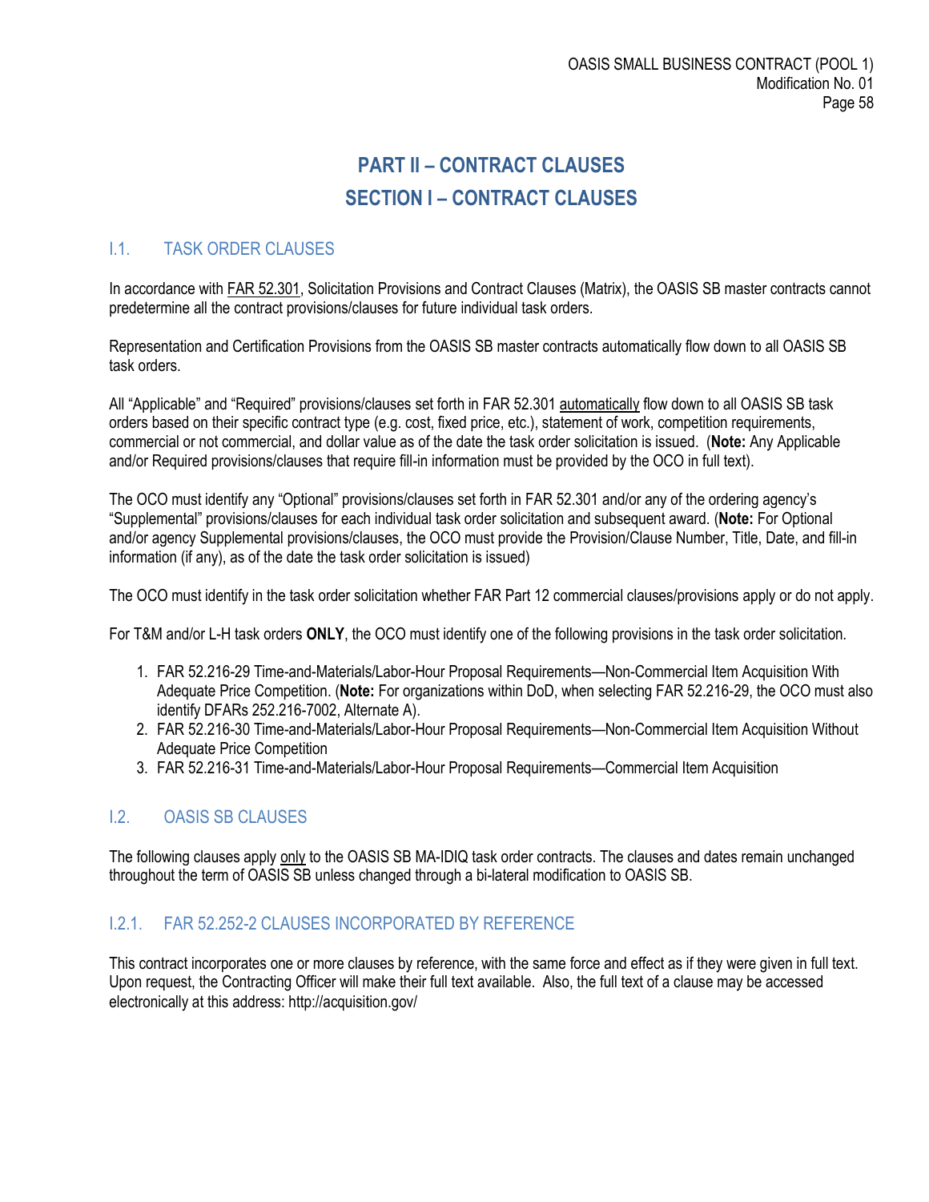# PART II – CONTRACT CLAUSES

# SECTION I – CONTRACT CLAUSES

## I.1. TASK ORDER CLAUSES

In accordance with FAR 52.301, Solicitation Provisions and Contract Clauses (Matrix), the OASIS SB master contracts cannot predetermine all the contract provisions/clauses for future individual task orders.

Representation and Certification Provisions from the OASIS SB master contracts automatically flow down to all OASIS SB task orders.

All "Applicable" and "Required" provisions/clauses set forth in FAR 52.301 automatically flow down to all OASIS SB task orders based on their specific contract type (e.g. cost, fixed price, etc.), statement of work, competition requirements, commercial or not commercial, and dollar value as of the date the task order solicitation is issued. (**Note:** Any Applicable and/or Required provisions/clauses that require fill-in information must be provided by the OCO in full text).

The OCO must identify any "Optional" provisions/clauses set forth in FAR 52.301 and/or any of the ordering agency's "Supplemental" provisions/clauses for each individual task order solicitation and subsequent award. (**Note:** For Optional and/or agency Supplemental provisions/clauses, the OCO must provide the Provision/Clause Number, Title, Date, and fill-in information (if any), as of the date the task order solicitation is issued)

The OCO must identify in the task order solicitation whether FAR Part 12 commercial clauses/provisions apply or do not apply.

For T&M and/or L-H task orders **ONLY**, the OCO must identify one of the following provisions in the task order solicitation.

1. FAR 52.216-29 Time-and-Materials/Labor-Hour Proposal Requirements—Non-Commercial Item Acquisition With Adequate Price Competition. (**Note:** For organizations within DoD, when selecting FAR 52.216-29, the OCO must also identify DFARs 252.216-7002, Alternate A).
2. FAR 52.216-30 Time-and-Materials/Labor-Hour Proposal Requirements—Non-Commercial Item Acquisition Without Adequate Price Competition
3. FAR 52.216-31 Time-and-Materials/Labor-Hour Proposal Requirements—Commercial Item Acquisition

## I.2. OASIS SB CLAUSES

The following clauses apply only to the OASIS SB MA-IDIQ task order contracts. The clauses and dates remain unchanged throughout the term of OASIS SB unless changed through a bi-lateral modification to OASIS SB.

### I.2.1. FAR 52.252-2 CLAUSES INCORPORATED BY REFERENCE

This contract incorporates one or more clauses by reference, with the same force and effect as if they were given in full text. Upon request, the Contracting Officer will make their full text available. Also, the full text of a clause may be accessed electronically at this address: http://acquisition.gov/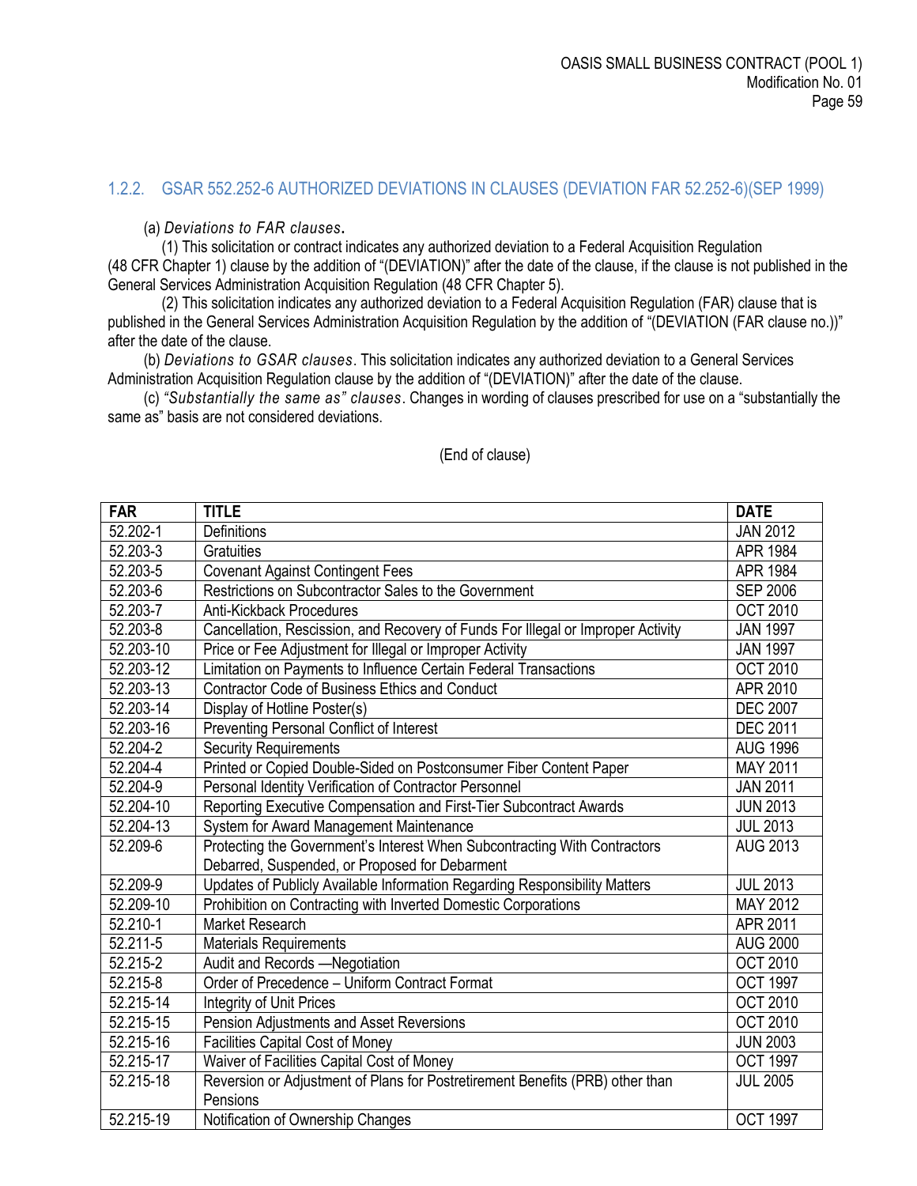### 1.2.2. GSAR 552.252-6 AUTHORIZED DEVIATIONS IN CLAUSES (DEVIATION FAR 52.252-6)(SEP 1999)

(a) *Deviations to FAR clauses*.

(1) This solicitation or contract indicates any authorized deviation to a Federal Acquisition Regulation (48 CFR Chapter 1) clause by the addition of "(DEVIATION)" after the date of the clause, if the clause is not published in the General Services Administration Acquisition Regulation (48 CFR Chapter 5).

(2) This solicitation indicates any authorized deviation to a Federal Acquisition Regulation (FAR) clause that is published in the General Services Administration Acquisition Regulation by the addition of "(DEVIATION (FAR clause no.))" after the date of the clause.

(b) *Deviations to GSAR clauses*. This solicitation indicates any authorized deviation to a General Services Administration Acquisition Regulation clause by the addition of "(DEVIATION)" after the date of the clause.

(c) *"Substantially the same as" clauses*. Changes in wording of clauses prescribed for use on a "substantially the same as" basis are not considered deviations.

(End of clause)

| FAR | TITLE | DATE |
|---|---|---|
| 52.202-1 | Definitions | JAN 2012 |
| 52.203-3 | Gratuities | APR 1984 |
| 52.203-5 | Covenant Against Contingent Fees | APR 1984 |
| 52.203-6 | Restrictions on Subcontractor Sales to the Government | SEP 2006 |
| 52.203-7 | Anti-Kickback Procedures | OCT 2010 |
| 52.203-8 | Cancellation, Rescission, and Recovery of Funds For Illegal or Improper Activity | JAN 1997 |
| 52.203-10 | Price or Fee Adjustment for Illegal or Improper Activity | JAN 1997 |
| 52.203-12 | Limitation on Payments to Influence Certain Federal Transactions | OCT 2010 |
| 52.203-13 | Contractor Code of Business Ethics and Conduct | APR 2010 |
| 52.203-14 | Display of Hotline Poster(s) | DEC 2007 |
| 52.203-16 | Preventing Personal Conflict of Interest | DEC 2011 |
| 52.204-2 | Security Requirements | AUG 1996 |
| 52.204-4 | Printed or Copied Double-Sided on Postconsumer Fiber Content Paper | MAY 2011 |
| 52.204-9 | Personal Identity Verification of Contractor Personnel | JAN 2011 |
| 52.204-10 | Reporting Executive Compensation and First-Tier Subcontract Awards | JUN 2013 |
| 52.204-13 | System for Award Management Maintenance | JUL 2013 |
| 52.209-6 | Protecting the Government's Interest When Subcontracting With Contractors Debarred, Suspended, or Proposed for Debarment | AUG 2013 |
| 52.209-9 | Updates of Publicly Available Information Regarding Responsibility Matters | JUL 2013 |
| 52.209-10 | Prohibition on Contracting with Inverted Domestic Corporations | MAY 2012 |
| 52.210-1 | Market Research | APR 2011 |
| 52.211-5 | Materials Requirements | AUG 2000 |
| 52.215-2 | Audit and Records —Negotiation | OCT 2010 |
| 52.215-8 | Order of Precedence – Uniform Contract Format | OCT 1997 |
| 52.215-14 | Integrity of Unit Prices | OCT 2010 |
| 52.215-15 | Pension Adjustments and Asset Reversions | OCT 2010 |
| 52.215-16 | Facilities Capital Cost of Money | JUN 2003 |
| 52.215-17 | Waiver of Facilities Capital Cost of Money | OCT 1997 |
| 52.215-18 | Reversion or Adjustment of Plans for Postretirement Benefits (PRB) other than Pensions | JUL 2005 |
| 52.215-19 | Notification of Ownership Changes | OCT 1997 |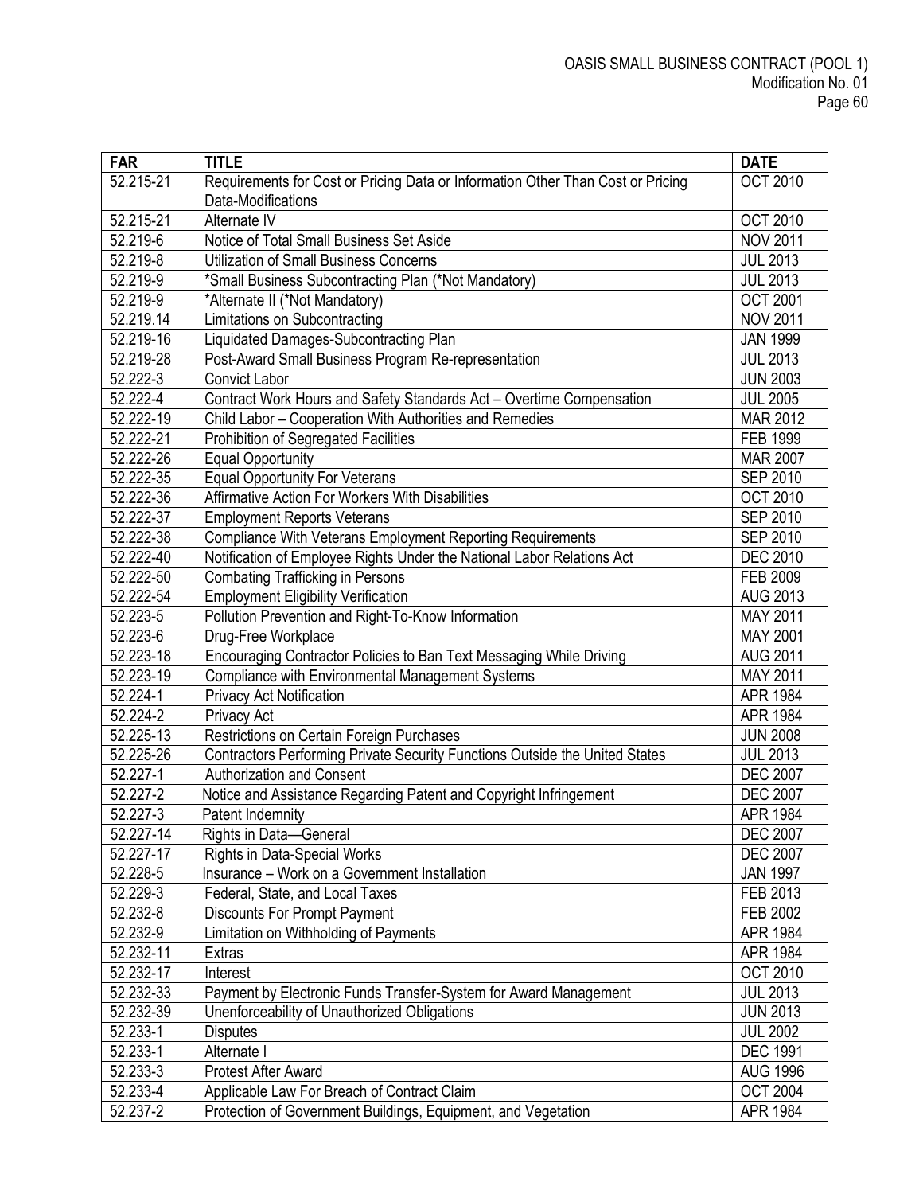| FAR | TITLE | DATE |
|---|---|---|
| 52.215-21 | Requirements for Cost or Pricing Data or Information Other Than Cost or Pricing Data-Modifications | OCT 2010 |
| 52.215-21 | Alternate IV | OCT 2010 |
| 52.219-6 | Notice of Total Small Business Set Aside | NOV 2011 |
| 52.219-8 | Utilization of Small Business Concerns | JUL 2013 |
| 52.219-9 | *Small Business Subcontracting Plan (*Not Mandatory) | JUL 2013 |
| 52.219-9 | *Alternate II (*Not Mandatory) | OCT 2001 |
| 52.219.14 | Limitations on Subcontracting | NOV 2011 |
| 52.219-16 | Liquidated Damages-Subcontracting Plan | JAN 1999 |
| 52.219-28 | Post-Award Small Business Program Re-representation | JUL 2013 |
| 52.222-3 | Convict Labor | JUN 2003 |
| 52.222-4 | Contract Work Hours and Safety Standards Act – Overtime Compensation | JUL 2005 |
| 52.222-19 | Child Labor – Cooperation With Authorities and Remedies | MAR 2012 |
| 52.222-21 | Prohibition of Segregated Facilities | FEB 1999 |
| 52.222-26 | Equal Opportunity | MAR 2007 |
| 52.222-35 | Equal Opportunity For Veterans | SEP 2010 |
| 52.222-36 | Affirmative Action For Workers With Disabilities | OCT 2010 |
| 52.222-37 | Employment Reports Veterans | SEP 2010 |
| 52.222-38 | Compliance With Veterans Employment Reporting Requirements | SEP 2010 |
| 52.222-40 | Notification of Employee Rights Under the National Labor Relations Act | DEC 2010 |
| 52.222-50 | Combating Trafficking in Persons | FEB 2009 |
| 52.222-54 | Employment Eligibility Verification | AUG 2013 |
| 52.223-5 | Pollution Prevention and Right-To-Know Information | MAY 2011 |
| 52.223-6 | Drug-Free Workplace | MAY 2001 |
| 52.223-18 | Encouraging Contractor Policies to Ban Text Messaging While Driving | AUG 2011 |
| 52.223-19 | Compliance with Environmental Management Systems | MAY 2011 |
| 52.224-1 | Privacy Act Notification | APR 1984 |
| 52.224-2 | Privacy Act | APR 1984 |
| 52.225-13 | Restrictions on Certain Foreign Purchases | JUN 2008 |
| 52.225-26 | Contractors Performing Private Security Functions Outside the United States | JUL 2013 |
| 52.227-1 | Authorization and Consent | DEC 2007 |
| 52.227-2 | Notice and Assistance Regarding Patent and Copyright Infringement | DEC 2007 |
| 52.227-3 | Patent Indemnity | APR 1984 |
| 52.227-14 | Rights in Data—General | DEC 2007 |
| 52.227-17 | Rights in Data-Special Works | DEC 2007 |
| 52.228-5 | Insurance – Work on a Government Installation | JAN 1997 |
| 52.229-3 | Federal, State, and Local Taxes | FEB 2013 |
| 52.232-8 | Discounts For Prompt Payment | FEB 2002 |
| 52.232-9 | Limitation on Withholding of Payments | APR 1984 |
| 52.232-11 | Extras | APR 1984 |
| 52.232-17 | Interest | OCT 2010 |
| 52.232-33 | Payment by Electronic Funds Transfer-System for Award Management | JUL 2013 |
| 52.232-39 | Unenforceability of Unauthorized Obligations | JUN 2013 |
| 52.233-1 | Disputes | JUL 2002 |
| 52.233-1 | Alternate I | DEC 1991 |
| 52.233-3 | Protest After Award | AUG 1996 |
| 52.233-4 | Applicable Law For Breach of Contract Claim | OCT 2004 |
| 52.237-2 | Protection of Government Buildings, Equipment, and Vegetation | APR 1984 |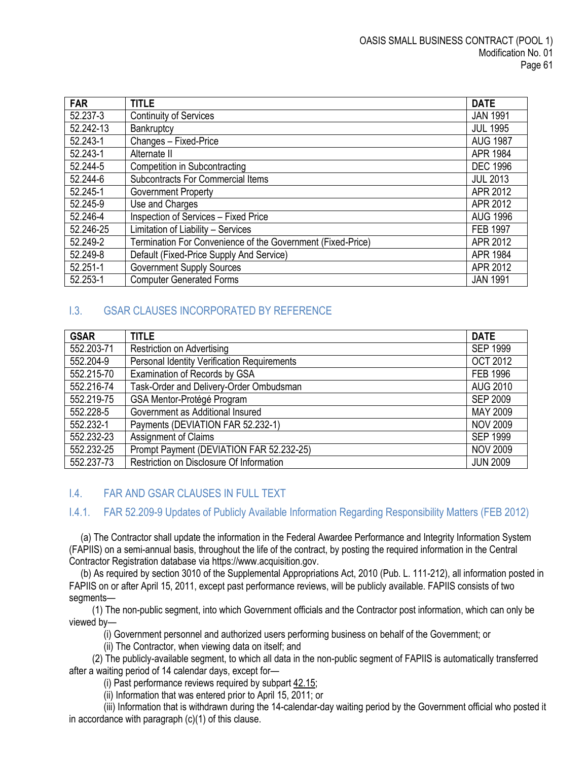| FAR | TITLE | DATE |
|---|---|---|
| 52.237-3 | Continuity of Services | JAN 1991 |
| 52.242-13 | Bankruptcy | JUL 1995 |
| 52.243-1 | Changes – Fixed-Price | AUG 1987 |
| 52.243-1 | Alternate II | APR 1984 |
| 52.244-5 | Competition in Subcontracting | DEC 1996 |
| 52.244-6 | Subcontracts For Commercial Items | JUL 2013 |
| 52.245-1 | Government Property | APR 2012 |
| 52.245-9 | Use and Charges | APR 2012 |
| 52.246-4 | Inspection of Services – Fixed Price | AUG 1996 |
| 52.246-25 | Limitation of Liability – Services | FEB 1997 |
| 52.249-2 | Termination For Convenience of the Government (Fixed-Price) | APR 2012 |
| 52.249-8 | Default (Fixed-Price Supply And Service) | APR 1984 |
| 52.251-1 | Government Supply Sources | APR 2012 |
| 52.253-1 | Computer Generated Forms | JAN 1991 |

## I.3. GSAR CLAUSES INCORPORATED BY REFERENCE

| GSAR | TITLE | DATE |
|---|---|---|
| 552.203-71 | Restriction on Advertising | SEP 1999 |
| 552.204-9 | Personal Identity Verification Requirements | OCT 2012 |
| 552.215-70 | Examination of Records by GSA | FEB 1996 |
| 552.216-74 | Task-Order and Delivery-Order Ombudsman | AUG 2010 |
| 552.219-75 | GSA Mentor-Protégé Program | SEP 2009 |
| 552.228-5 | Government as Additional Insured | MAY 2009 |
| 552.232-1 | Payments (DEVIATION FAR 52.232-1) | NOV 2009 |
| 552.232-23 | Assignment of Claims | SEP 1999 |
| 552.232-25 | Prompt Payment (DEVIATION FAR 52.232-25) | NOV 2009 |
| 552.237-73 | Restriction on Disclosure Of Information | JUN 2009 |

## I.4. FAR AND GSAR CLAUSES IN FULL TEXT

### I.4.1. FAR 52.209-9 Updates of Publicly Available Information Regarding Responsibility Matters (FEB 2012)

(a) The Contractor shall update the information in the Federal Awardee Performance and Integrity Information System (FAPIIS) on a semi-annual basis, throughout the life of the contract, by posting the required information in the Central Contractor Registration database via https://www.acquisition.gov.

(b) As required by section 3010 of the Supplemental Appropriations Act, 2010 (Pub. L. 111-212), all information posted in FAPIIS on or after April 15, 2011, except past performance reviews, will be publicly available. FAPIIS consists of two segments—

(1) The non-public segment, into which Government officials and the Contractor post information, which can only be viewed by—

(i) Government personnel and authorized users performing business on behalf of the Government; or

(ii) The Contractor, when viewing data on itself; and

(2) The publicly-available segment, to which all data in the non-public segment of FAPIIS is automatically transferred after a waiting period of 14 calendar days, except for—

(i) Past performance reviews required by subpart 42.15;

(ii) Information that was entered prior to April 15, 2011; or

(iii) Information that is withdrawn during the 14-calendar-day waiting period by the Government official who posted it in accordance with paragraph (c)(1) of this clause.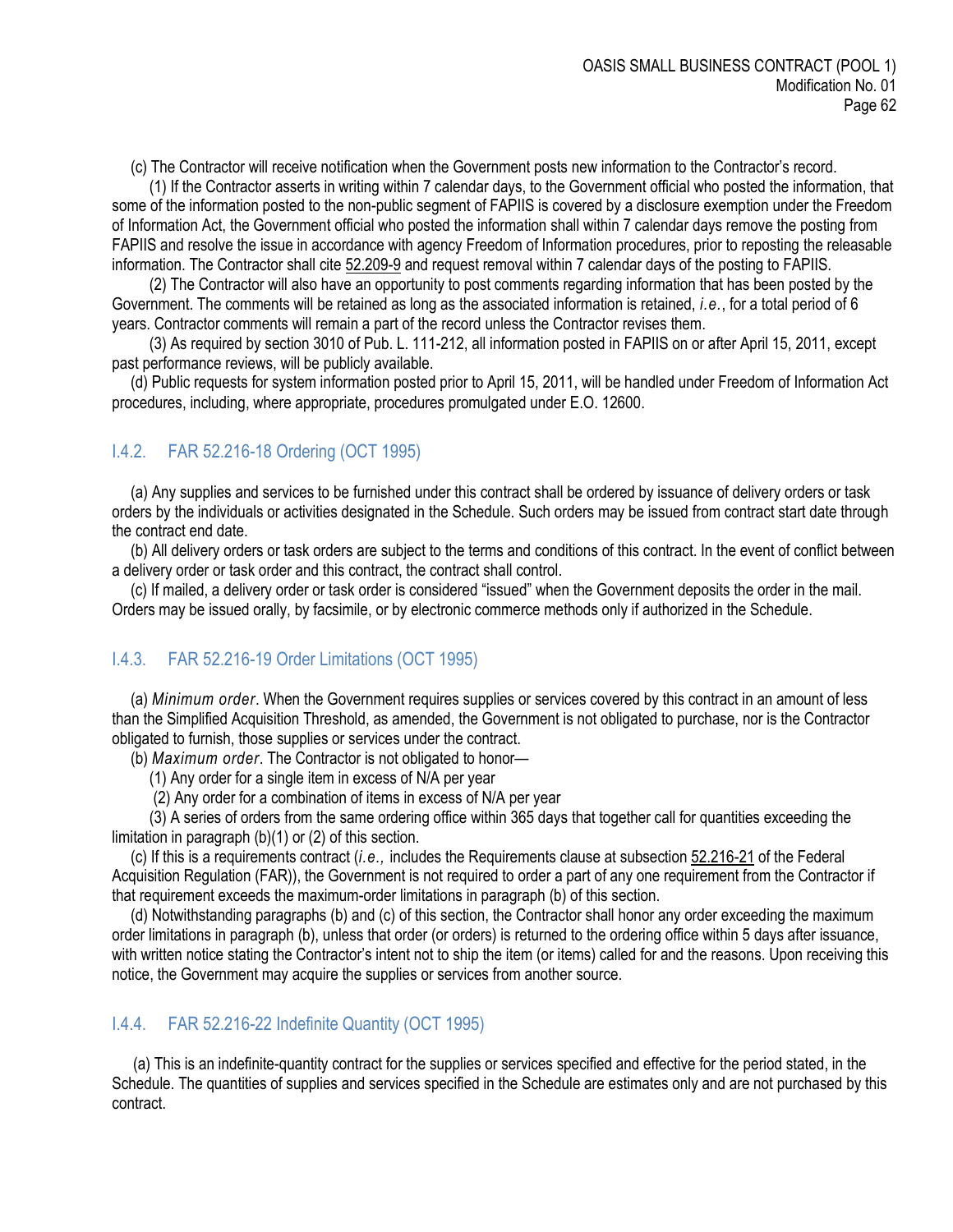(c) The Contractor will receive notification when the Government posts new information to the Contractor's record.

(1) If the Contractor asserts in writing within 7 calendar days, to the Government official who posted the information, that some of the information posted to the non-public segment of FAPIIS is covered by a disclosure exemption under the Freedom of Information Act, the Government official who posted the information shall within 7 calendar days remove the posting from FAPIIS and resolve the issue in accordance with agency Freedom of Information procedures, prior to reposting the releasable information. The Contractor shall cite 52.209-9 and request removal within 7 calendar days of the posting to FAPIIS.

(2) The Contractor will also have an opportunity to post comments regarding information that has been posted by the Government. The comments will be retained as long as the associated information is retained, *i.e.*, for a total period of 6 years. Contractor comments will remain a part of the record unless the Contractor revises them.

(3) As required by section 3010 of Pub. L. 111-212, all information posted in FAPIIS on or after April 15, 2011, except past performance reviews, will be publicly available.

(d) Public requests for system information posted prior to April 15, 2011, will be handled under Freedom of Information Act procedures, including, where appropriate, procedures promulgated under E.O. 12600.

### I.4.2. FAR 52.216-18 Ordering (OCT 1995)

(a) Any supplies and services to be furnished under this contract shall be ordered by issuance of delivery orders or task orders by the individuals or activities designated in the Schedule. Such orders may be issued from contract start date through the contract end date.

(b) All delivery orders or task orders are subject to the terms and conditions of this contract. In the event of conflict between a delivery order or task order and this contract, the contract shall control.

(c) If mailed, a delivery order or task order is considered "issued" when the Government deposits the order in the mail. Orders may be issued orally, by facsimile, or by electronic commerce methods only if authorized in the Schedule.

### I.4.3. FAR 52.216-19 Order Limitations (OCT 1995)

(a) *Minimum order*. When the Government requires supplies or services covered by this contract in an amount of less than the Simplified Acquisition Threshold, as amended, the Government is not obligated to purchase, nor is the Contractor obligated to furnish, those supplies or services under the contract.

(b) *Maximum order*. The Contractor is not obligated to honor—

(1) Any order for a single item in excess of N/A per year

(2) Any order for a combination of items in excess of N/A per year

(3) A series of orders from the same ordering office within 365 days that together call for quantities exceeding the limitation in paragraph (b)(1) or (2) of this section.

(c) If this is a requirements contract (*i.e.,* includes the Requirements clause at subsection 52.216-21 of the Federal Acquisition Regulation (FAR)), the Government is not required to order a part of any one requirement from the Contractor if that requirement exceeds the maximum-order limitations in paragraph (b) of this section.

(d) Notwithstanding paragraphs (b) and (c) of this section, the Contractor shall honor any order exceeding the maximum order limitations in paragraph (b), unless that order (or orders) is returned to the ordering office within 5 days after issuance, with written notice stating the Contractor's intent not to ship the item (or items) called for and the reasons. Upon receiving this notice, the Government may acquire the supplies or services from another source.

### I.4.4. FAR 52.216-22 Indefinite Quantity (OCT 1995)

(a) This is an indefinite-quantity contract for the supplies or services specified and effective for the period stated, in the Schedule. The quantities of supplies and services specified in the Schedule are estimates only and are not purchased by this contract.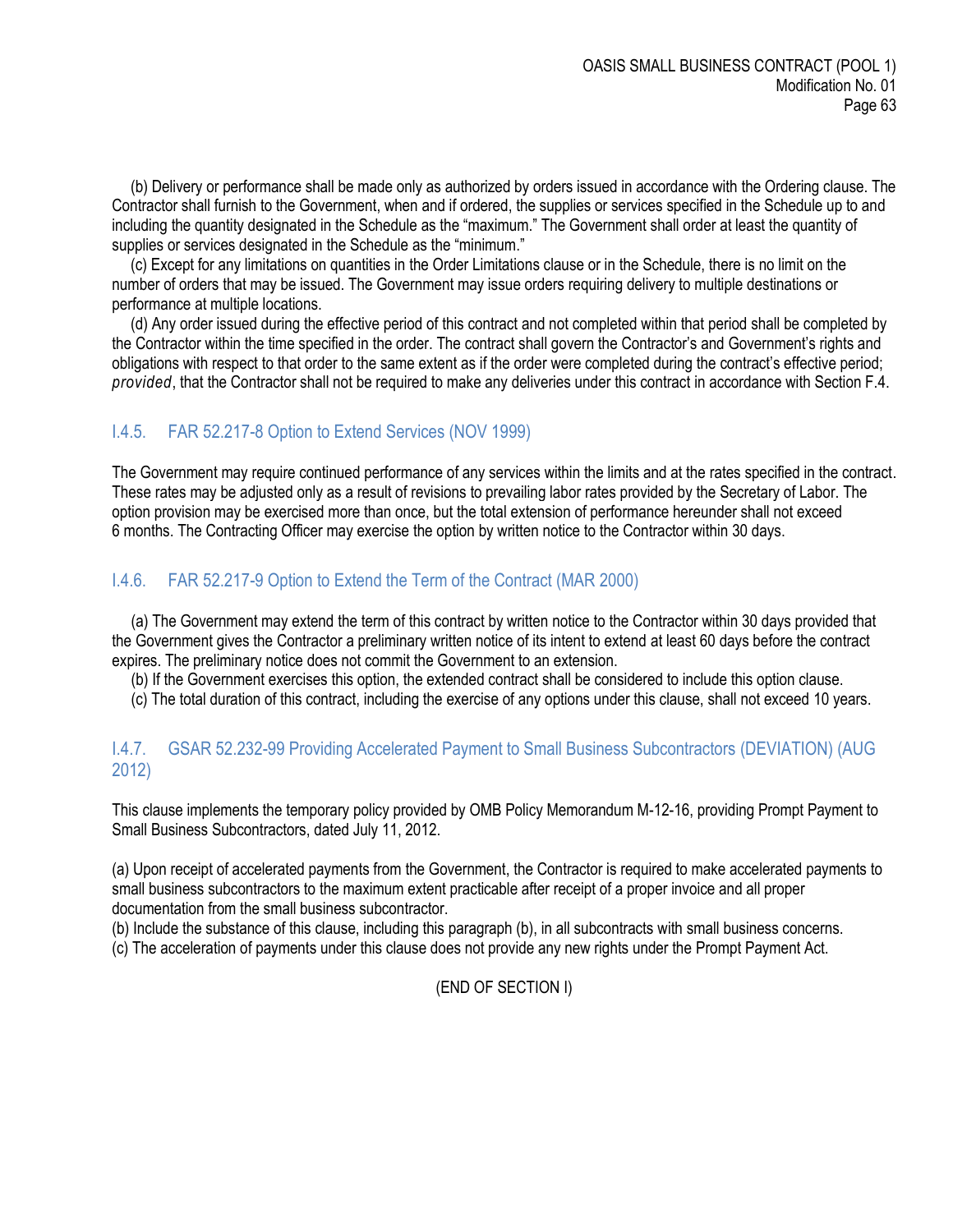(b) Delivery or performance shall be made only as authorized by orders issued in accordance with the Ordering clause. The Contractor shall furnish to the Government, when and if ordered, the supplies or services specified in the Schedule up to and including the quantity designated in the Schedule as the "maximum." The Government shall order at least the quantity of supplies or services designated in the Schedule as the "minimum."

(c) Except for any limitations on quantities in the Order Limitations clause or in the Schedule, there is no limit on the number of orders that may be issued. The Government may issue orders requiring delivery to multiple destinations or performance at multiple locations.

(d) Any order issued during the effective period of this contract and not completed within that period shall be completed by the Contractor within the time specified in the order. The contract shall govern the Contractor's and Government's rights and obligations with respect to that order to the same extent as if the order were completed during the contract's effective period; *provided*, that the Contractor shall not be required to make any deliveries under this contract in accordance with Section F.4.

### I.4.5. FAR 52.217-8 Option to Extend Services (NOV 1999)

The Government may require continued performance of any services within the limits and at the rates specified in the contract. These rates may be adjusted only as a result of revisions to prevailing labor rates provided by the Secretary of Labor. The option provision may be exercised more than once, but the total extension of performance hereunder shall not exceed 6 months. The Contracting Officer may exercise the option by written notice to the Contractor within 30 days.

### I.4.6. FAR 52.217-9 Option to Extend the Term of the Contract (MAR 2000)

(a) The Government may extend the term of this contract by written notice to the Contractor within 30 days provided that the Government gives the Contractor a preliminary written notice of its intent to extend at least 60 days before the contract expires. The preliminary notice does not commit the Government to an extension.

(b) If the Government exercises this option, the extended contract shall be considered to include this option clause.

(c) The total duration of this contract, including the exercise of any options under this clause, shall not exceed 10 years.

### I.4.7. GSAR 52.232-99 Providing Accelerated Payment to Small Business Subcontractors (DEVIATION) (AUG 2012)

This clause implements the temporary policy provided by OMB Policy Memorandum M-12-16, providing Prompt Payment to Small Business Subcontractors, dated July 11, 2012.

(a) Upon receipt of accelerated payments from the Government, the Contractor is required to make accelerated payments to small business subcontractors to the maximum extent practicable after receipt of a proper invoice and all proper documentation from the small business subcontractor.

(b) Include the substance of this clause, including this paragraph (b), in all subcontracts with small business concerns.

(c) The acceleration of payments under this clause does not provide any new rights under the Prompt Payment Act.

(END OF SECTION I)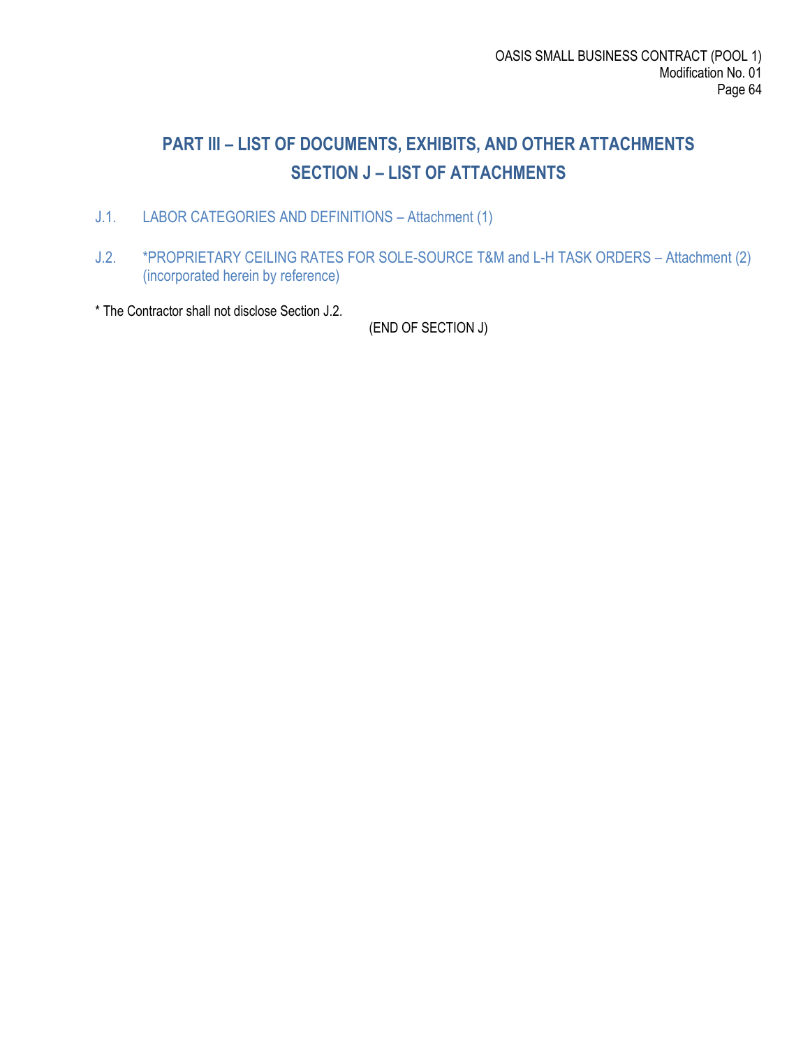# PART III – LIST OF DOCUMENTS, EXHIBITS, AND OTHER ATTACHMENTS

# SECTION J – LIST OF ATTACHMENTS

J.1. LABOR CATEGORIES AND DEFINITIONS – Attachment (1)

J.2. *PROPRIETARY CEILING RATES FOR SOLE-SOURCE T&M and L-H TASK ORDERS – Attachment (2) (incorporated herein by reference)

* The Contractor shall not disclose Section J.2.

(END OF SECTION J)